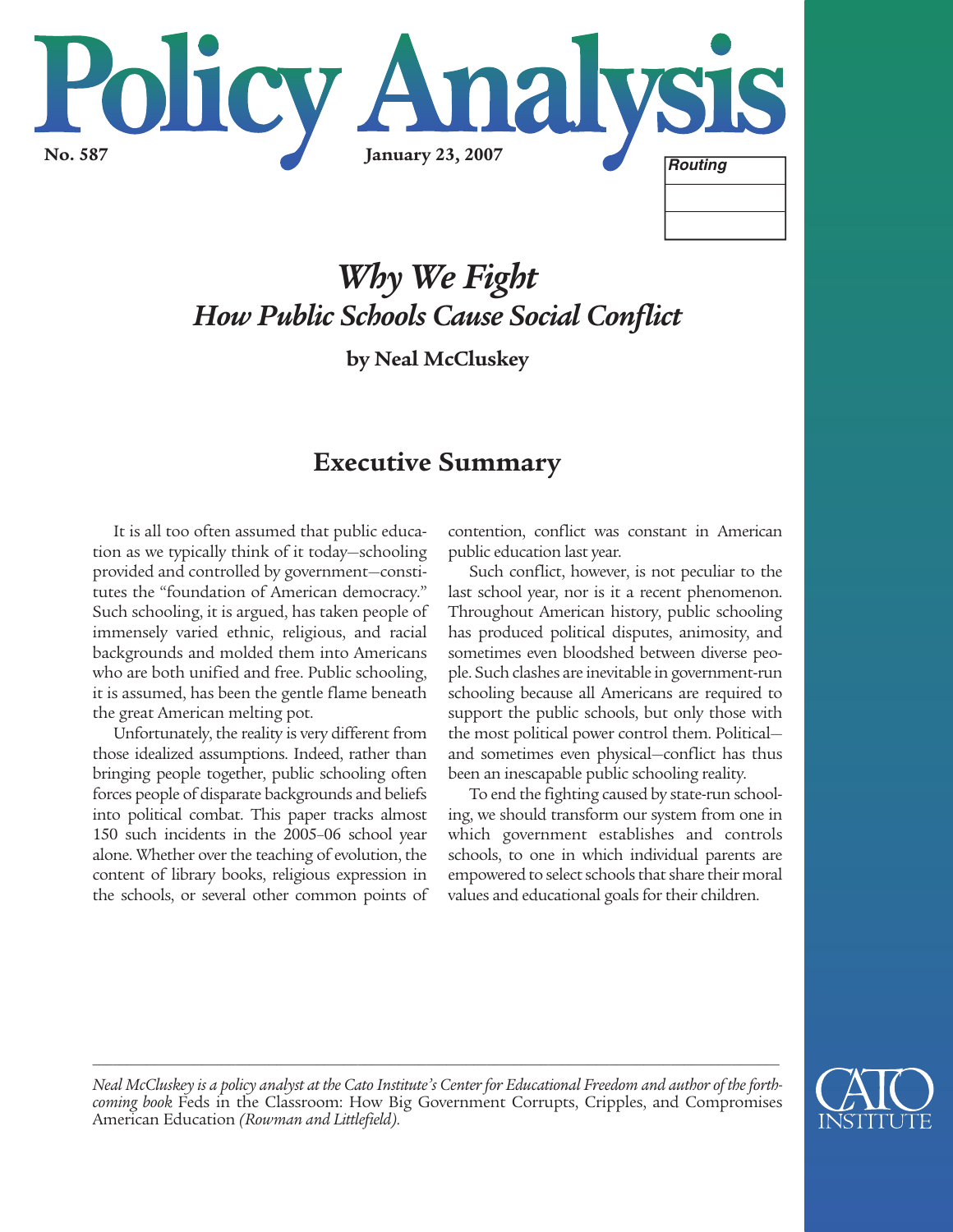# Policy Analysis

**No. 587** **January 23, 2007**

## *Why We Fight*
### *How Public Schools Cause Social Conflict*

**by Neal McCluskey**

## Executive Summary

It is all too often assumed that public education as we typically think of it today—schooling provided and controlled by government—constitutes the "foundation of American democracy." Such schooling, it is argued, has taken people of immensely varied ethnic, religious, and racial backgrounds and molded them into Americans who are both unified and free. Public schooling, it is assumed, has been the gentle flame beneath the great American melting pot.

Unfortunately, the reality is very different from those idealized assumptions. Indeed, rather than bringing people together, public schooling often forces people of disparate backgrounds and beliefs into political combat. This paper tracks almost 150 such incidents in the 2005–06 school year alone. Whether over the teaching of evolution, the content of library books, religious expression in the schools, or several other common points of contention, conflict was constant in American public education last year.

Such conflict, however, is not peculiar to the last school year, nor is it a recent phenomenon. Throughout American history, public schooling has produced political disputes, animosity, and sometimes even bloodshed between diverse people. Such clashes are inevitable in government-run schooling because all Americans are required to support the public schools, but only those with the most political power control them. Political—and sometimes even physical—conflict has thus been an inescapable public schooling reality.

To end the fighting caused by state-run schooling, we should transform our system from one in which government establishes and controls schools, to one in which individual parents are empowered to select schools that share their moral values and educational goals for their children.

---

*Neal McCluskey is a policy analyst at the Cato Institute's Center for Educational Freedom and author of the forthcoming book* Feds in the Classroom: How Big Government Corrupts, Cripples, and Compromises American Education *(Rowman and Littlefield).*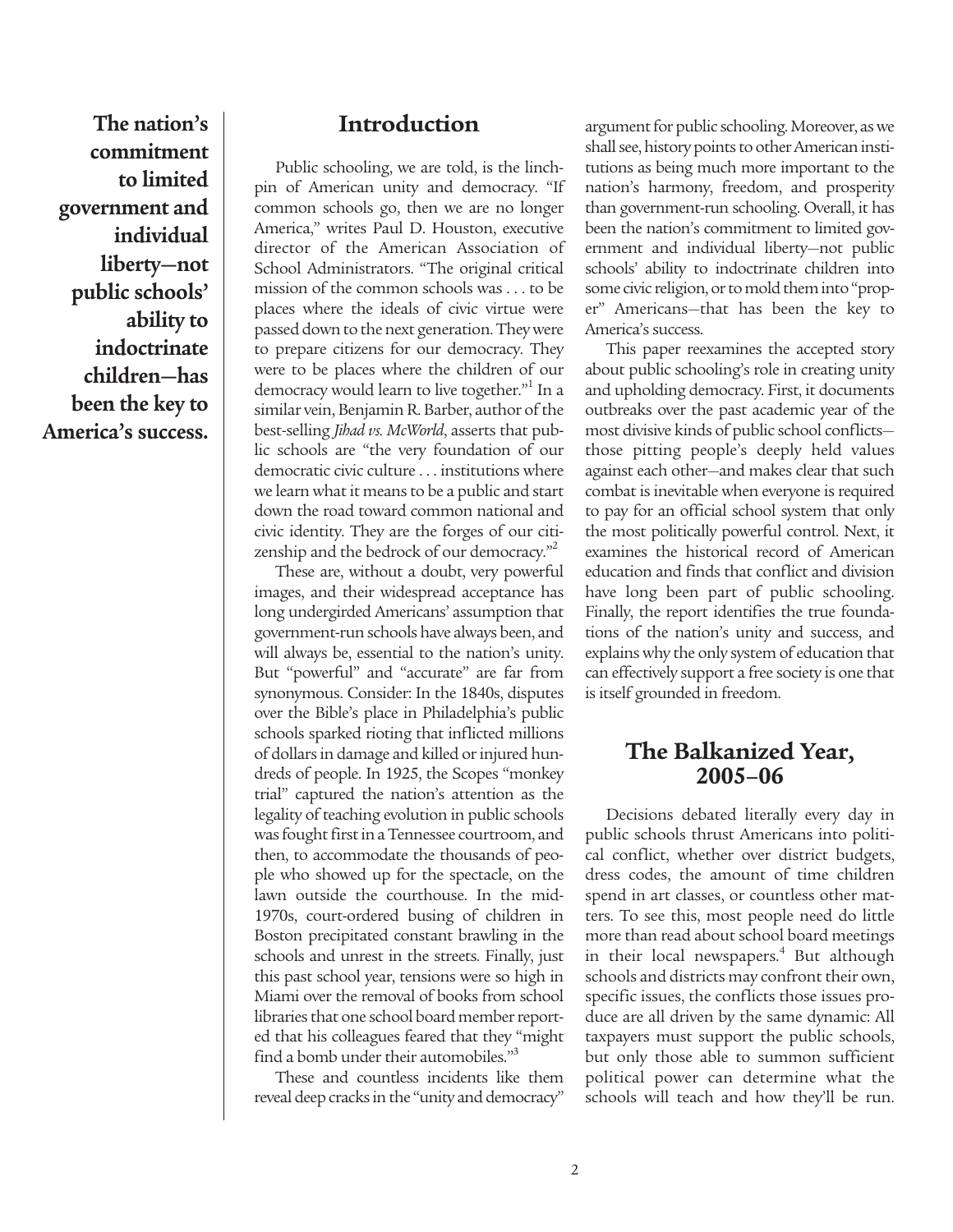**The nation's commitment to limited government and individual liberty—not public schools' ability to indoctrinate children—has been the key to America's success.**

## Introduction

Public schooling, we are told, is the linchpin of American unity and democracy. "If common schools go, then we are no longer America," writes Paul D. Houston, executive director of the American Association of School Administrators. "The original critical mission of the common schools was . . . to be places where the ideals of civic virtue were passed down to the next generation. They were to prepare citizens for our democracy. They were to be places where the children of our democracy would learn to live together."[1] In a similar vein, Benjamin R. Barber, author of the best-selling *Jihad vs. McWorld*, asserts that public schools are "the very foundation of our democratic civic culture . . . institutions where we learn what it means to be a public and start down the road toward common national and civic identity. They are the forges of our citizenship and the bedrock of our democracy."[2]

These are, without a doubt, very powerful images, and their widespread acceptance has long undergirded Americans' assumption that government-run schools have always been, and will always be, essential to the nation's unity. But "powerful" and "accurate" are far from synonymous. Consider: In the 1840s, disputes over the Bible's place in Philadelphia's public schools sparked rioting that inflicted millions of dollars in damage and killed or injured hundreds of people. In 1925, the Scopes "monkey trial" captured the nation's attention as the legality of teaching evolution in public schools was fought first in a Tennessee courtroom, and then, to accommodate the thousands of people who showed up for the spectacle, on the lawn outside the courthouse. In the mid-1970s, court-ordered busing of children in Boston precipitated constant brawling in the schools and unrest in the streets. Finally, just this past school year, tensions were so high in Miami over the removal of books from school libraries that one school board member reported that his colleagues feared that they "might find a bomb under their automobiles."[3]

These and countless incidents like them reveal deep cracks in the "unity and democracy" argument for public schooling. Moreover, as we shall see, history points to other American institutions as being much more important to the nation's harmony, freedom, and prosperity than government-run schooling. Overall, it has been the nation's commitment to limited government and individual liberty—not public schools' ability to indoctrinate children into some civic religion, or to mold them into "proper" Americans—that has been the key to America's success.

This paper reexamines the accepted story about public schooling's role in creating unity and upholding democracy. First, it documents outbreaks over the past academic year of the most divisive kinds of public school conflicts—those pitting people's deeply held values against each other—and makes clear that such combat is inevitable when everyone is required to pay for an official school system that only the most politically powerful control. Next, it examines the historical record of American education and finds that conflict and division have long been part of public schooling. Finally, the report identifies the true foundations of the nation's unity and success, and explains why the only system of education that can effectively support a free society is one that is itself grounded in freedom.

## The Balkanized Year, 2005–06

Decisions debated literally every day in public schools thrust Americans into political conflict, whether over district budgets, dress codes, the amount of time children spend in art classes, or countless other matters. To see this, most people need do little more than read about school board meetings in their local newspapers.[4] But although schools and districts may confront their own, specific issues, the conflicts those issues produce are all driven by the same dynamic: All taxpayers must support the public schools, but only those able to summon sufficient political power can determine what the schools will teach and how they'll be run.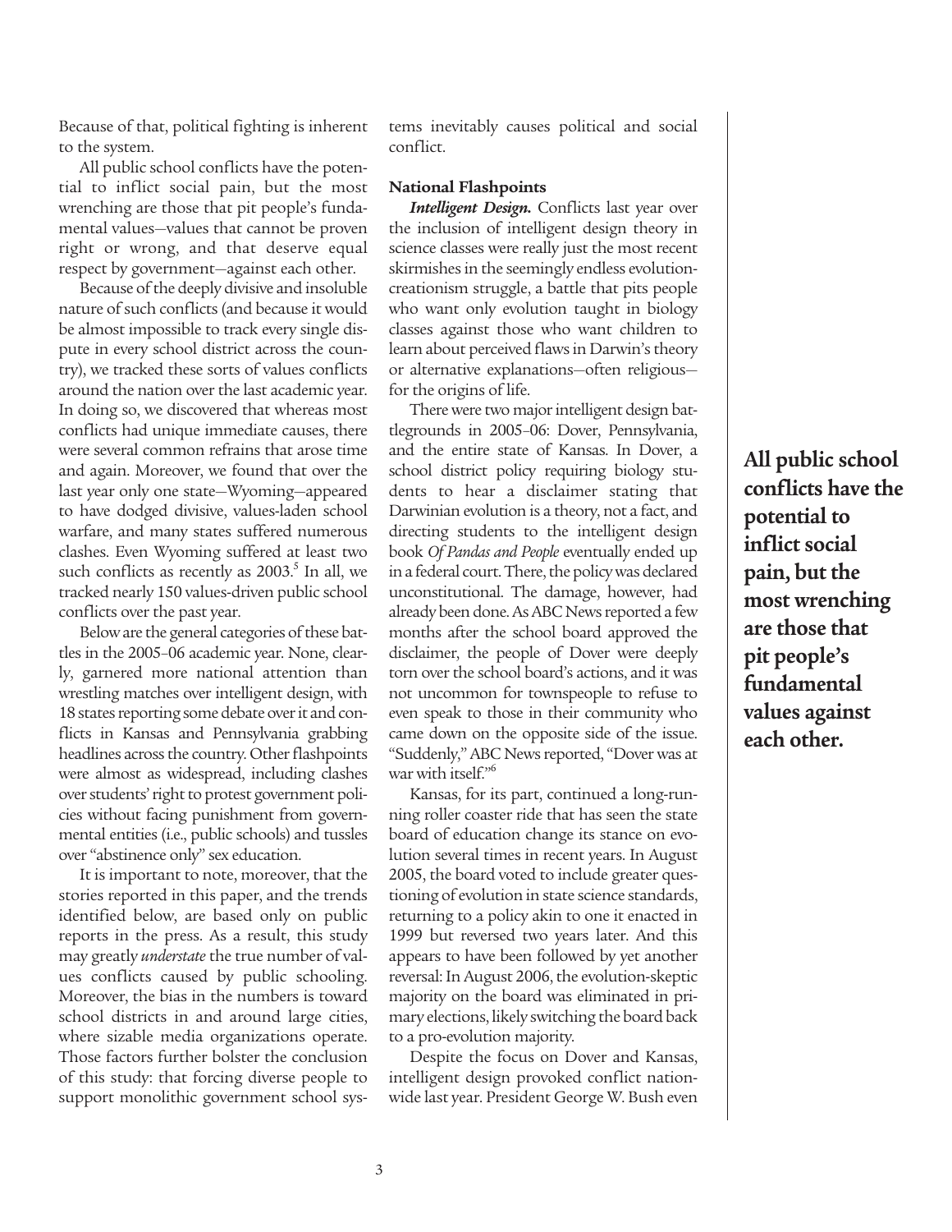Because of that, political fighting is inherent to the system.

All public school conflicts have the potential to inflict social pain, but the most wrenching are those that pit people's fundamental values—values that cannot be proven right or wrong, and that deserve equal respect by government—against each other.

Because of the deeply divisive and insoluble nature of such conflicts (and because it would be almost impossible to track every single dispute in every school district across the country), we tracked these sorts of values conflicts around the nation over the last academic year. In doing so, we discovered that whereas most conflicts had unique immediate causes, there were several common refrains that arose time and again. Moreover, we found that over the last year only one state—Wyoming—appeared to have dodged divisive, values-laden school warfare, and many states suffered numerous clashes. Even Wyoming suffered at least two such conflicts as recently as 2003.[5] In all, we tracked nearly 150 values-driven public school conflicts over the past year.

Below are the general categories of these battles in the 2005–06 academic year. None, clearly, garnered more national attention than wrestling matches over intelligent design, with 18 states reporting some debate over it and conflicts in Kansas and Pennsylvania grabbing headlines across the country. Other flashpoints were almost as widespread, including clashes over students' right to protest government policies without facing punishment from governmental entities (i.e., public schools) and tussles over "abstinence only" sex education.

It is important to note, moreover, that the stories reported in this paper, and the trends identified below, are based only on public reports in the press. As a result, this study may greatly *understate* the true number of values conflicts caused by public schooling. Moreover, the bias in the numbers is toward school districts in and around large cities, where sizable media organizations operate. Those factors further bolster the conclusion of this study: that forcing diverse people to support monolithic government school systems inevitably causes political and social conflict.

### National Flashpoints

***Intelligent Design.*** Conflicts last year over the inclusion of intelligent design theory in science classes were really just the most recent skirmishes in the seemingly endless evolution-creationism struggle, a battle that pits people who want only evolution taught in biology classes against those who want children to learn about perceived flaws in Darwin's theory or alternative explanations—often religious—for the origins of life.

There were two major intelligent design battlegrounds in 2005–06: Dover, Pennsylvania, and the entire state of Kansas. In Dover, a school district policy requiring biology students to hear a disclaimer stating that Darwinian evolution is a theory, not a fact, and directing students to the intelligent design book *Of Pandas and People* eventually ended up in a federal court. There, the policy was declared unconstitutional. The damage, however, had already been done. As ABC News reported a few months after the school board approved the disclaimer, the people of Dover were deeply torn over the school board's actions, and it was not uncommon for townspeople to refuse to even speak to those in their community who came down on the opposite side of the issue. "Suddenly," ABC News reported, "Dover was at war with itself."[6]

Kansas, for its part, continued a long-running roller coaster ride that has seen the state board of education change its stance on evolution several times in recent years. In August 2005, the board voted to include greater questioning of evolution in state science standards, returning to a policy akin to one it enacted in 1999 but reversed two years later. And this appears to have been followed by yet another reversal: In August 2006, the evolution-skeptic majority on the board was eliminated in primary elections, likely switching the board back to a pro-evolution majority.

Despite the focus on Dover and Kansas, intelligent design provoked conflict nationwide last year. President George W. Bush even

**All public school conflicts have the potential to inflict social pain, but the most wrenching are those that pit people's fundamental values against each other.**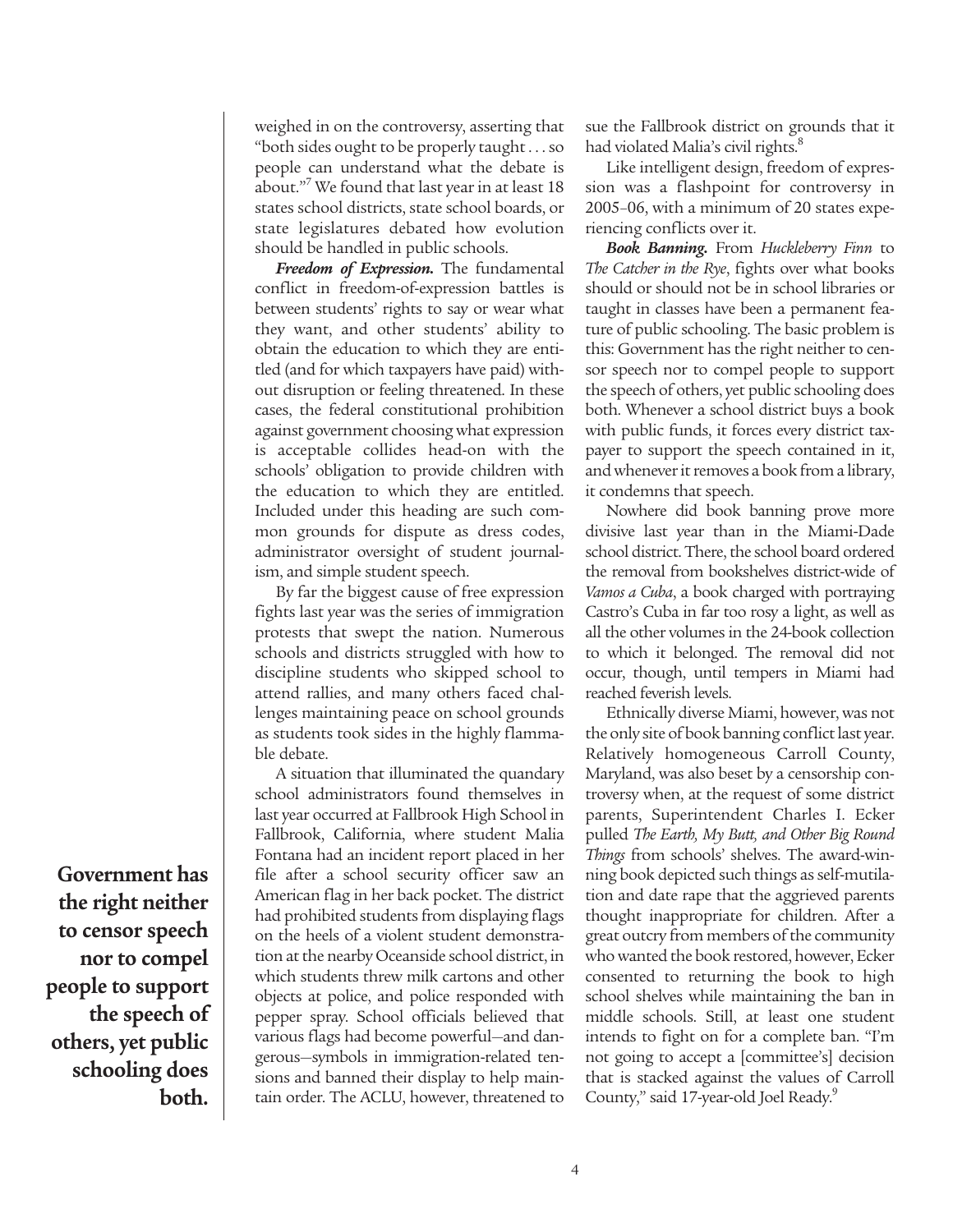weighed in on the controversy, asserting that "both sides ought to be properly taught . . . so people can understand what the debate is about."[7] We found that last year in at least 18 states school districts, state school boards, or state legislatures debated how evolution should be handled in public schools.

***Freedom of Expression.*** The fundamental conflict in freedom-of-expression battles is between students' rights to say or wear what they want, and other students' ability to obtain the education to which they are entitled (and for which taxpayers have paid) without disruption or feeling threatened. In these cases, the federal constitutional prohibition against government choosing what expression is acceptable collides head-on with the schools' obligation to provide children with the education to which they are entitled. Included under this heading are such common grounds for dispute as dress codes, administrator oversight of student journalism, and simple student speech.

By far the biggest cause of free expression fights last year was the series of immigration protests that swept the nation. Numerous schools and districts struggled with how to discipline students who skipped school to attend rallies, and many others faced challenges maintaining peace on school grounds as students took sides in the highly flammable debate.

A situation that illuminated the quandary school administrators found themselves in last year occurred at Fallbrook High School in Fallbrook, California, where student Malia Fontana had an incident report placed in her file after a school security officer saw an American flag in her back pocket. The district had prohibited students from displaying flags on the heels of a violent student demonstration at the nearby Oceanside school district, in which students threw milk cartons and other objects at police, and police responded with pepper spray. School officials believed that various flags had become powerful—and dangerous—symbols in immigration-related tensions and banned their display to help maintain order. The ACLU, however, threatened to sue the Fallbrook district on grounds that it had violated Malia's civil rights.[8]

Like intelligent design, freedom of expression was a flashpoint for controversy in 2005–06, with a minimum of 20 states experiencing conflicts over it.

**Government has the right neither to censor speech nor to compel people to support the speech of others, yet public schooling does both.**

***Book Banning.*** From *Huckleberry Finn* to *The Catcher in the Rye*, fights over what books should or should not be in school libraries or taught in classes have been a permanent feature of public schooling. The basic problem is this: Government has the right neither to censor speech nor to compel people to support the speech of others, yet public schooling does both. Whenever a school district buys a book with public funds, it forces every district taxpayer to support the speech contained in it, and whenever it removes a book from a library, it condemns that speech.

Nowhere did book banning prove more divisive last year than in the Miami-Dade school district. There, the school board ordered the removal from bookshelves district-wide of *Vamos a Cuba*, a book charged with portraying Castro's Cuba in far too rosy a light, as well as all the other volumes in the 24-book collection to which it belonged. The removal did not occur, though, until tempers in Miami had reached feverish levels.

Ethnically diverse Miami, however, was not the only site of book banning conflict last year. Relatively homogeneous Carroll County, Maryland, was also beset by a censorship controversy when, at the request of some district parents, Superintendent Charles I. Ecker pulled *The Earth, My Butt, and Other Big Round Things* from schools' shelves. The award-winning book depicted such things as self-mutilation and date rape that the aggrieved parents thought inappropriate for children. After a great outcry from members of the community who wanted the book restored, however, Ecker consented to returning the book to high school shelves while maintaining the ban in middle schools. Still, at least one student intends to fight on for a complete ban. "I'm not going to accept a [committee's] decision that is stacked against the values of Carroll County," said 17-year-old Joel Ready.[9]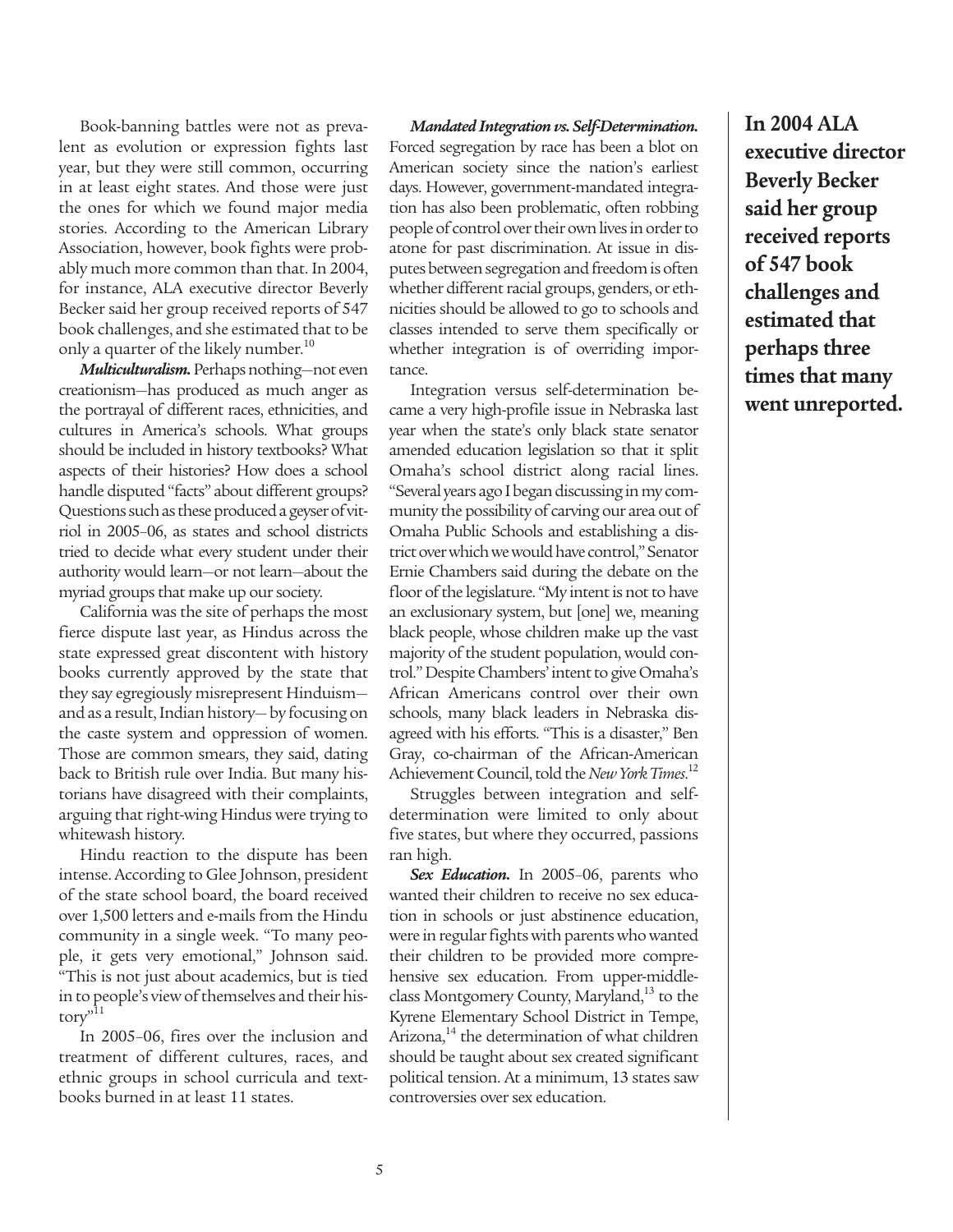Book-banning battles were not as prevalent as evolution or expression fights last year, but they were still common, occurring in at least eight states. And those were just the ones for which we found major media stories. According to the American Library Association, however, book fights were probably much more common than that. In 2004, for instance, ALA executive director Beverly Becker said her group received reports of 547 book challenges, and she estimated that to be only a quarter of the likely number.[10]

***Multiculturalism.*** Perhaps nothing—not even creationism—has produced as much anger as the portrayal of different races, ethnicities, and cultures in America's schools. What groups should be included in history textbooks? What aspects of their histories? How does a school handle disputed "facts" about different groups? Questions such as these produced a geyser of vitriol in 2005–06, as states and school districts tried to decide what every student under their authority would learn—or not learn—about the myriad groups that make up our society.

California was the site of perhaps the most fierce dispute last year, as Hindus across the state expressed great discontent with history books currently approved by the state that they say egregiously misrepresent Hinduism—and as a result, Indian history— by focusing on the caste system and oppression of women. Those are common smears, they said, dating back to British rule over India. But many historians have disagreed with their complaints, arguing that right-wing Hindus were trying to whitewash history.

Hindu reaction to the dispute has been intense. According to Glee Johnson, president of the state school board, the board received over 1,500 letters and e-mails from the Hindu community in a single week. "To many people, it gets very emotional," Johnson said. "This is not just about academics, but is tied in to people's view of themselves and their history."[11]

In 2005–06, fires over the inclusion and treatment of different cultures, races, and ethnic groups in school curricula and textbooks burned in at least 11 states.

***Mandated Integration vs. Self-Determination.*** Forced segregation by race has been a blot on American society since the nation's earliest days. However, government-mandated integration has also been problematic, often robbing people of control over their own lives in order to atone for past discrimination. At issue in disputes between segregation and freedom is often whether different racial groups, genders, or ethnicities should be allowed to go to schools and classes intended to serve them specifically or whether integration is of overriding importance.

Integration versus self-determination became a very high-profile issue in Nebraska last year when the state's only black state senator amended education legislation so that it split Omaha's school district along racial lines. "Several years ago I began discussing in my community the possibility of carving our area out of Omaha Public Schools and establishing a district over which we would have control," Senator Ernie Chambers said during the debate on the floor of the legislature. "My intent is not to have an exclusionary system, but [one] we, meaning black people, whose children make up the vast majority of the student population, would control." Despite Chambers' intent to give Omaha's African Americans control over their own schools, many black leaders in Nebraska disagreed with his efforts. "This is a disaster," Ben Gray, co-chairman of the African-American Achievement Council, told the *New York Times*.[12]

Struggles between integration and self-determination were limited to only about five states, but where they occurred, passions ran high.

***Sex Education.*** In 2005–06, parents who wanted their children to receive no sex education in schools or just abstinence education, were in regular fights with parents who wanted their children to be provided more comprehensive sex education. From upper-middle-class Montgomery County, Maryland,[13] to the Kyrene Elementary School District in Tempe, Arizona,[14] the determination of what children should be taught about sex created significant political tension. At a minimum, 13 states saw controversies over sex education.

**In 2004 ALA executive director Beverly Becker said her group received reports of 547 book challenges and estimated that perhaps three times that many went unreported.**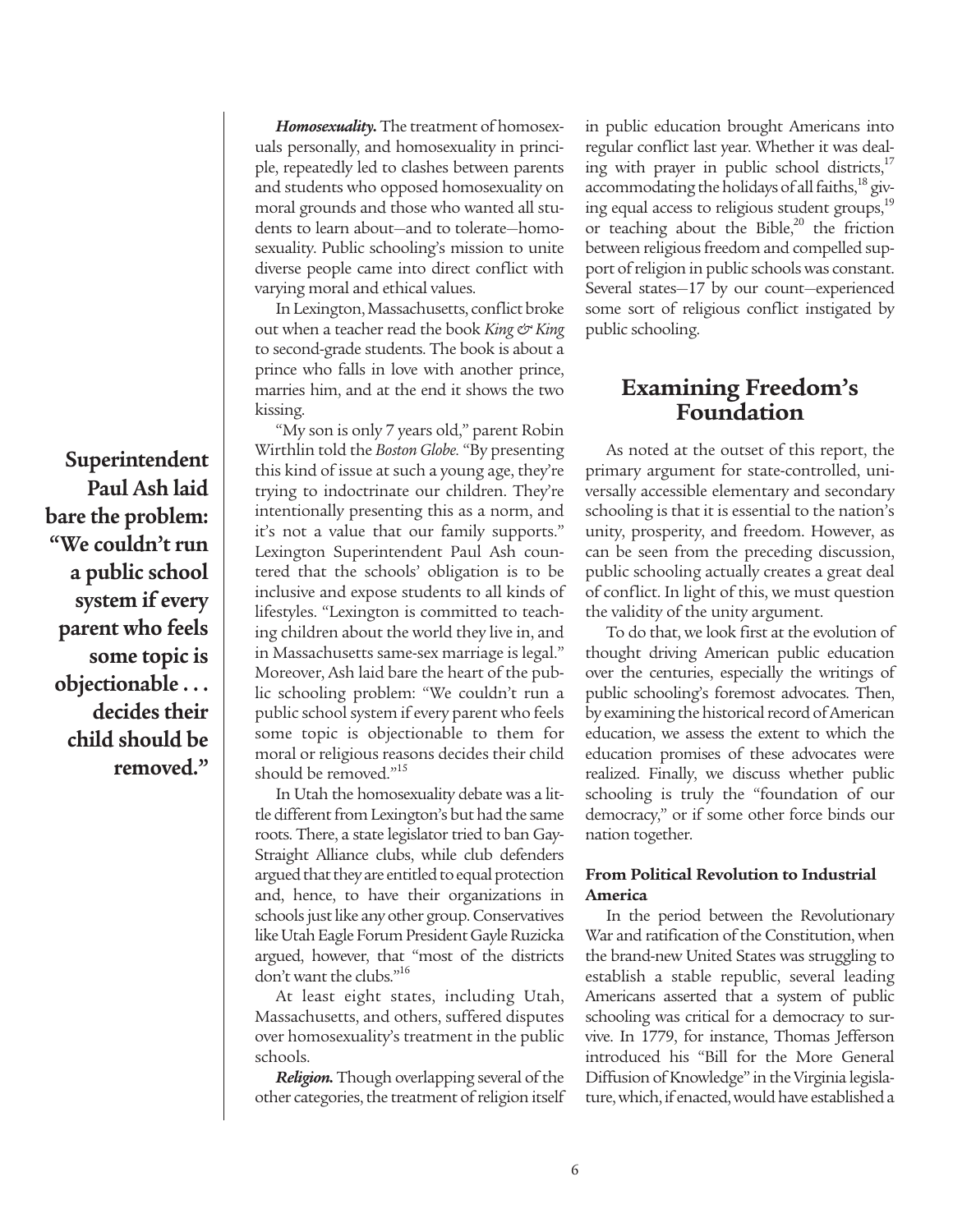**Superintendent Paul Ash laid bare the problem: "We couldn't run a public school system if every parent who feels some topic is objectionable . . . decides their child should be removed."**

***Homosexuality.*** The treatment of homosexuals personally, and homosexuality in principle, repeatedly led to clashes between parents and students who opposed homosexuality on moral grounds and those who wanted all students to learn about—and to tolerate—homosexuality. Public schooling's mission to unite diverse people came into direct conflict with varying moral and ethical values.

In Lexington, Massachusetts, conflict broke out when a teacher read the book *King & King* to second-grade students. The book is about a prince who falls in love with another prince, marries him, and at the end it shows the two kissing.

"My son is only 7 years old," parent Robin Wirthlin told the *Boston Globe.* "By presenting this kind of issue at such a young age, they're trying to indoctrinate our children. They're intentionally presenting this as a norm, and it's not a value that our family supports." Lexington Superintendent Paul Ash countered that the schools' obligation is to be inclusive and expose students to all kinds of lifestyles. "Lexington is committed to teaching children about the world they live in, and in Massachusetts same-sex marriage is legal." Moreover, Ash laid bare the heart of the public schooling problem: "We couldn't run a public school system if every parent who feels some topic is objectionable to them for moral or religious reasons decides their child should be removed."[15]

In Utah the homosexuality debate was a little different from Lexington's but had the same roots. There, a state legislator tried to ban Gay-Straight Alliance clubs, while club defenders argued that they are entitled to equal protection and, hence, to have their organizations in schools just like any other group. Conservatives like Utah Eagle Forum President Gayle Ruzicka argued, however, that "most of the districts don't want the clubs."[16]

At least eight states, including Utah, Massachusetts, and others, suffered disputes over homosexuality's treatment in the public schools.

***Religion.*** Though overlapping several of the other categories, the treatment of religion itself in public education brought Americans into regular conflict last year. Whether it was dealing with prayer in public school districts,[17] accommodating the holidays of all faiths,[18] giving equal access to religious student groups,[19] or teaching about the Bible,[20] the friction between religious freedom and compelled support of religion in public schools was constant. Several states—17 by our count—experienced some sort of religious conflict instigated by public schooling.

## Examining Freedom's Foundation

As noted at the outset of this report, the primary argument for state-controlled, universally accessible elementary and secondary schooling is that it is essential to the nation's unity, prosperity, and freedom. However, as can be seen from the preceding discussion, public schooling actually creates a great deal of conflict. In light of this, we must question the validity of the unity argument.

To do that, we look first at the evolution of thought driving American public education over the centuries, especially the writings of public schooling's foremost advocates. Then, by examining the historical record of American education, we assess the extent to which the education promises of these advocates were realized. Finally, we discuss whether public schooling is truly the "foundation of our democracy," or if some other force binds our nation together.

### From Political Revolution to Industrial America

In the period between the Revolutionary War and ratification of the Constitution, when the brand-new United States was struggling to establish a stable republic, several leading Americans asserted that a system of public schooling was critical for a democracy to survive. In 1779, for instance, Thomas Jefferson introduced his "Bill for the More General Diffusion of Knowledge" in the Virginia legislature, which, if enacted, would have established a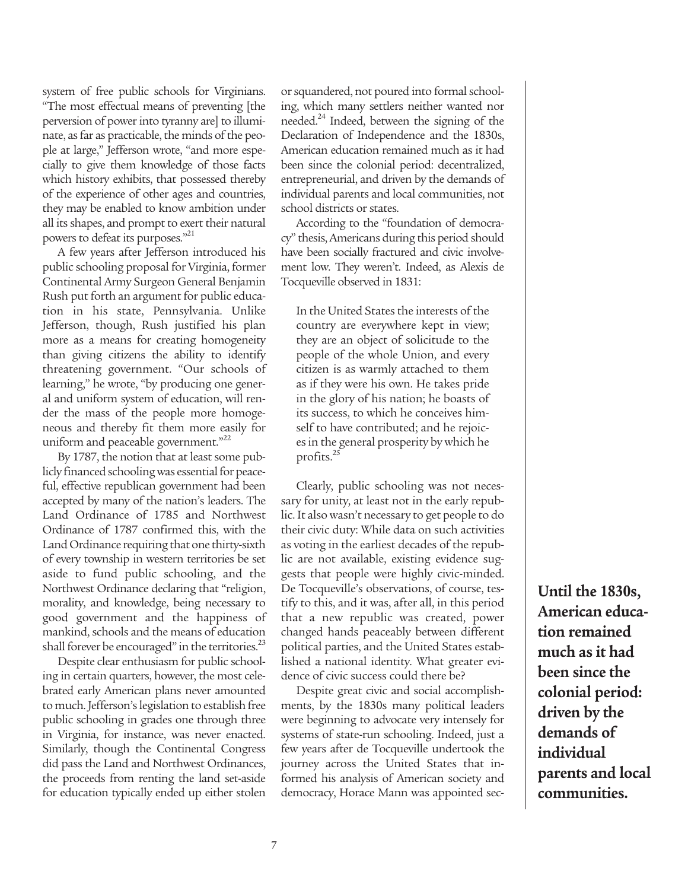system of free public schools for Virginians. "The most effectual means of preventing [the perversion of power into tyranny are] to illuminate, as far as practicable, the minds of the people at large," Jefferson wrote, "and more especially to give them knowledge of those facts which history exhibits, that possessed thereby of the experience of other ages and countries, they may be enabled to know ambition under all its shapes, and prompt to exert their natural powers to defeat its purposes."[21]

A few years after Jefferson introduced his public schooling proposal for Virginia, former Continental Army Surgeon General Benjamin Rush put forth an argument for public education in his state, Pennsylvania. Unlike Jefferson, though, Rush justified his plan more as a means for creating homogeneity than giving citizens the ability to identify threatening government. "Our schools of learning," he wrote, "by producing one general and uniform system of education, will render the mass of the people more homogeneous and thereby fit them more easily for uniform and peaceable government."[22]

By 1787, the notion that at least some publicly financed schooling was essential for peaceful, effective republican government had been accepted by many of the nation's leaders. The Land Ordinance of 1785 and Northwest Ordinance of 1787 confirmed this, with the Land Ordinance requiring that one thirty-sixth of every township in western territories be set aside to fund public schooling, and the Northwest Ordinance declaring that "religion, morality, and knowledge, being necessary to good government and the happiness of mankind, schools and the means of education shall forever be encouraged" in the territories.[23]

Despite clear enthusiasm for public schooling in certain quarters, however, the most celebrated early American plans never amounted to much. Jefferson's legislation to establish free public schooling in grades one through three in Virginia, for instance, was never enacted. Similarly, though the Continental Congress did pass the Land and Northwest Ordinances, the proceeds from renting the land set-aside for education typically ended up either stolen or squandered, not poured into formal schooling, which many settlers neither wanted nor needed.[24] Indeed, between the signing of the Declaration of Independence and the 1830s, American education remained much as it had been since the colonial period: decentralized, entrepreneurial, and driven by the demands of individual parents and local communities, not school districts or states.

According to the "foundation of democracy" thesis, Americans during this period should have been socially fractured and civic involvement low. They weren't. Indeed, as Alexis de Tocqueville observed in 1831:

> In the United States the interests of the country are everywhere kept in view; they are an object of solicitude to the people of the whole Union, and every citizen is as warmly attached to them as if they were his own. He takes pride in the glory of his nation; he boasts of its success, to which he conceives himself to have contributed; and he rejoices in the general prosperity by which he profits.[25]

Clearly, public schooling was not necessary for unity, at least not in the early republic. It also wasn't necessary to get people to do their civic duty: While data on such activities as voting in the earliest decades of the republic are not available, existing evidence suggests that people were highly civic-minded. De Tocqueville's observations, of course, testify to this, and it was, after all, in this period that a new republic was created, power changed hands peaceably between different political parties, and the United States established a national identity. What greater evidence of civic success could there be?

Despite great civic and social accomplishments, by the 1830s many political leaders were beginning to advocate very intensely for systems of state-run schooling. Indeed, just a few years after de Tocqueville undertook the journey across the United States that informed his analysis of American society and democracy, Horace Mann was appointed sec-

**Until the 1830s, American education remained much as it had been since the colonial period: driven by the demands of individual parents and local communities.**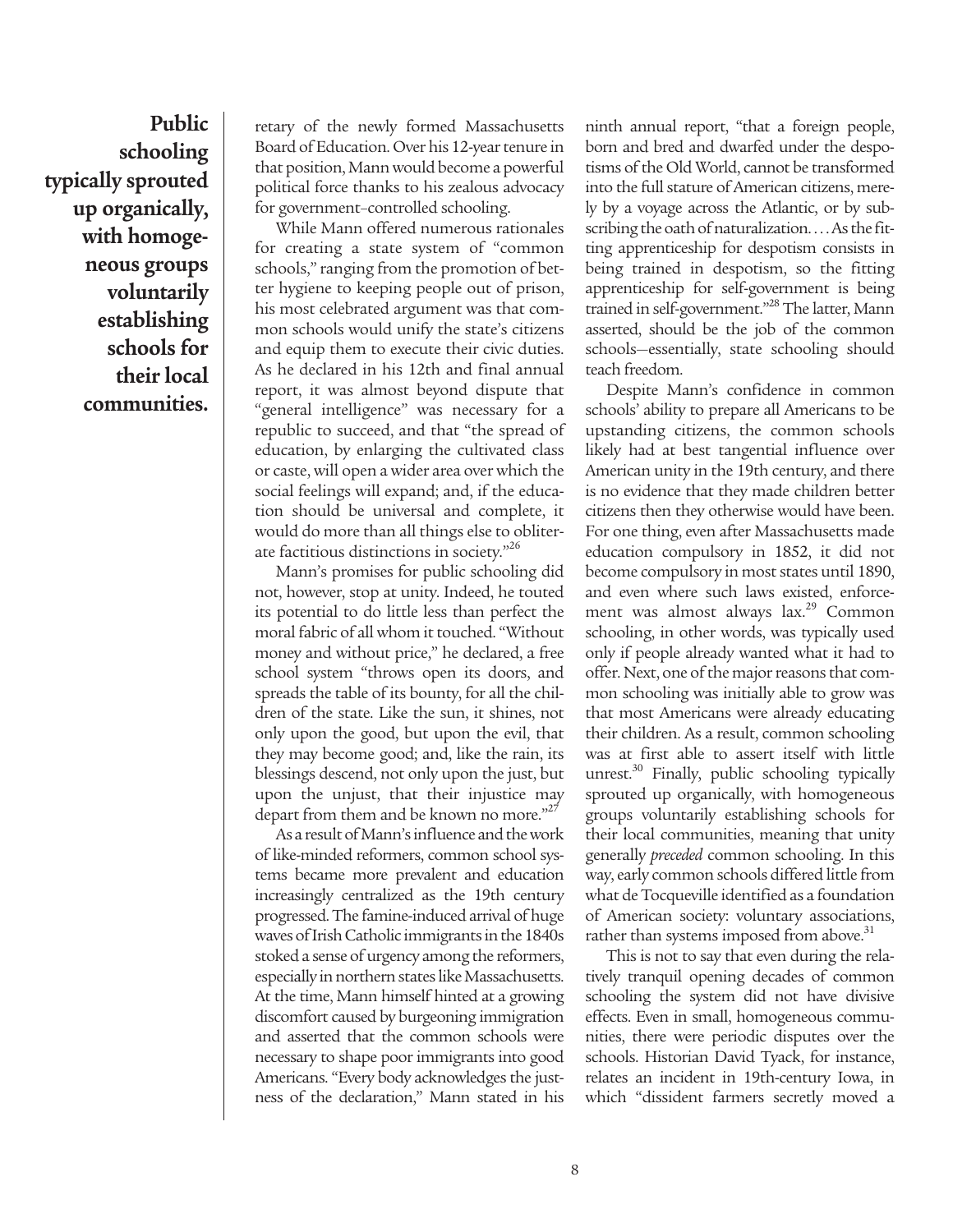**Public schooling typically sprouted up organically, with homogeneous groups voluntarily establishing schools for their local communities.**

retary of the newly formed Massachusetts Board of Education. Over his 12-year tenure in that position, Mann would become a powerful political force thanks to his zealous advocacy for government-controlled schooling.

While Mann offered numerous rationales for creating a state system of "common schools," ranging from the promotion of better hygiene to keeping people out of prison, his most celebrated argument was that common schools would unify the state's citizens and equip them to execute their civic duties. As he declared in his 12th and final annual report, it was almost beyond dispute that "general intelligence" was necessary for a republic to succeed, and that "the spread of education, by enlarging the cultivated class or caste, will open a wider area over which the social feelings will expand; and, if the education should be universal and complete, it would do more than all things else to obliterate factitious distinctions in society."[26]

Mann's promises for public schooling did not, however, stop at unity. Indeed, he touted its potential to do little less than perfect the moral fabric of all whom it touched. "Without money and without price," he declared, a free school system "throws open its doors, and spreads the table of its bounty, for all the children of the state. Like the sun, it shines, not only upon the good, but upon the evil, that they may become good; and, like the rain, its blessings descend, not only upon the just, but upon the unjust, that their injustice may depart from them and be known no more."[27]

As a result of Mann's influence and the work of like-minded reformers, common school systems became more prevalent and education increasingly centralized as the 19th century progressed. The famine-induced arrival of huge waves of Irish Catholic immigrants in the 1840s stoked a sense of urgency among the reformers, especially in northern states like Massachusetts. At the time, Mann himself hinted at a growing discomfort caused by burgeoning immigration and asserted that the common schools were necessary to shape poor immigrants into good Americans. "Every body acknowledges the justness of the declaration," Mann stated in his ninth annual report, "that a foreign people, born and bred and dwarfed under the despotisms of the Old World, cannot be transformed into the full stature of American citizens, merely by a voyage across the Atlantic, or by subscribing the oath of naturalization. . . . As the fitting apprenticeship for despotism consists in being trained in despotism, so the fitting apprenticeship for self-government is being trained in self-government."[28] The latter, Mann asserted, should be the job of the common schools—essentially, state schooling should teach freedom.

Despite Mann's confidence in common schools' ability to prepare all Americans to be upstanding citizens, the common schools likely had at best tangential influence over American unity in the 19th century, and there is no evidence that they made children better citizens then they otherwise would have been. For one thing, even after Massachusetts made education compulsory in 1852, it did not become compulsory in most states until 1890, and even where such laws existed, enforcement was almost always lax.[29] Common schooling, in other words, was typically used only if people already wanted what it had to offer. Next, one of the major reasons that common schooling was initially able to grow was that most Americans were already educating their children. As a result, common schooling was at first able to assert itself with little unrest.[30] Finally, public schooling typically sprouted up organically, with homogeneous groups voluntarily establishing schools for their local communities, meaning that unity generally *preceded* common schooling. In this way, early common schools differed little from what de Tocqueville identified as a foundation of American society: voluntary associations, rather than systems imposed from above.[31]

This is not to say that even during the relatively tranquil opening decades of common schooling the system did not have divisive effects. Even in small, homogeneous communities, there were periodic disputes over the schools. Historian David Tyack, for instance, relates an incident in 19th-century Iowa, in which "dissident farmers secretly moved a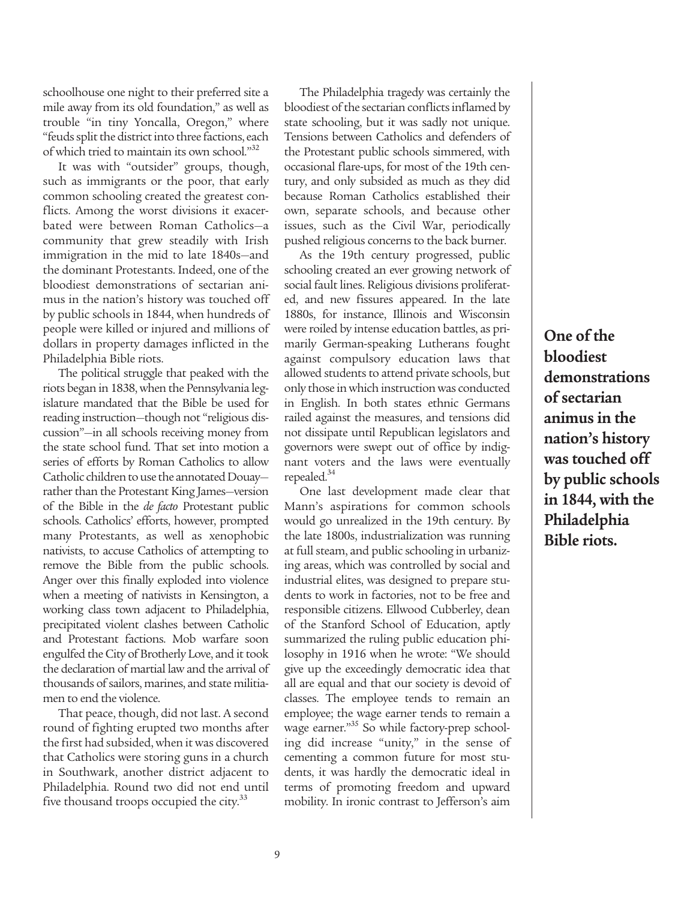schoolhouse one night to their preferred site a mile away from its old foundation," as well as trouble "in tiny Yoncalla, Oregon," where "feuds split the district into three factions, each of which tried to maintain its own school."[32]

It was with "outsider" groups, though, such as immigrants or the poor, that early common schooling created the greatest conflicts. Among the worst divisions it exacerbated were between Roman Catholics—a community that grew steadily with Irish immigration in the mid to late 1840s—and the dominant Protestants. Indeed, one of the bloodiest demonstrations of sectarian animus in the nation's history was touched off by public schools in 1844, when hundreds of people were killed or injured and millions of dollars in property damages inflicted in the Philadelphia Bible riots.

The political struggle that peaked with the riots began in 1838, when the Pennsylvania legislature mandated that the Bible be used for reading instruction—though not "religious discussion"—in all schools receiving money from the state school fund. That set into motion a series of efforts by Roman Catholics to allow Catholic children to use the annotated Douay—rather than the Protestant King James—version of the Bible in the *de facto* Protestant public schools. Catholics' efforts, however, prompted many Protestants, as well as xenophobic nativists, to accuse Catholics of attempting to remove the Bible from the public schools. Anger over this finally exploded into violence when a meeting of nativists in Kensington, a working class town adjacent to Philadelphia, precipitated violent clashes between Catholic and Protestant factions. Mob warfare soon engulfed the City of Brotherly Love, and it took the declaration of martial law and the arrival of thousands of sailors, marines, and state militiamen to end the violence.

That peace, though, did not last. A second round of fighting erupted two months after the first had subsided, when it was discovered that Catholics were storing guns in a church in Southwark, another district adjacent to Philadelphia. Round two did not end until five thousand troops occupied the city.[33]

The Philadelphia tragedy was certainly the bloodiest of the sectarian conflicts inflamed by state schooling, but it was sadly not unique. Tensions between Catholics and defenders of the Protestant public schools simmered, with occasional flare-ups, for most of the 19th century, and only subsided as much as they did because Roman Catholics established their own, separate schools, and because other issues, such as the Civil War, periodically pushed religious concerns to the back burner.

As the 19th century progressed, public schooling created an ever growing network of social fault lines. Religious divisions proliferated, and new fissures appeared. In the late 1880s, for instance, Illinois and Wisconsin were roiled by intense education battles, as primarily German-speaking Lutherans fought against compulsory education laws that allowed students to attend private schools, but only those in which instruction was conducted in English. In both states ethnic Germans railed against the measures, and tensions did not dissipate until Republican legislators and governors were swept out of office by indignant voters and the laws were eventually repealed.[34]

One last development made clear that Mann's aspirations for common schools would go unrealized in the 19th century. By the late 1800s, industrialization was running at full steam, and public schooling in urbanizing areas, which was controlled by social and industrial elites, was designed to prepare students to work in factories, not to be free and responsible citizens. Ellwood Cubberley, dean of the Stanford School of Education, aptly summarized the ruling public education philosophy in 1916 when he wrote: "We should give up the exceedingly democratic idea that all are equal and that our society is devoid of classes. The employee tends to remain an employee; the wage earner tends to remain a wage earner."[35] So while factory-prep schooling did increase "unity," in the sense of cementing a common future for most students, it was hardly the democratic ideal in terms of promoting freedom and upward mobility. In ironic contrast to Jefferson's aim

**One of the bloodiest demonstrations of sectarian animus in the nation's history was touched off by public schools in 1844, with the Philadelphia Bible riots.**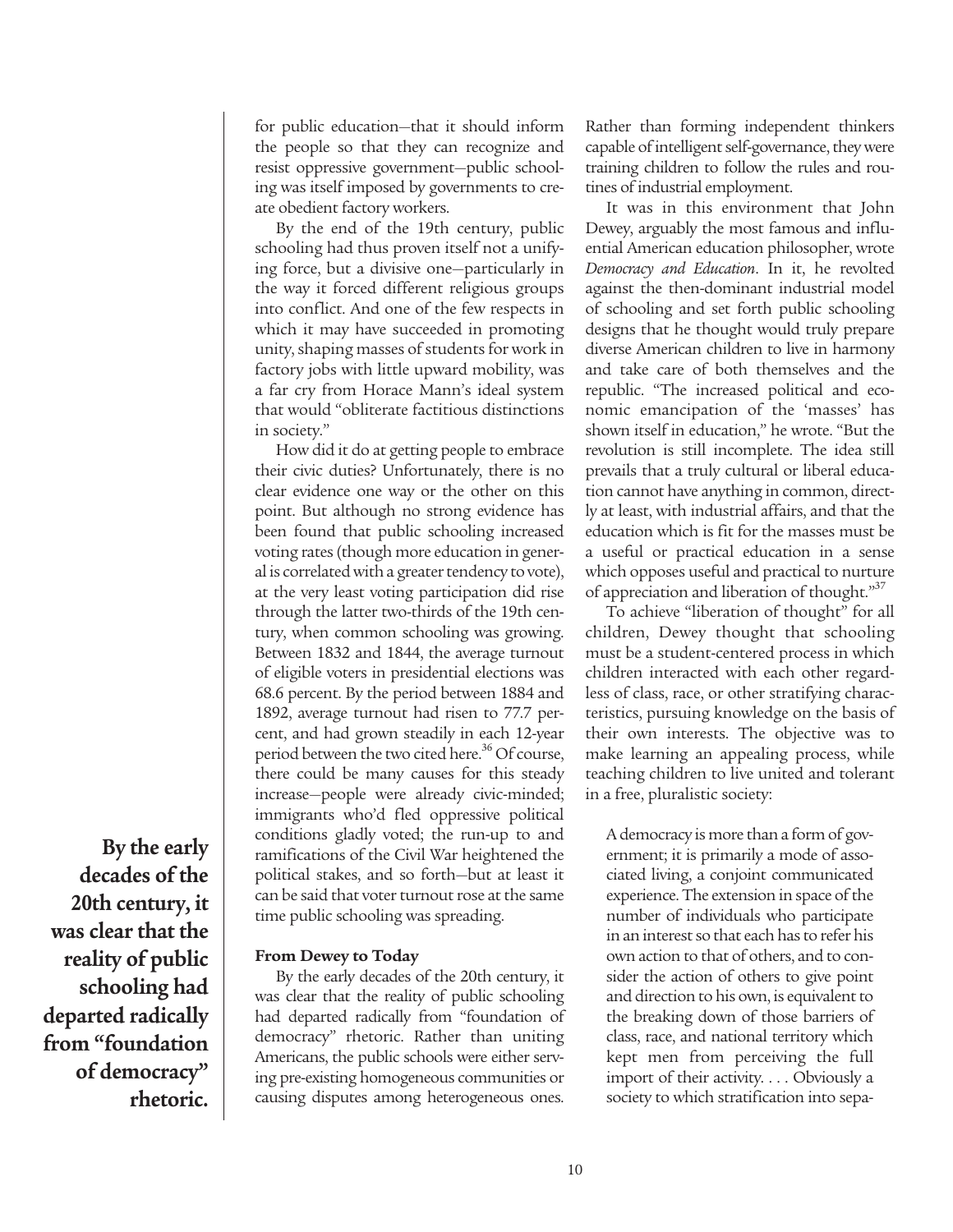for public education—that it should inform the people so that they can recognize and resist oppressive government—public schooling was itself imposed by governments to create obedient factory workers.

By the end of the 19th century, public schooling had thus proven itself not a unifying force, but a divisive one—particularly in the way it forced different religious groups into conflict. And one of the few respects in which it may have succeeded in promoting unity, shaping masses of students for work in factory jobs with little upward mobility, was a far cry from Horace Mann's ideal system that would "obliterate factitious distinctions in society."

How did it do at getting people to embrace their civic duties? Unfortunately, there is no clear evidence one way or the other on this point. But although no strong evidence has been found that public schooling increased voting rates (though more education in general is correlated with a greater tendency to vote), at the very least voting participation did rise through the latter two-thirds of the 19th century, when common schooling was growing. Between 1832 and 1844, the average turnout of eligible voters in presidential elections was 68.6 percent. By the period between 1884 and 1892, average turnout had risen to 77.7 percent, and had grown steadily in each 12-year period between the two cited here.[36] Of course, there could be many causes for this steady increase—people were already civic-minded; immigrants who'd fled oppressive political conditions gladly voted; the run-up to and ramifications of the Civil War heightened the political stakes, and so forth—but at least it can be said that voter turnout rose at the same time public schooling was spreading.

**By the early decades of the 20th century, it was clear that the reality of public schooling had departed radically from "foundation of democracy" rhetoric.**

### From Dewey to Today

By the early decades of the 20th century, it was clear that the reality of public schooling had departed radically from "foundation of democracy" rhetoric. Rather than uniting Americans, the public schools were either serving pre-existing homogeneous communities or causing disputes among heterogeneous ones. Rather than forming independent thinkers capable of intelligent self-governance, they were training children to follow the rules and routines of industrial employment.

It was in this environment that John Dewey, arguably the most famous and influential American education philosopher, wrote *Democracy and Education*. In it, he revolted against the then-dominant industrial model of schooling and set forth public schooling designs that he thought would truly prepare diverse American children to live in harmony and take care of both themselves and the republic. "The increased political and economic emancipation of the 'masses' has shown itself in education," he wrote. "But the revolution is still incomplete. The idea still prevails that a truly cultural or liberal education cannot have anything in common, directly at least, with industrial affairs, and that the education which is fit for the masses must be a useful or practical education in a sense which opposes useful and practical to nurture of appreciation and liberation of thought."[37]

To achieve "liberation of thought" for all children, Dewey thought that schooling must be a student-centered process in which children interacted with each other regardless of class, race, or other stratifying characteristics, pursuing knowledge on the basis of their own interests. The objective was to make learning an appealing process, while teaching children to live united and tolerant in a free, pluralistic society:

> A democracy is more than a form of government; it is primarily a mode of associated living, a conjoint communicated experience. The extension in space of the number of individuals who participate in an interest so that each has to refer his own action to that of others, and to consider the action of others to give point and direction to his own, is equivalent to the breaking down of those barriers of class, race, and national territory which kept men from perceiving the full import of their activity. . . . Obviously a society to which stratification into sepa-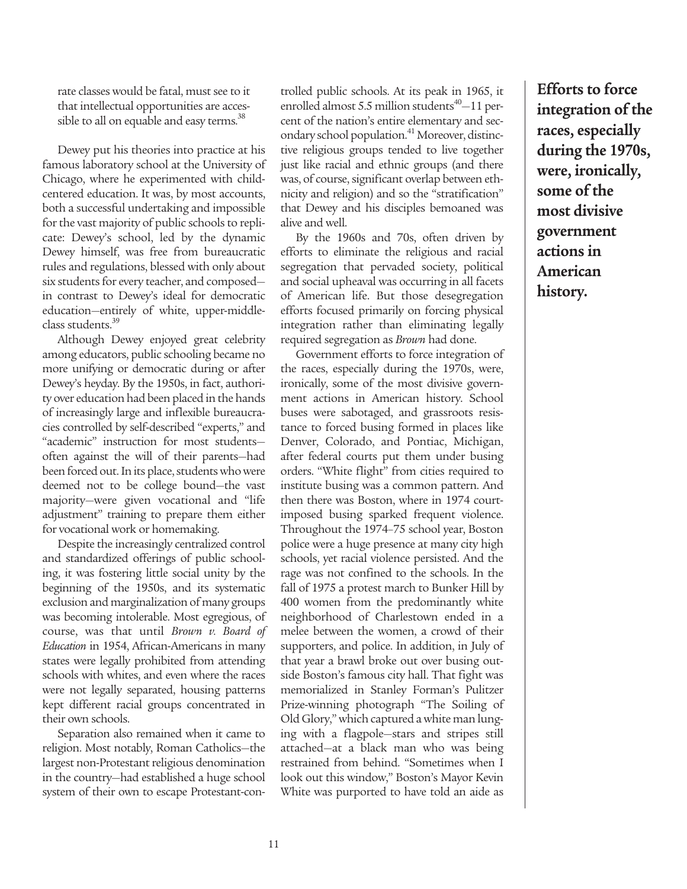rate classes would be fatal, must see to it that intellectual opportunities are accessible to all on equable and easy terms.[38]

Dewey put his theories into practice at his famous laboratory school at the University of Chicago, where he experimented with child-centered education. It was, by most accounts, both a successful undertaking and impossible for the vast majority of public schools to replicate: Dewey's school, led by the dynamic Dewey himself, was free from bureaucratic rules and regulations, blessed with only about six students for every teacher, and composed—in contrast to Dewey's ideal for democratic education—entirely of white, upper-middle-class students.[39]

Although Dewey enjoyed great celebrity among educators, public schooling became no more unifying or democratic during or after Dewey's heyday. By the 1950s, in fact, authority over education had been placed in the hands of increasingly large and inflexible bureaucracies controlled by self-described "experts," and "academic" instruction for most students—often against the will of their parents—had been forced out. In its place, students who were deemed not to be college bound—the vast majority—were given vocational and "life adjustment" training to prepare them either for vocational work or homemaking.

Despite the increasingly centralized control and standardized offerings of public schooling, it was fostering little social unity by the beginning of the 1950s, and its systematic exclusion and marginalization of many groups was becoming intolerable. Most egregious, of course, was that until *Brown v. Board of Education* in 1954, African-Americans in many states were legally prohibited from attending schools with whites, and even where the races were not legally separated, housing patterns kept different racial groups concentrated in their own schools.

Separation also remained when it came to religion. Most notably, Roman Catholics—the largest non-Protestant religious denomination in the country—had established a huge school system of their own to escape Protestant-controlled public schools. At its peak in 1965, it enrolled almost 5.5 million students[40]—11 percent of the nation's entire elementary and secondary school population.[41] Moreover, distinctive religious groups tended to live together just like racial and ethnic groups (and there was, of course, significant overlap between ethnicity and religion) and so the "stratification" that Dewey and his disciples bemoaned was alive and well.

By the 1960s and 70s, often driven by efforts to eliminate the religious and racial segregation that pervaded society, political and social upheaval was occurring in all facets of American life. But those desegregation efforts focused primarily on forcing physical integration rather than eliminating legally required segregation as *Brown* had done.

Government efforts to force integration of the races, especially during the 1970s, were, ironically, some of the most divisive government actions in American history. School buses were sabotaged, and grassroots resistance to forced busing formed in places like Denver, Colorado, and Pontiac, Michigan, after federal courts put them under busing orders. "White flight" from cities required to institute busing was a common pattern. And then there was Boston, where in 1974 court-imposed busing sparked frequent violence. Throughout the 1974–75 school year, Boston police were a huge presence at many city high schools, yet racial violence persisted. And the rage was not confined to the schools. In the fall of 1975 a protest march to Bunker Hill by 400 women from the predominantly white neighborhood of Charlestown ended in a melee between the women, a crowd of their supporters, and police. In addition, in July of that year a brawl broke out over busing outside Boston's famous city hall. That fight was memorialized in Stanley Forman's Pulitzer Prize-winning photograph "The Soiling of Old Glory," which captured a white man lunging with a flagpole—stars and stripes still attached—at a black man who was being restrained from behind. "Sometimes when I look out this window," Boston's Mayor Kevin White was purported to have told an aide as

**Efforts to force integration of the races, especially during the 1970s, were, ironically, some of the most divisive government actions in American history.**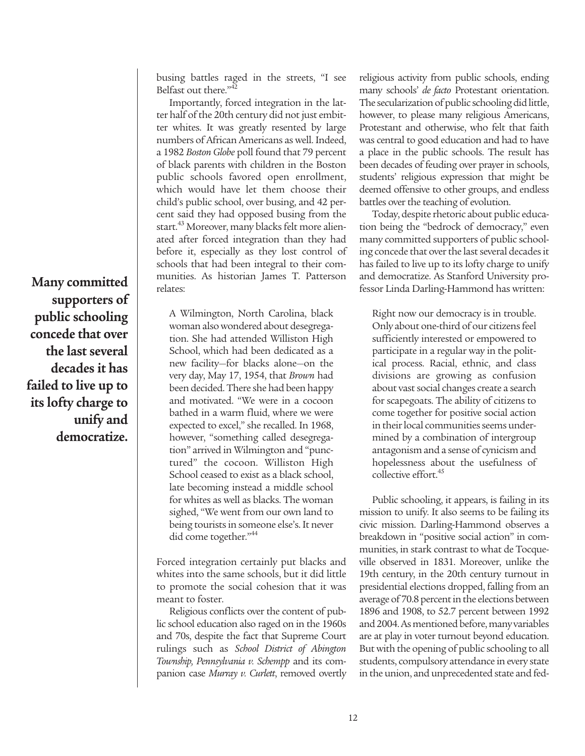busing battles raged in the streets, "I see Belfast out there."[42]

Importantly, forced integration in the latter half of the 20th century did not just embitter whites. It was greatly resented by large numbers of African Americans as well. Indeed, a 1982 *Boston Globe* poll found that 79 percent of black parents with children in the Boston public schools favored open enrollment, which would have let them choose their child's public school, over busing, and 42 percent said they had opposed busing from the start.[43] Moreover, many blacks felt more alienated after forced integration than they had before it, especially as they lost control of schools that had been integral to their communities. As historian James T. Patterson relates:

> A Wilmington, North Carolina, black woman also wondered about desegregation. She had attended Williston High School, which had been dedicated as a new facility—for blacks alone—on the very day, May 17, 1954, that *Brown* had been decided. There she had been happy and motivated. "We were in a cocoon bathed in a warm fluid, where we were expected to excel," she recalled. In 1968, however, "something called desegregation" arrived in Wilmington and "punctured" the cocoon. Williston High School ceased to exist as a black school, late becoming instead a middle school for whites as well as blacks. The woman sighed, "We went from our own land to being tourists in someone else's. It never did come together."[44]

Forced integration certainly put blacks and whites into the same schools, but it did little to promote the social cohesion that it was meant to foster.

Religious conflicts over the content of public school education also raged on in the 1960s and 70s, despite the fact that Supreme Court rulings such as *School District of Abington Township, Pennsylvania v. Schempp* and its companion case *Murray v. Curlett*, removed overtly religious activity from public schools, ending many schools' *de facto* Protestant orientation. The secularization of public schooling did little, however, to please many religious Americans, Protestant and otherwise, who felt that faith was central to good education and had to have a place in the public schools. The result has been decades of feuding over prayer in schools, students' religious expression that might be deemed offensive to other groups, and endless battles over the teaching of evolution.

**Many committed supporters of public schooling concede that over the last several decades it has failed to live up to its lofty charge to unify and democratize.**

Today, despite rhetoric about public education being the "bedrock of democracy," even many committed supporters of public schooling concede that over the last several decades it has failed to live up to its lofty charge to unify and democratize. As Stanford University professor Linda Darling-Hammond has written:

> Right now our democracy is in trouble. Only about one-third of our citizens feel sufficiently interested or empowered to participate in a regular way in the political process. Racial, ethnic, and class divisions are growing as confusion about vast social changes create a search for scapegoats. The ability of citizens to come together for positive social action in their local communities seems undermined by a combination of intergroup antagonism and a sense of cynicism and hopelessness about the usefulness of collective effort.[45]

Public schooling, it appears, is failing in its mission to unify. It also seems to be failing its civic mission. Darling-Hammond observes a breakdown in "positive social action" in communities, in stark contrast to what de Tocqueville observed in 1831. Moreover, unlike the 19th century, in the 20th century turnout in presidential elections dropped, falling from an average of 70.8 percent in the elections between 1896 and 1908, to 52.7 percent between 1992 and 2004. As mentioned before, many variables are at play in voter turnout beyond education. But with the opening of public schooling to all students, compulsory attendance in every state in the union, and unprecedented state and fed-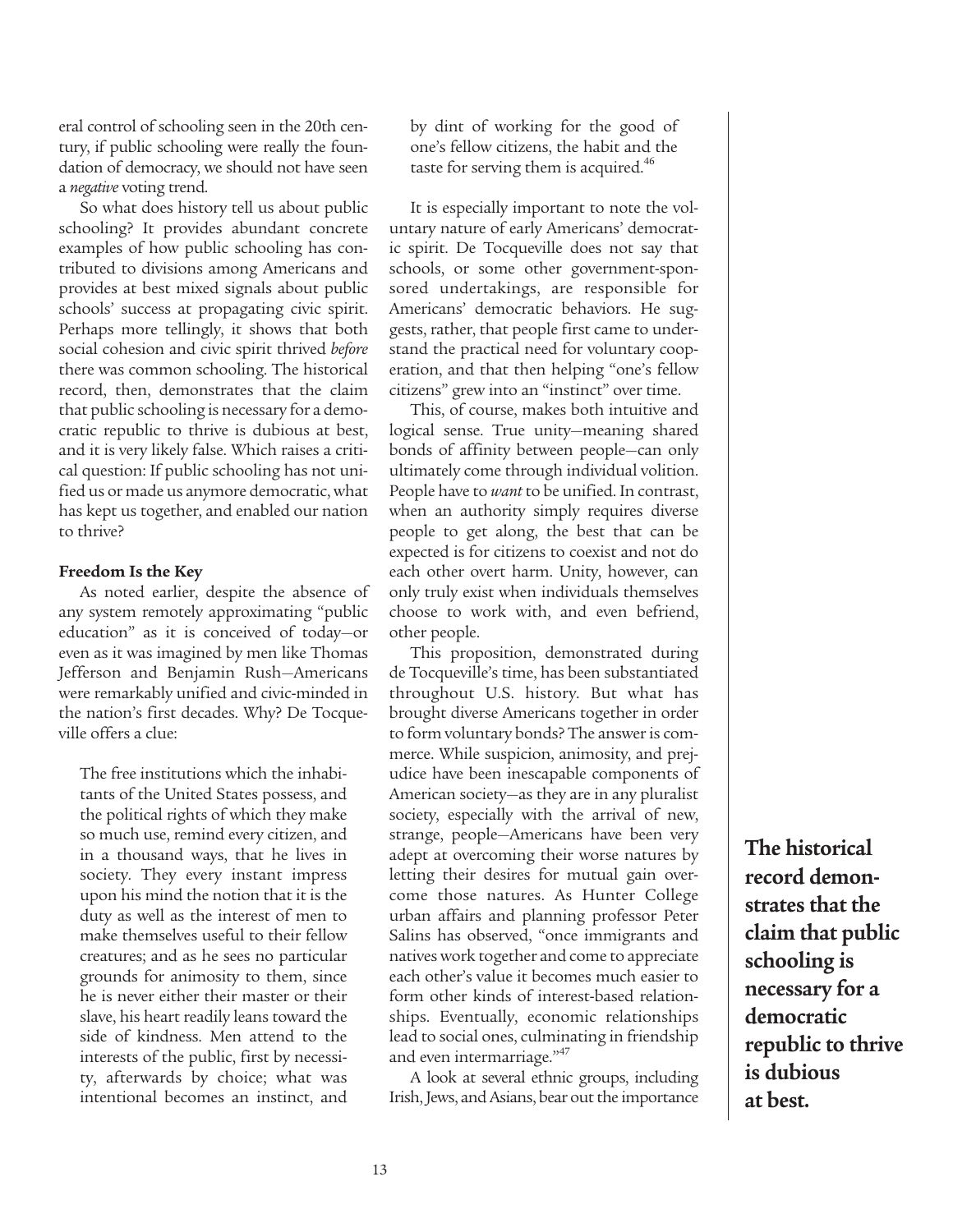eral control of schooling seen in the 20th century, if public schooling were really the foundation of democracy, we should not have seen a *negative* voting trend.

So what does history tell us about public schooling? It provides abundant concrete examples of how public schooling has contributed to divisions among Americans and provides at best mixed signals about public schools' success at propagating civic spirit. Perhaps more tellingly, it shows that both social cohesion and civic spirit thrived *before* there was common schooling. The historical record, then, demonstrates that the claim that public schooling is necessary for a democratic republic to thrive is dubious at best, and it is very likely false. Which raises a critical question: If public schooling has not unified us or made us anymore democratic, what has kept us together, and enabled our nation to thrive?

**Freedom Is the Key**

As noted earlier, despite the absence of any system remotely approximating "public education" as it is conceived of today—or even as it was imagined by men like Thomas Jefferson and Benjamin Rush—Americans were remarkably unified and civic-minded in the nation's first decades. Why? De Tocqueville offers a clue:

> The free institutions which the inhabitants of the United States possess, and the political rights of which they make so much use, remind every citizen, and in a thousand ways, that he lives in society. They every instant impress upon his mind the notion that it is the duty as well as the interest of men to make themselves useful to their fellow creatures; and as he sees no particular grounds for animosity to them, since he is never either their master or their slave, his heart readily leans toward the side of kindness. Men attend to the interests of the public, first by necessity, afterwards by choice; what was intentional becomes an instinct, and by dint of working for the good of one's fellow citizens, the habit and the taste for serving them is acquired.[46]

It is especially important to note the voluntary nature of early Americans' democratic spirit. De Tocqueville does not say that schools, or some other government-sponsored undertakings, are responsible for Americans' democratic behaviors. He suggests, rather, that people first came to understand the practical need for voluntary cooperation, and that then helping "one's fellow citizens" grew into an "instinct" over time.

This, of course, makes both intuitive and logical sense. True unity—meaning shared bonds of affinity between people—can only ultimately come through individual volition. People have to *want* to be unified. In contrast, when an authority simply requires diverse people to get along, the best that can be expected is for citizens to coexist and not do each other overt harm. Unity, however, can only truly exist when individuals themselves choose to work with, and even befriend, other people.

This proposition, demonstrated during de Tocqueville's time, has been substantiated throughout U.S. history. But what has brought diverse Americans together in order to form voluntary bonds? The answer is commerce. While suspicion, animosity, and prejudice have been inescapable components of American society—as they are in any pluralist society, especially with the arrival of new, strange, people—Americans have been very adept at overcoming their worse natures by letting their desires for mutual gain overcome those natures. As Hunter College urban affairs and planning professor Peter Salins has observed, "once immigrants and natives work together and come to appreciate each other's value it becomes much easier to form other kinds of interest-based relationships. Eventually, economic relationships lead to social ones, culminating in friendship and even intermarriage."[47]

A look at several ethnic groups, including Irish, Jews, and Asians, bear out the importance

**The historical record demonstrates that the claim that public schooling is necessary for a democratic republic to thrive is dubious at best.**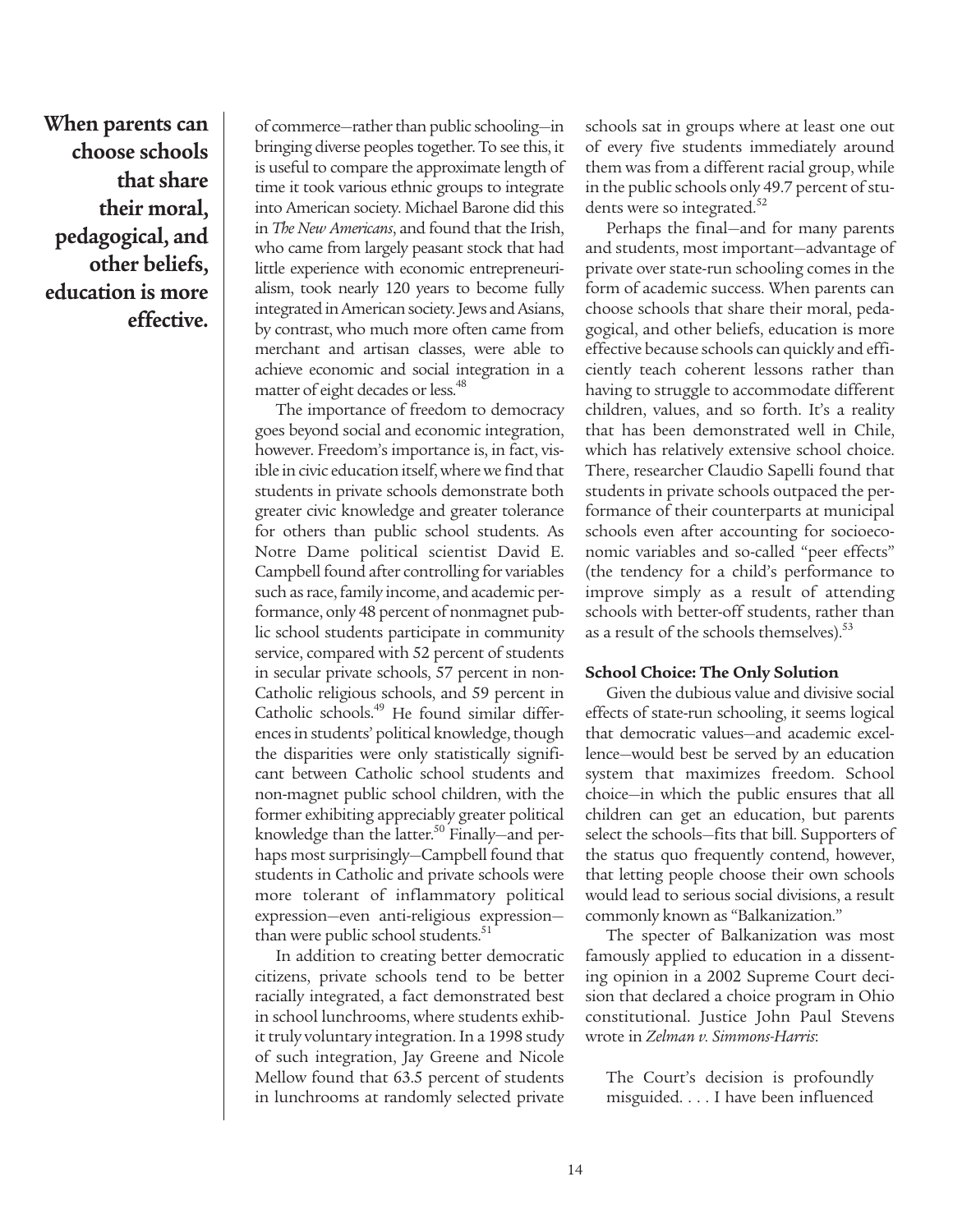**When parents can choose schools that share their moral, pedagogical, and other beliefs, education is more effective.**

of commerce—rather than public schooling—in bringing diverse peoples together. To see this, it is useful to compare the approximate length of time it took various ethnic groups to integrate into American society. Michael Barone did this in *The New Americans*, and found that the Irish, who came from largely peasant stock that had little experience with economic entrepreneurialism, took nearly 120 years to become fully integrated in American society. Jews and Asians, by contrast, who much more often came from merchant and artisan classes, were able to achieve economic and social integration in a matter of eight decades or less.[48]

The importance of freedom to democracy goes beyond social and economic integration, however. Freedom's importance is, in fact, visible in civic education itself, where we find that students in private schools demonstrate both greater civic knowledge and greater tolerance for others than public school students. As Notre Dame political scientist David E. Campbell found after controlling for variables such as race, family income, and academic performance, only 48 percent of nonmagnet public school students participate in community service, compared with 52 percent of students in secular private schools, 57 percent in non-Catholic religious schools, and 59 percent in Catholic schools.[49] He found similar differences in students' political knowledge, though the disparities were only statistically significant between Catholic school students and non-magnet public school children, with the former exhibiting appreciably greater political knowledge than the latter.[50] Finally—and perhaps most surprisingly—Campbell found that students in Catholic and private schools were more tolerant of inflammatory political expression—even anti-religious expression—than were public school students.[51]

In addition to creating better democratic citizens, private schools tend to be better racially integrated, a fact demonstrated best in school lunchrooms, where students exhibit truly voluntary integration. In a 1998 study of such integration, Jay Greene and Nicole Mellow found that 63.5 percent of students in lunchrooms at randomly selected private schools sat in groups where at least one out of every five students immediately around them was from a different racial group, while in the public schools only 49.7 percent of students were so integrated.[52]

Perhaps the final—and for many parents and students, most important—advantage of private over state-run schooling comes in the form of academic success. When parents can choose schools that share their moral, pedagogical, and other beliefs, education is more effective because schools can quickly and efficiently teach coherent lessons rather than having to struggle to accommodate different children, values, and so forth. It's a reality that has been demonstrated well in Chile, which has relatively extensive school choice. There, researcher Claudio Sapelli found that students in private schools outpaced the performance of their counterparts at municipal schools even after accounting for socioeconomic variables and so-called "peer effects" (the tendency for a child's performance to improve simply as a result of attending schools with better-off students, rather than as a result of the schools themselves).[53]

### School Choice: The Only Solution

Given the dubious value and divisive social effects of state-run schooling, it seems logical that democratic values—and academic excellence—would best be served by an education system that maximizes freedom. School choice—in which the public ensures that all children can get an education, but parents select the schools—fits that bill. Supporters of the status quo frequently contend, however, that letting people choose their own schools would lead to serious social divisions, a result commonly known as "Balkanization."

The specter of Balkanization was most famously applied to education in a dissenting opinion in a 2002 Supreme Court decision that declared a choice program in Ohio constitutional. Justice John Paul Stevens wrote in *Zelman v. Simmons-Harris*:

> The Court's decision is profoundly misguided. . . . I have been influenced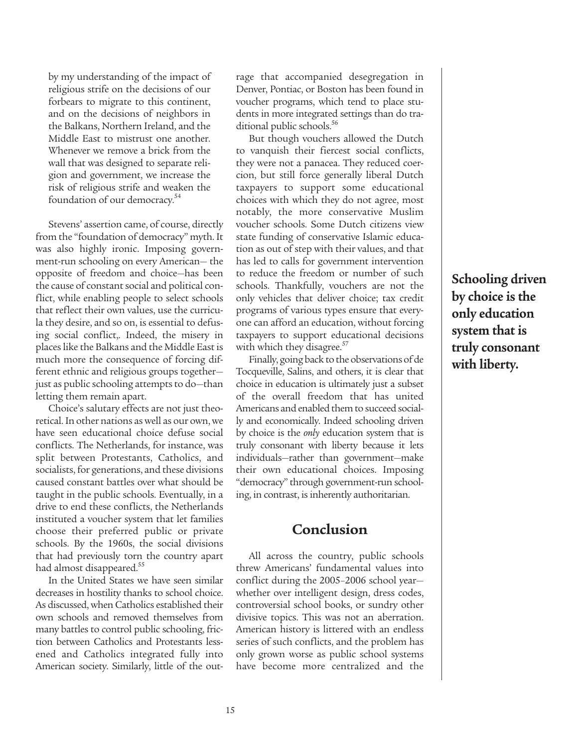> by my understanding of the impact of religious strife on the decisions of our forbears to migrate to this continent, and on the decisions of neighbors in the Balkans, Northern Ireland, and the Middle East to mistrust one another. Whenever we remove a brick from the wall that was designed to separate religion and government, we increase the risk of religious strife and weaken the foundation of our democracy.[54]

Stevens' assertion came, of course, directly from the "foundation of democracy" myth. It was also highly ironic. Imposing government-run schooling on every American— the opposite of freedom and choice—has been the cause of constant social and political conflict, while enabling people to select schools that reflect their own values, use the curricula they desire, and so on, is essential to defusing social conflict,. Indeed, the misery in places like the Balkans and the Middle East is much more the consequence of forcing different ethnic and religious groups together—just as public schooling attempts to do—than letting them remain apart.

Choice's salutary effects are not just theoretical. In other nations as well as our own, we have seen educational choice defuse social conflicts. The Netherlands, for instance, was split between Protestants, Catholics, and socialists, for generations, and these divisions caused constant battles over what should be taught in the public schools. Eventually, in a drive to end these conflicts, the Netherlands instituted a voucher system that let families choose their preferred public or private schools. By the 1960s, the social divisions that had previously torn the country apart had almost disappeared.[55]

In the United States we have seen similar decreases in hostility thanks to school choice. As discussed, when Catholics established their own schools and removed themselves from many battles to control public schooling, friction between Catholics and Protestants lessened and Catholics integrated fully into American society. Similarly, little of the outrage that accompanied desegregation in Denver, Pontiac, or Boston has been found in voucher programs, which tend to place students in more integrated settings than do traditional public schools.[56]

But though vouchers allowed the Dutch to vanquish their fiercest social conflicts, they were not a panacea. They reduced coercion, but still force generally liberal Dutch taxpayers to support some educational choices with which they do not agree, most notably, the more conservative Muslim voucher schools. Some Dutch citizens view state funding of conservative Islamic education as out of step with their values, and that has led to calls for government intervention to reduce the freedom or number of such schools. Thankfully, vouchers are not the only vehicles that deliver choice; tax credit programs of various types ensure that everyone can afford an education, without forcing taxpayers to support educational decisions with which they disagree.[57]

Finally, going back to the observations of de Tocqueville, Salins, and others, it is clear that choice in education is ultimately just a subset of the overall freedom that has united Americans and enabled them to succeed socially and economically. Indeed schooling driven by choice is the *only* education system that is truly consonant with liberty because it lets individuals—rather than government—make their own educational choices. Imposing "democracy" through government-run schooling, in contrast, is inherently authoritarian.

**Schooling driven by choice is the only education system that is truly consonant with liberty.**

## Conclusion

All across the country, public schools threw Americans' fundamental values into conflict during the 2005–2006 school year—whether over intelligent design, dress codes, controversial school books, or sundry other divisive topics. This was not an aberration. American history is littered with an endless series of such conflicts, and the problem has only grown worse as public school systems have become more centralized and the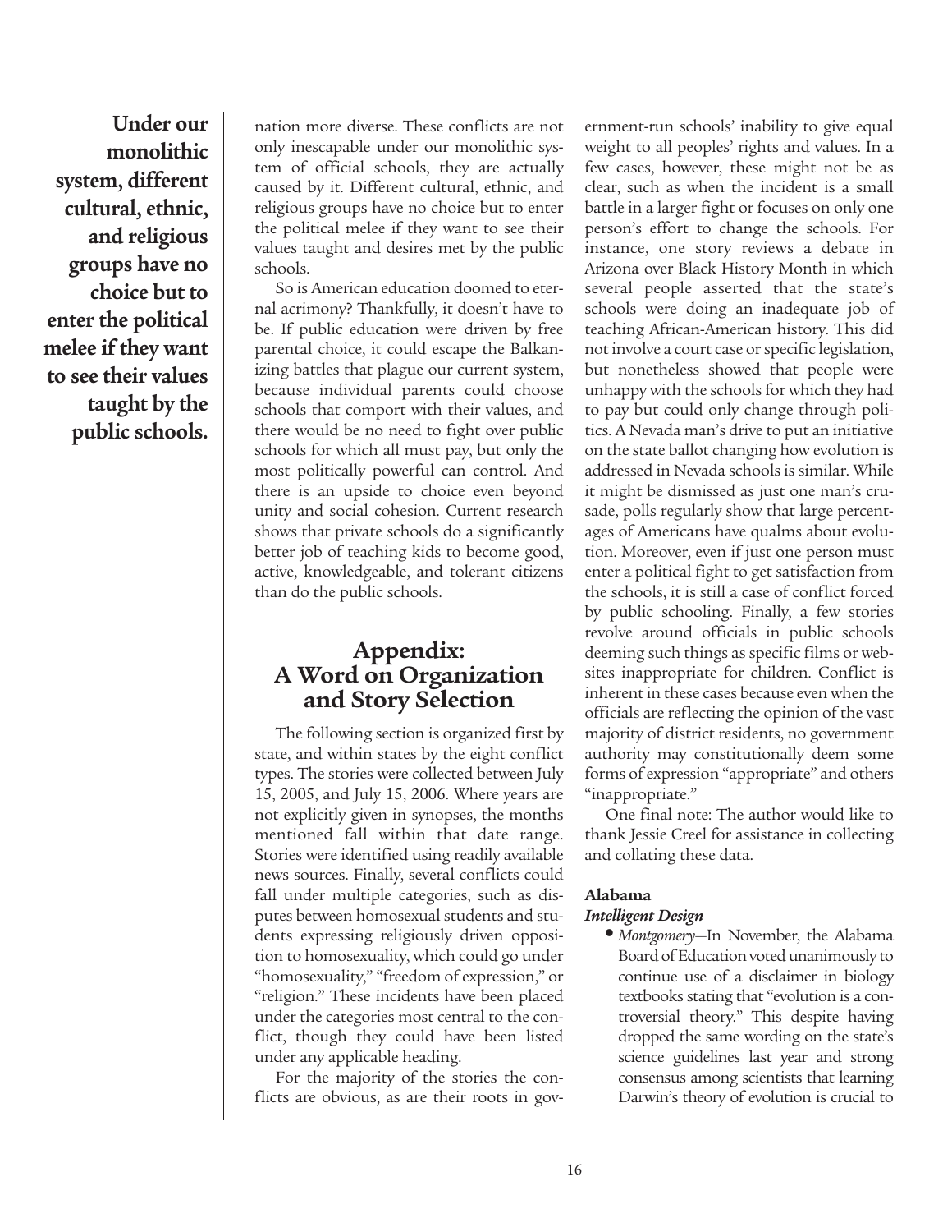**Under our monolithic system, different cultural, ethnic, and religious groups have no choice but to enter the political melee if they want to see their values taught by the public schools.**

nation more diverse. These conflicts are not only inescapable under our monolithic system of official schools, they are actually caused by it. Different cultural, ethnic, and religious groups have no choice but to enter the political melee if they want to see their values taught and desires met by the public schools.

So is American education doomed to eternal acrimony? Thankfully, it doesn't have to be. If public education were driven by free parental choice, it could escape the Balkanizing battles that plague our current system, because individual parents could choose schools that comport with their values, and there would be no need to fight over public schools for which all must pay, but only the most politically powerful can control. And there is an upside to choice even beyond unity and social cohesion. Current research shows that private schools do a significantly better job of teaching kids to become good, active, knowledgeable, and tolerant citizens than do the public schools.

## Appendix: A Word on Organization and Story Selection

The following section is organized first by state, and within states by the eight conflict types. The stories were collected between July 15, 2005, and July 15, 2006. Where years are not explicitly given in synopses, the months mentioned fall within that date range. Stories were identified using readily available news sources. Finally, several conflicts could fall under multiple categories, such as disputes between homosexual students and students expressing religiously driven opposition to homosexuality, which could go under "homosexuality," "freedom of expression," or "religion." These incidents have been placed under the categories most central to the conflict, though they could have been listed under any applicable heading.

For the majority of the stories the conflicts are obvious, as are their roots in government-run schools' inability to give equal weight to all peoples' rights and values. In a few cases, however, these might not be as clear, such as when the incident is a small battle in a larger fight or focuses on only one person's effort to change the schools. For instance, one story reviews a debate in Arizona over Black History Month in which several people asserted that the state's schools were doing an inadequate job of teaching African-American history. This did not involve a court case or specific legislation, but nonetheless showed that people were unhappy with the schools for which they had to pay but could only change through politics. A Nevada man's drive to put an initiative on the state ballot changing how evolution is addressed in Nevada schools is similar. While it might be dismissed as just one man's crusade, polls regularly show that large percentages of Americans have qualms about evolution. Moreover, even if just one person must enter a political fight to get satisfaction from the schools, it is still a case of conflict forced by public schooling. Finally, a few stories revolve around officials in public schools deeming such things as specific films or websites inappropriate for children. Conflict is inherent in these cases because even when the officials are reflecting the opinion of the vast majority of district residents, no government authority may constitutionally deem some forms of expression "appropriate" and others "inappropriate."

One final note: The author would like to thank Jessie Creel for assistance in collecting and collating these data.

### Alabama

#### *Intelligent Design*

- *Montgomery*—In November, the Alabama Board of Education voted unanimously to continue use of a disclaimer in biology textbooks stating that "evolution is a controversial theory." This despite having dropped the same wording on the state's science guidelines last year and strong consensus among scientists that learning Darwin's theory of evolution is crucial to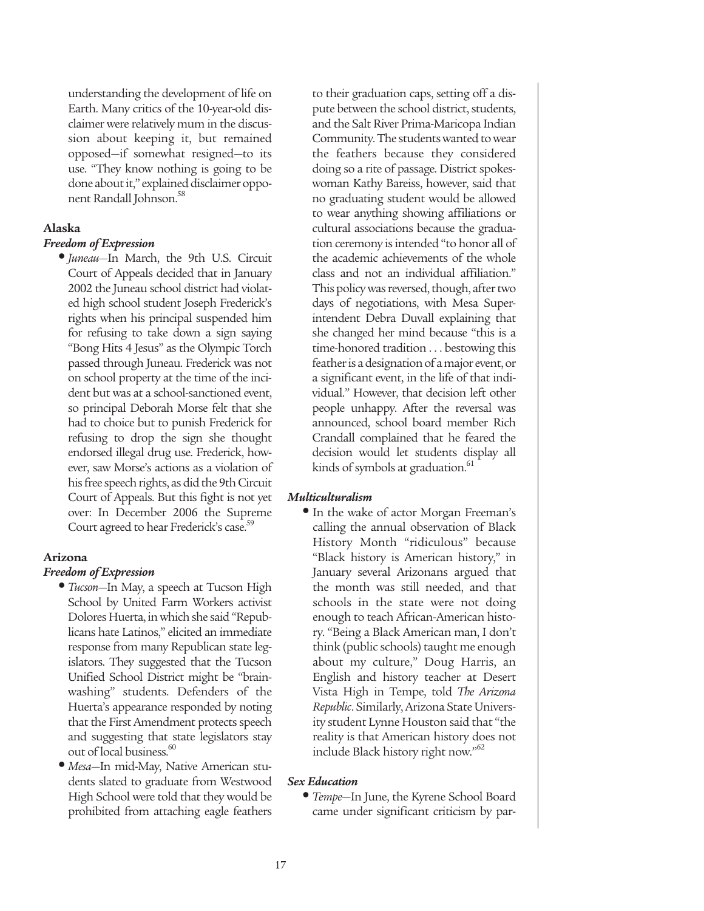understanding the development of life on Earth. Many critics of the 10-year-old disclaimer were relatively mum in the discussion about keeping it, but remained opposed—if somewhat resigned—to its use. "They know nothing is going to be done about it," explained disclaimer opponent Randall Johnson.[58]

### Alaska

#### *Freedom of Expression*

- *Juneau*—In March, the 9th U.S. Circuit Court of Appeals decided that in January 2002 the Juneau school district had violated high school student Joseph Frederick's rights when his principal suspended him for refusing to take down a sign saying "Bong Hits 4 Jesus" as the Olympic Torch passed through Juneau. Frederick was not on school property at the time of the incident but was at a school-sanctioned event, so principal Deborah Morse felt that she had to choice but to punish Frederick for refusing to drop the sign she thought endorsed illegal drug use. Frederick, however, saw Morse's actions as a violation of his free speech rights, as did the 9th Circuit Court of Appeals. But this fight is not yet over: In December 2006 the Supreme Court agreed to hear Frederick's case.[59]

### Arizona

#### *Freedom of Expression*

- *Tucson*—In May, a speech at Tucson High School by United Farm Workers activist Dolores Huerta, in which she said "Republicans hate Latinos," elicited an immediate response from many Republican state legislators. They suggested that the Tucson Unified School District might be "brainwashing" students. Defenders of the Huerta's appearance responded by noting that the First Amendment protects speech and suggesting that state legislators stay out of local business.[60]
- *Mesa*—In mid-May, Native American students slated to graduate from Westwood High School were told that they would be prohibited from attaching eagle feathers to their graduation caps, setting off a dispute between the school district, students, and the Salt River Prima-Maricopa Indian Community. The students wanted to wear the feathers because they considered doing so a rite of passage. District spokeswoman Kathy Bareiss, however, said that no graduating student would be allowed to wear anything showing affiliations or cultural associations because the graduation ceremony is intended "to honor all of the academic achievements of the whole class and not an individual affiliation." This policy was reversed, though, after two days of negotiations, with Mesa Superintendent Debra Duvall explaining that she changed her mind because "this is a time-honored tradition . . . bestowing this feather is a designation of a major event, or a significant event, in the life of that individual." However, that decision left other people unhappy. After the reversal was announced, school board member Rich Crandall complained that he feared the decision would let students display all kinds of symbols at graduation.[61]

#### *Multiculturalism*

- In the wake of actor Morgan Freeman's calling the annual observation of Black History Month "ridiculous" because "Black history is American history," in January several Arizonans argued that the month was still needed, and that schools in the state were not doing enough to teach African-American history. "Being a Black American man, I don't think (public schools) taught me enough about my culture," Doug Harris, an English and history teacher at Desert Vista High in Tempe, told *The Arizona Republic*. Similarly, Arizona State University student Lynne Houston said that "the reality is that American history does not include Black history right now."[62]

#### *Sex Education*

- *Tempe*—In June, the Kyrene School Board came under significant criticism by par-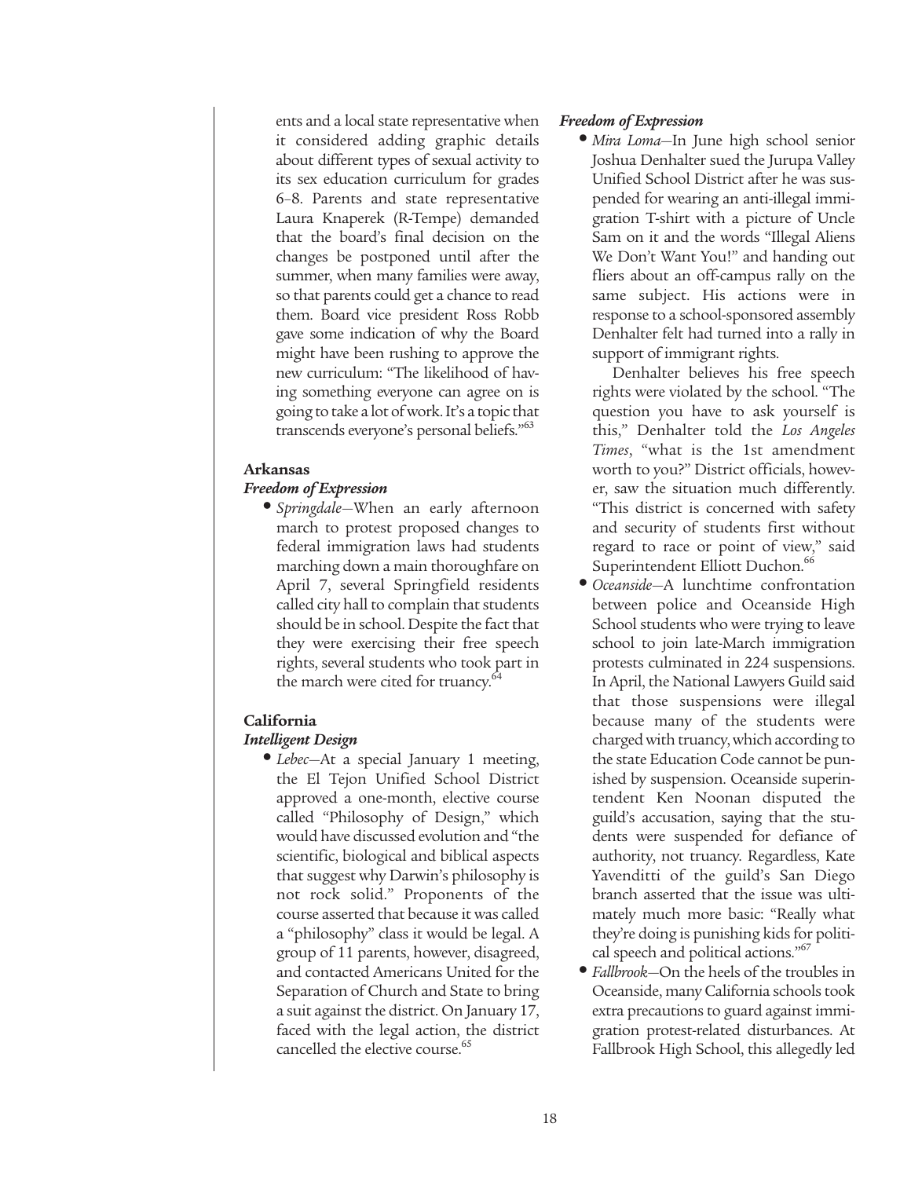ents and a local state representative when it considered adding graphic details about different types of sexual activity to its sex education curriculum for grades 6–8. Parents and state representative Laura Knaperek (R-Tempe) demanded that the board's final decision on the changes be postponed until after the summer, when many families were away, so that parents could get a chance to read them. Board vice president Ross Robb gave some indication of why the Board might have been rushing to approve the new curriculum: "The likelihood of having something everyone can agree on is going to take a lot of work. It's a topic that transcends everyone's personal beliefs."[63]

### Arkansas

#### *Freedom of Expression*

- *Springdale*—When an early afternoon march to protest proposed changes to federal immigration laws had students marching down a main thoroughfare on April 7, several Springfield residents called city hall to complain that students should be in school. Despite the fact that they were exercising their free speech rights, several students who took part in the march were cited for truancy.[64]

### California

#### *Intelligent Design*

- *Lebec*—At a special January 1 meeting, the El Tejon Unified School District approved a one-month, elective course called "Philosophy of Design," which would have discussed evolution and "the scientific, biological and biblical aspects that suggest why Darwin's philosophy is not rock solid." Proponents of the course asserted that because it was called a "philosophy" class it would be legal. A group of 11 parents, however, disagreed, and contacted Americans United for the Separation of Church and State to bring a suit against the district. On January 17, faced with the legal action, the district cancelled the elective course.[65]

#### *Freedom of Expression*

- *Mira Loma*—In June high school senior Joshua Denhalter sued the Jurupa Valley Unified School District after he was suspended for wearing an anti-illegal immigration T-shirt with a picture of Uncle Sam on it and the words "Illegal Aliens We Don't Want You!" and handing out fliers about an off-campus rally on the same subject. His actions were in response to a school-sponsored assembly Denhalter felt had turned into a rally in support of immigrant rights.

  Denhalter believes his free speech rights were violated by the school. "The question you have to ask yourself is this," Denhalter told the *Los Angeles Times*, "what is the 1st amendment worth to you?" District officials, however, saw the situation much differently. "This district is concerned with safety and security of students first without regard to race or point of view," said Superintendent Elliott Duchon.[66]

- *Oceanside*—A lunchtime confrontation between police and Oceanside High School students who were trying to leave school to join late-March immigration protests culminated in 224 suspensions. In April, the National Lawyers Guild said that those suspensions were illegal because many of the students were charged with truancy, which according to the state Education Code cannot be punished by suspension. Oceanside superintendent Ken Noonan disputed the guild's accusation, saying that the students were suspended for defiance of authority, not truancy. Regardless, Kate Yavenditti of the guild's San Diego branch asserted that the issue was ultimately much more basic: "Really what they're doing is punishing kids for political speech and political actions."[67]

- *Fallbrook*—On the heels of the troubles in Oceanside, many California schools took extra precautions to guard against immigration protest-related disturbances. At Fallbrook High School, this allegedly led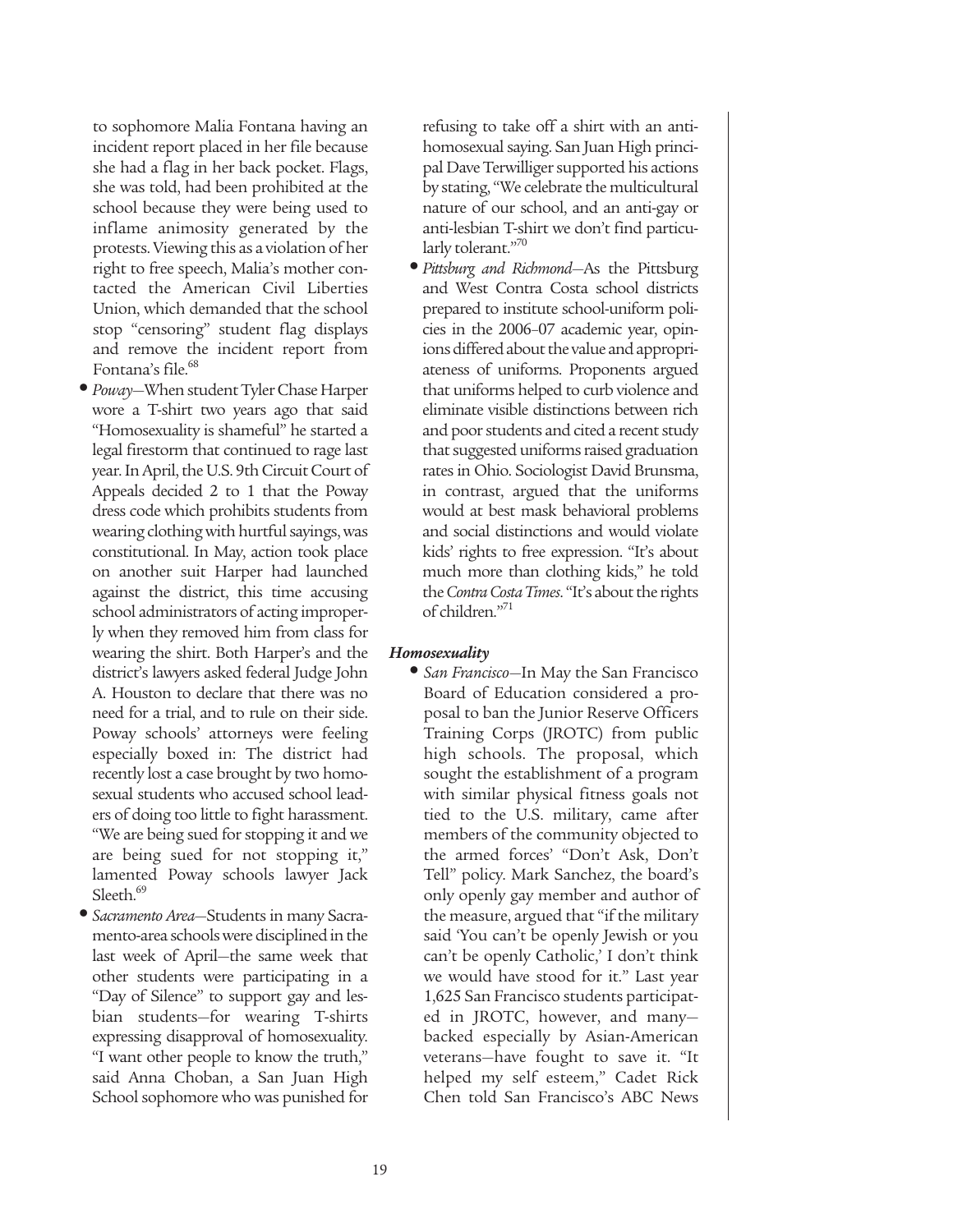to sophomore Malia Fontana having an incident report placed in her file because she had a flag in her back pocket. Flags, she was told, had been prohibited at the school because they were being used to inflame animosity generated by the protests. Viewing this as a violation of her right to free speech, Malia's mother contacted the American Civil Liberties Union, which demanded that the school stop "censoring" student flag displays and remove the incident report from Fontana's file.[68]

- *Poway*—When student Tyler Chase Harper wore a T-shirt two years ago that said "Homosexuality is shameful" he started a legal firestorm that continued to rage last year. In April, the U.S. 9th Circuit Court of Appeals decided 2 to 1 that the Poway dress code which prohibits students from wearing clothing with hurtful sayings, was constitutional. In May, action took place on another suit Harper had launched against the district, this time accusing school administrators of acting improperly when they removed him from class for wearing the shirt. Both Harper's and the district's lawyers asked federal Judge John A. Houston to declare that there was no need for a trial, and to rule on their side. Poway schools' attorneys were feeling especially boxed in: The district had recently lost a case brought by two homosexual students who accused school leaders of doing too little to fight harassment. "We are being sued for stopping it and we are being sued for not stopping it," lamented Poway schools lawyer Jack Sleeth.[69]
- *Sacramento Area*—Students in many Sacramento-area schools were disciplined in the last week of April—the same week that other students were participating in a "Day of Silence" to support gay and lesbian students—for wearing T-shirts expressing disapproval of homosexuality. "I want other people to know the truth," said Anna Choban, a San Juan High School sophomore who was punished for refusing to take off a shirt with an anti-homosexual saying. San Juan High principal Dave Terwilliger supported his actions by stating, "We celebrate the multicultural nature of our school, and an anti-gay or anti-lesbian T-shirt we don't find particularly tolerant."[70]
- *Pittsburg and Richmond*—As the Pittsburg and West Contra Costa school districts prepared to institute school-uniform policies in the 2006–07 academic year, opinions differed about the value and appropriateness of uniforms. Proponents argued that uniforms helped to curb violence and eliminate visible distinctions between rich and poor students and cited a recent study that suggested uniforms raised graduation rates in Ohio. Sociologist David Brunsma, in contrast, argued that the uniforms would at best mask behavioral problems and social distinctions and would violate kids' rights to free expression. "It's about much more than clothing kids," he told the *Contra Costa Times*. "It's about the rights of children."[71]

***Homosexuality***

- *San Francisco*—In May the San Francisco Board of Education considered a proposal to ban the Junior Reserve Officers Training Corps (JROTC) from public high schools. The proposal, which sought the establishment of a program with similar physical fitness goals not tied to the U.S. military, came after members of the community objected to the armed forces' "Don't Ask, Don't Tell" policy. Mark Sanchez, the board's only openly gay member and author of the measure, argued that "if the military said 'You can't be openly Jewish or you can't be openly Catholic,' I don't think we would have stood for it." Last year 1,625 San Francisco students participated in JROTC, however, and many—backed especially by Asian-American veterans—have fought to save it. "It helped my self esteem," Cadet Rick Chen told San Francisco's ABC News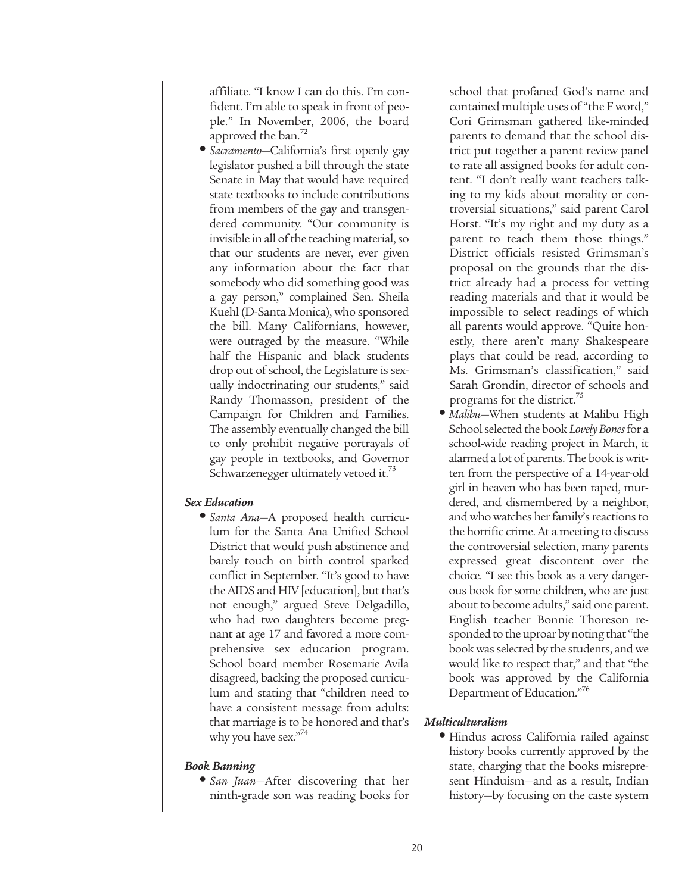affiliate. "I know I can do this. I'm confident. I'm able to speak in front of people." In November, 2006, the board approved the ban.[72]

- *Sacramento*—California's first openly gay legislator pushed a bill through the state Senate in May that would have required state textbooks to include contributions from members of the gay and transgendered community. "Our community is invisible in all of the teaching material, so that our students are never, ever given any information about the fact that somebody who did something good was a gay person," complained Sen. Sheila Kuehl (D-Santa Monica), who sponsored the bill. Many Californians, however, were outraged by the measure. "While half the Hispanic and black students drop out of school, the Legislature is sexually indoctrinating our students," said Randy Thomasson, president of the Campaign for Children and Families. The assembly eventually changed the bill to only prohibit negative portrayals of gay people in textbooks, and Governor Schwarzenegger ultimately vetoed it.[73]

### *Sex Education*

- *Santa Ana*—A proposed health curriculum for the Santa Ana Unified School District that would push abstinence and barely touch on birth control sparked conflict in September. "It's good to have the AIDS and HIV [education], but that's not enough," argued Steve Delgadillo, who had two daughters become pregnant at age 17 and favored a more comprehensive sex education program. School board member Rosemarie Avila disagreed, backing the proposed curriculum and stating that "children need to have a consistent message from adults: that marriage is to be honored and that's why you have sex."[74]

### *Book Banning*

- *San Juan*—After discovering that her ninth-grade son was reading books for school that profaned God's name and contained multiple uses of "the F word," Cori Grimsman gathered like-minded parents to demand that the school district put together a parent review panel to rate all assigned books for adult content. "I don't really want teachers talking to my kids about morality or controversial situations," said parent Carol Horst. "It's my right and my duty as a parent to teach them those things." District officials resisted Grimsman's proposal on the grounds that the district already had a process for vetting reading materials and that it would be impossible to select readings of which all parents would approve. "Quite honestly, there aren't many Shakespeare plays that could be read, according to Ms. Grimsman's classification," said Sarah Grondin, director of schools and programs for the district.[75]
- *Malibu*—When students at Malibu High School selected the book *Lovely Bones* for a school-wide reading project in March, it alarmed a lot of parents. The book is written from the perspective of a 14-year-old girl in heaven who has been raped, murdered, and dismembered by a neighbor, and who watches her family's reactions to the horrific crime. At a meeting to discuss the controversial selection, many parents expressed great discontent over the choice. "I see this book as a very dangerous book for some children, who are just about to become adults," said one parent. English teacher Bonnie Thoreson responded to the uproar by noting that "the book was selected by the students, and we would like to respect that," and that "the book was approved by the California Department of Education."[76]

### *Multiculturalism*

- Hindus across California railed against history books currently approved by the state, charging that the books misrepresent Hinduism—and as a result, Indian history—by focusing on the caste system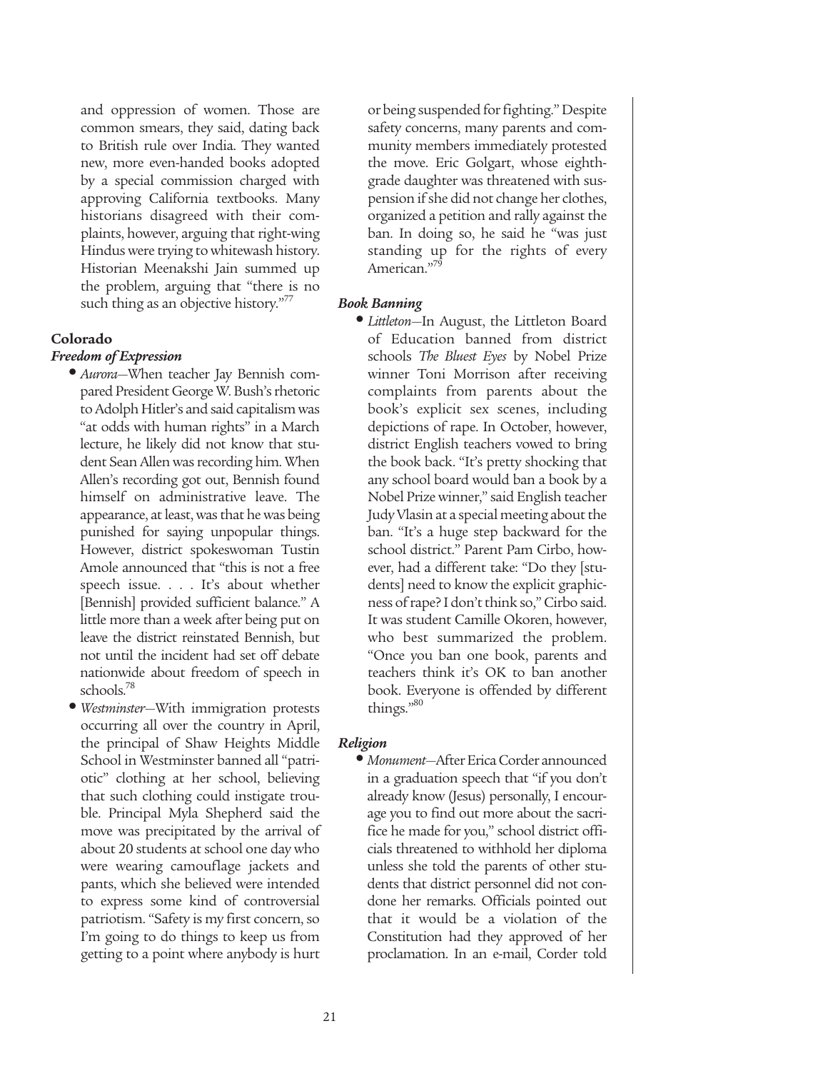and oppression of women. Those are common smears, they said, dating back to British rule over India. They wanted new, more even-handed books adopted by a special commission charged with approving California textbooks. Many historians disagreed with their complaints, however, arguing that right-wing Hindus were trying to whitewash history. Historian Meenakshi Jain summed up the problem, arguing that "there is no such thing as an objective history."[77]

## Colorado

### *Freedom of Expression*

- *Aurora*—When teacher Jay Bennish compared President George W. Bush's rhetoric to Adolph Hitler's and said capitalism was "at odds with human rights" in a March lecture, he likely did not know that student Sean Allen was recording him. When Allen's recording got out, Bennish found himself on administrative leave. The appearance, at least, was that he was being punished for saying unpopular things. However, district spokeswoman Tustin Amole announced that "this is not a free speech issue. . . . It's about whether [Bennish] provided sufficient balance." A little more than a week after being put on leave the district reinstated Bennish, but not until the incident had set off debate nationwide about freedom of speech in schools.[78]
- *Westminster*—With immigration protests occurring all over the country in April, the principal of Shaw Heights Middle School in Westminster banned all "patriotic" clothing at her school, believing that such clothing could instigate trouble. Principal Myla Shepherd said the move was precipitated by the arrival of about 20 students at school one day who were wearing camouflage jackets and pants, which she believed were intended to express some kind of controversial patriotism. "Safety is my first concern, so I'm going to do things to keep us from getting to a point where anybody is hurt or being suspended for fighting." Despite safety concerns, many parents and community members immediately protested the move. Eric Golgart, whose eighth-grade daughter was threatened with suspension if she did not change her clothes, organized a petition and rally against the ban. In doing so, he said he "was just standing up for the rights of every American."[79]

### *Book Banning*

- *Littleton*—In August, the Littleton Board of Education banned from district schools *The Bluest Eyes* by Nobel Prize winner Toni Morrison after receiving complaints from parents about the book's explicit sex scenes, including depictions of rape. In October, however, district English teachers vowed to bring the book back. "It's pretty shocking that any school board would ban a book by a Nobel Prize winner," said English teacher Judy Vlasin at a special meeting about the ban. "It's a huge step backward for the school district." Parent Pam Cirbo, however, had a different take: "Do they [students] need to know the explicit graphicness of rape? I don't think so," Cirbo said. It was student Camille Okoren, however, who best summarized the problem. "Once you ban one book, parents and teachers think it's OK to ban another book. Everyone is offended by different things."[80]

### *Religion*

- *Monument*—After Erica Corder announced in a graduation speech that "if you don't already know (Jesus) personally, I encourage you to find out more about the sacrifice he made for you," school district officials threatened to withhold her diploma unless she told the parents of other students that district personnel did not condone her remarks. Officials pointed out that it would be a violation of the Constitution had they approved of her proclamation. In an e-mail, Corder told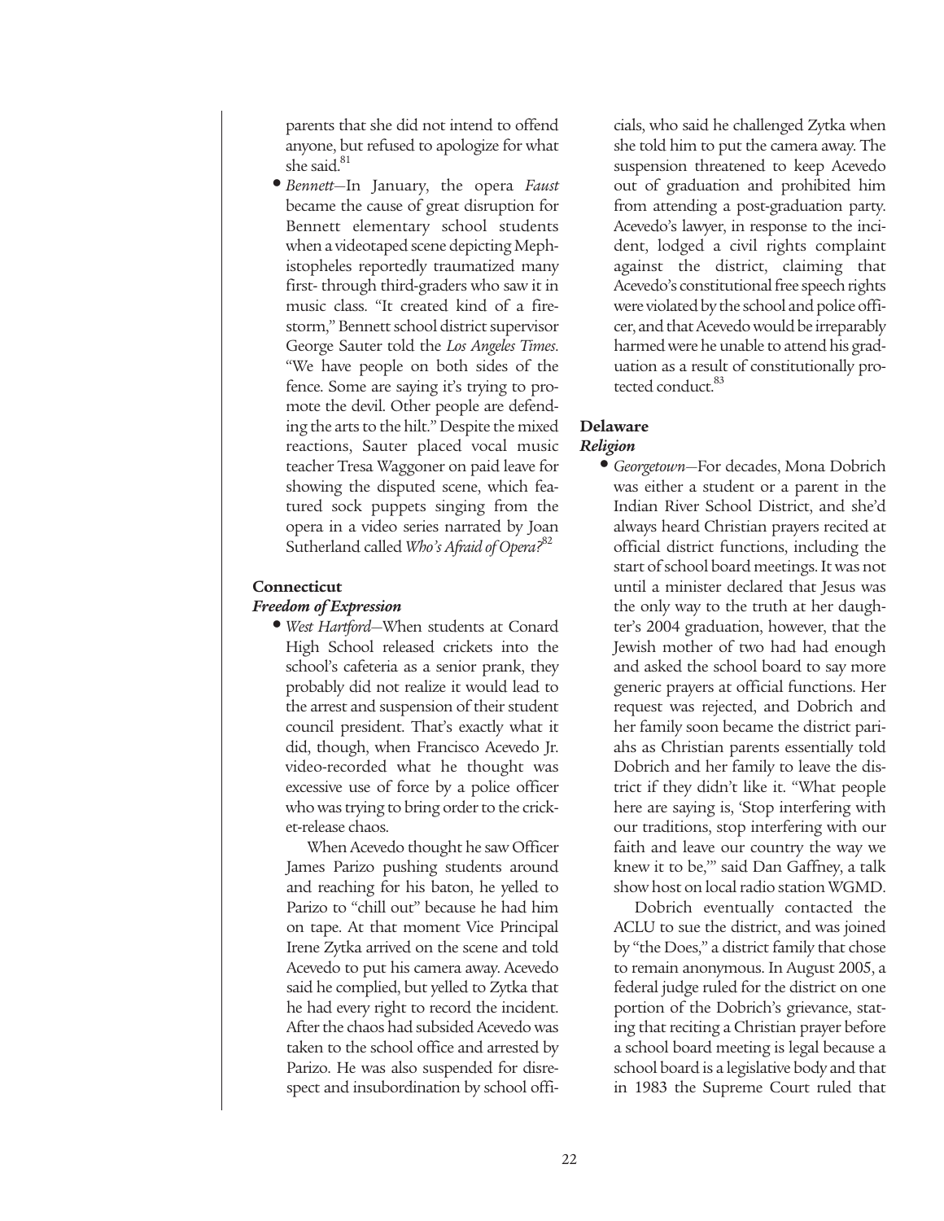parents that she did not intend to offend anyone, but refused to apologize for what she said.[81]

- *Bennett*—In January, the opera *Faust* became the cause of great disruption for Bennett elementary school students when a videotaped scene depicting Mephistopheles reportedly traumatized many first- through third-graders who saw it in music class. "It created kind of a firestorm," Bennett school district supervisor George Sauter told the *Los Angeles Times*. "We have people on both sides of the fence. Some are saying it's trying to promote the devil. Other people are defending the arts to the hilt." Despite the mixed reactions, Sauter placed vocal music teacher Tresa Waggoner on paid leave for showing the disputed scene, which featured sock puppets singing from the opera in a video series narrated by Joan Sutherland called *Who's Afraid of Opera?*[82]

### Connecticut

#### *Freedom of Expression*

- *West Hartford*—When students at Conard High School released crickets into the school's cafeteria as a senior prank, they probably did not realize it would lead to the arrest and suspension of their student council president. That's exactly what it did, though, when Francisco Acevedo Jr. video-recorded what he thought was excessive use of force by a police officer who was trying to bring order to the cricket-release chaos.

  When Acevedo thought he saw Officer James Parizo pushing students around and reaching for his baton, he yelled to Parizo to "chill out" because he had him on tape. At that moment Vice Principal Irene Zytka arrived on the scene and told Acevedo to put his camera away. Acevedo said he complied, but yelled to Zytka that he had every right to record the incident. After the chaos had subsided Acevedo was taken to the school office and arrested by Parizo. He was also suspended for disrespect and insubordination by school officials, who said he challenged Zytka when she told him to put the camera away. The suspension threatened to keep Acevedo out of graduation and prohibited him from attending a post-graduation party. Acevedo's lawyer, in response to the incident, lodged a civil rights complaint against the district, claiming that Acevedo's constitutional free speech rights were violated by the school and police officer, and that Acevedo would be irreparably harmed were he unable to attend his graduation as a result of constitutionally protected conduct.[83]

### Delaware

#### *Religion*

- *Georgetown*—For decades, Mona Dobrich was either a student or a parent in the Indian River School District, and she'd always heard Christian prayers recited at official district functions, including the start of school board meetings. It was not until a minister declared that Jesus was the only way to the truth at her daughter's 2004 graduation, however, that the Jewish mother of two had had enough and asked the school board to say more generic prayers at official functions. Her request was rejected, and Dobrich and her family soon became the district pariahs as Christian parents essentially told Dobrich and her family to leave the district if they didn't like it. "What people here are saying is, 'Stop interfering with our traditions, stop interfering with our faith and leave our country the way we knew it to be,'" said Dan Gaffney, a talk show host on local radio station WGMD.

  Dobrich eventually contacted the ACLU to sue the district, and was joined by "the Does," a district family that chose to remain anonymous. In August 2005, a federal judge ruled for the district on one portion of the Dobrich's grievance, stating that reciting a Christian prayer before a school board meeting is legal because a school board is a legislative body and that in 1983 the Supreme Court ruled that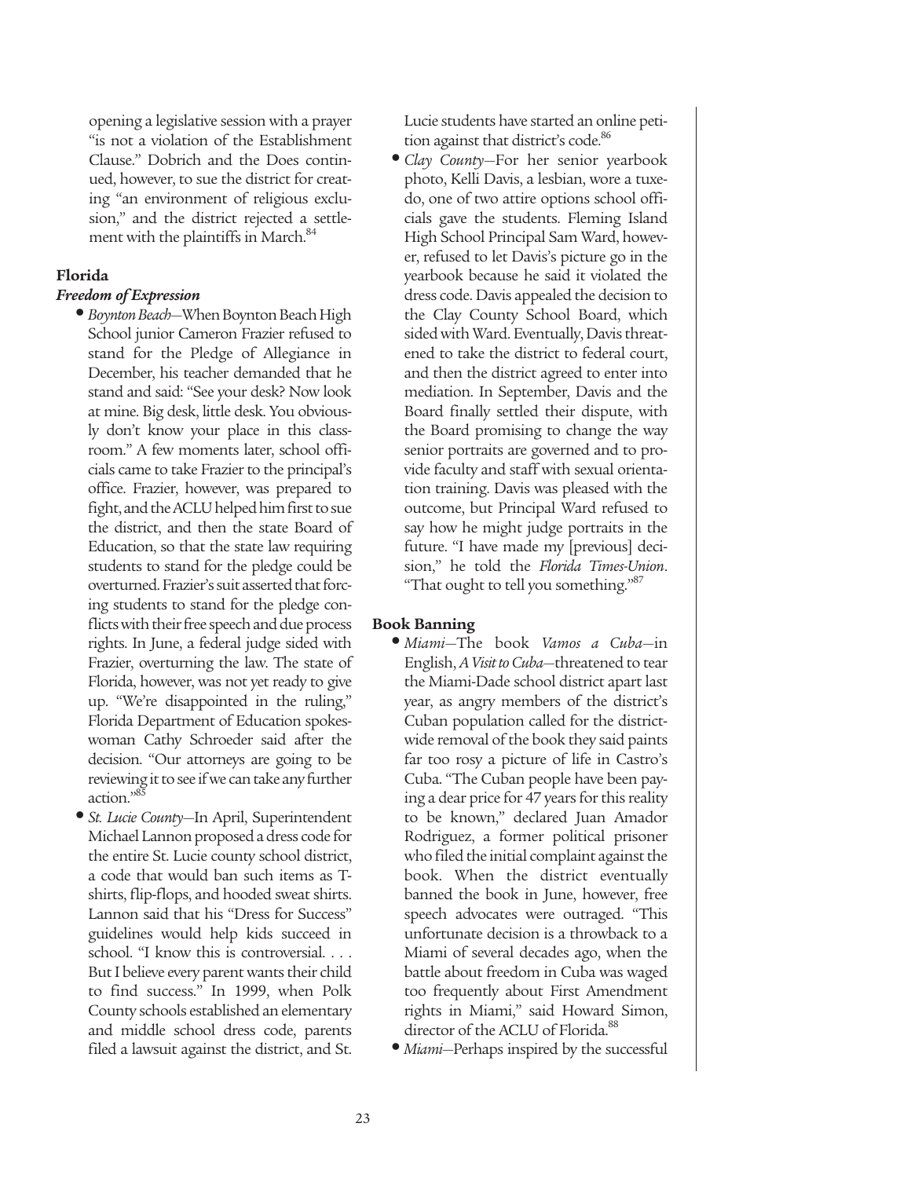opening a legislative session with a prayer "is not a violation of the Establishment Clause." Dobrich and the Does continued, however, to sue the district for creating "an environment of religious exclusion," and the district rejected a settlement with the plaintiffs in March.[84]

## Florida

### *Freedom of Expression*

- *Boynton Beach*—When Boynton Beach High School junior Cameron Frazier refused to stand for the Pledge of Allegiance in December, his teacher demanded that he stand and said: "See your desk? Now look at mine. Big desk, little desk. You obviously don't know your place in this classroom." A few moments later, school officials came to take Frazier to the principal's office. Frazier, however, was prepared to fight, and the ACLU helped him first to sue the district, and then the state Board of Education, so that the state law requiring students to stand for the pledge could be overturned. Frazier's suit asserted that forcing students to stand for the pledge conflicts with their free speech and due process rights. In June, a federal judge sided with Frazier, overturning the law. The state of Florida, however, was not yet ready to give up. "We're disappointed in the ruling," Florida Department of Education spokeswoman Cathy Schroeder said after the decision. "Our attorneys are going to be reviewing it to see if we can take any further action."[85]
- *St. Lucie County*—In April, Superintendent Michael Lannon proposed a dress code for the entire St. Lucie county school district, a code that would ban such items as T-shirts, flip-flops, and hooded sweat shirts. Lannon said that his "Dress for Success" guidelines would help kids succeed in school. "I know this is controversial. . . . But I believe every parent wants their child to find success." In 1999, when Polk County schools established an elementary and middle school dress code, parents filed a lawsuit against the district, and St. Lucie students have started an online petition against that district's code.[86]
- *Clay County*—For her senior yearbook photo, Kelli Davis, a lesbian, wore a tuxedo, one of two attire options school officials gave the students. Fleming Island High School Principal Sam Ward, however, refused to let Davis's picture go in the yearbook because he said it violated the dress code. Davis appealed the decision to the Clay County School Board, which sided with Ward. Eventually, Davis threatened to take the district to federal court, and then the district agreed to enter into mediation. In September, Davis and the Board finally settled their dispute, with the Board promising to change the way senior portraits are governed and to provide faculty and staff with sexual orientation training. Davis was pleased with the outcome, but Principal Ward refused to say how he might judge portraits in the future. "I have made my [previous] decision," he told the *Florida Times-Union*. "That ought to tell you something."[87]

### Book Banning

- *Miami*—The book *Vamos a Cuba*—in English, *A Visit to Cuba*—threatened to tear the Miami-Dade school district apart last year, as angry members of the district's Cuban population called for the district-wide removal of the book they said paints far too rosy a picture of life in Castro's Cuba. "The Cuban people have been paying a dear price for 47 years for this reality to be known," declared Juan Amador Rodriguez, a former political prisoner who filed the initial complaint against the book. When the district eventually banned the book in June, however, free speech advocates were outraged. "This unfortunate decision is a throwback to a Miami of several decades ago, when the battle about freedom in Cuba was waged too frequently about First Amendment rights in Miami," said Howard Simon, director of the ACLU of Florida.[88]
- *Miami*—Perhaps inspired by the successful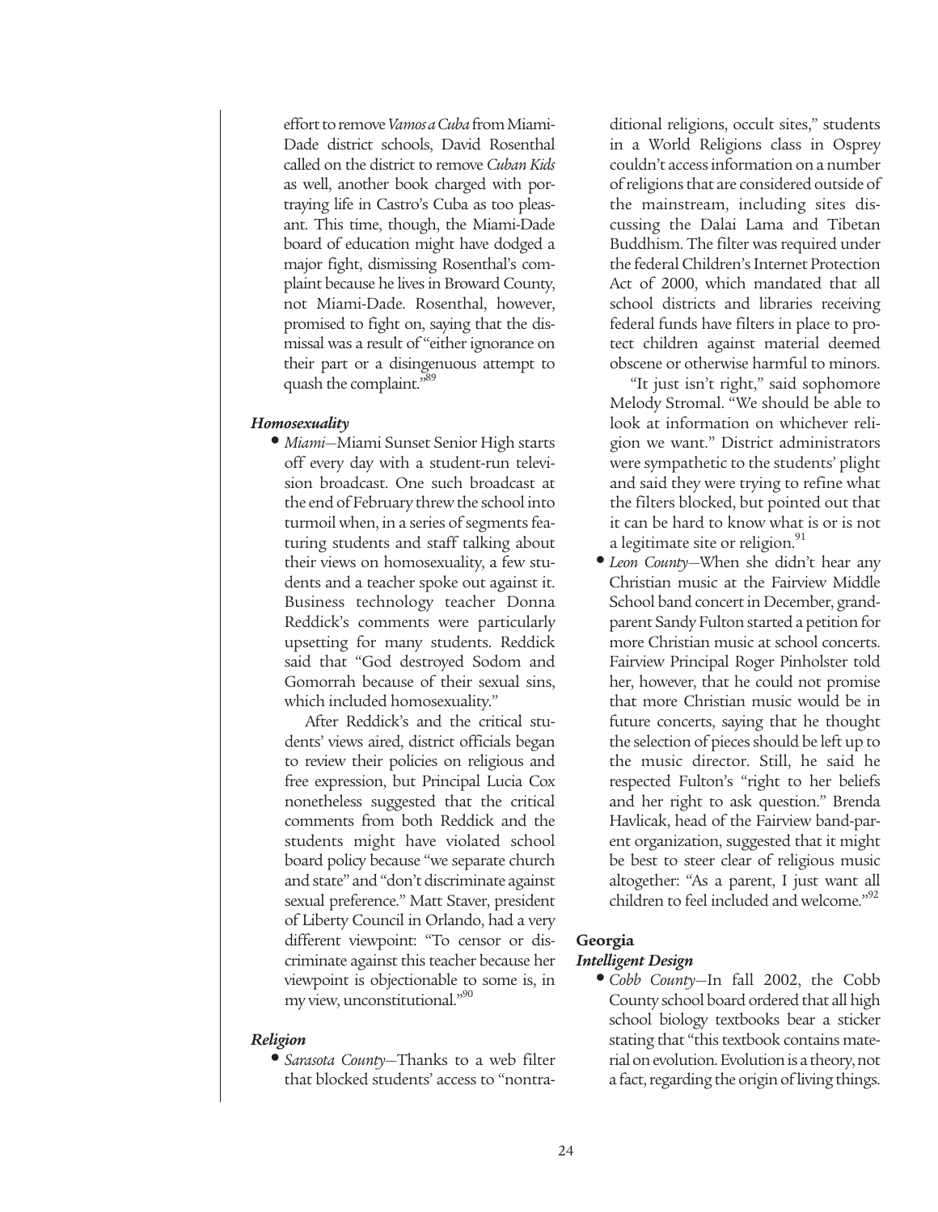effort to remove *Vamos a Cuba* from Miami-Dade district schools, David Rosenthal called on the district to remove *Cuban Kids* as well, another book charged with portraying life in Castro's Cuba as too pleasant. This time, though, the Miami-Dade board of education might have dodged a major fight, dismissing Rosenthal's complaint because he lives in Broward County, not Miami-Dade. Rosenthal, however, promised to fight on, saying that the dismissal was a result of "either ignorance on their part or a disingenuous attempt to quash the complaint."[89]

#### *Homosexuality*

- *Miami*—Miami Sunset Senior High starts off every day with a student-run television broadcast. One such broadcast at the end of February threw the school into turmoil when, in a series of segments featuring students and staff talking about their views on homosexuality, a few students and a teacher spoke out against it. Business technology teacher Donna Reddick's comments were particularly upsetting for many students. Reddick said that "God destroyed Sodom and Gomorrah because of their sexual sins, which included homosexuality."

  After Reddick's and the critical students' views aired, district officials began to review their policies on religious and free expression, but Principal Lucia Cox nonetheless suggested that the critical comments from both Reddick and the students might have violated school board policy because "we separate church and state" and "don't discriminate against sexual preference." Matt Staver, president of Liberty Council in Orlando, had a very different viewpoint: "To censor or discriminate against this teacher because her viewpoint is objectionable to some is, in my view, unconstitutional."[90]

#### *Religion*

- *Sarasota County*—Thanks to a web filter that blocked students' access to "nontraditional religions, occult sites," students in a World Religions class in Osprey couldn't access information on a number of religions that are considered outside of the mainstream, including sites discussing the Dalai Lama and Tibetan Buddhism. The filter was required under the federal Children's Internet Protection Act of 2000, which mandated that all school districts and libraries receiving federal funds have filters in place to protect children against material deemed obscene or otherwise harmful to minors.

  "It just isn't right," said sophomore Melody Stromal. "We should be able to look at information on whichever religion we want." District administrators were sympathetic to the students' plight and said they were trying to refine what the filters blocked, but pointed out that it can be hard to know what is or is not a legitimate site or religion.[91]

- *Leon County*—When she didn't hear any Christian music at the Fairview Middle School band concert in December, grandparent Sandy Fulton started a petition for more Christian music at school concerts. Fairview Principal Roger Pinholster told her, however, that he could not promise that more Christian music would be in future concerts, saying that he thought the selection of pieces should be left up to the music director. Still, he said he respected Fulton's "right to her beliefs and her right to ask question." Brenda Havlicak, head of the Fairview band-parent organization, suggested that it might be best to steer clear of religious music altogether: "As a parent, I just want all children to feel included and welcome."[92]

### Georgia

#### *Intelligent Design*

- *Cobb County*—In fall 2002, the Cobb County school board ordered that all high school biology textbooks bear a sticker stating that "this textbook contains material on evolution. Evolution is a theory, not a fact, regarding the origin of living things.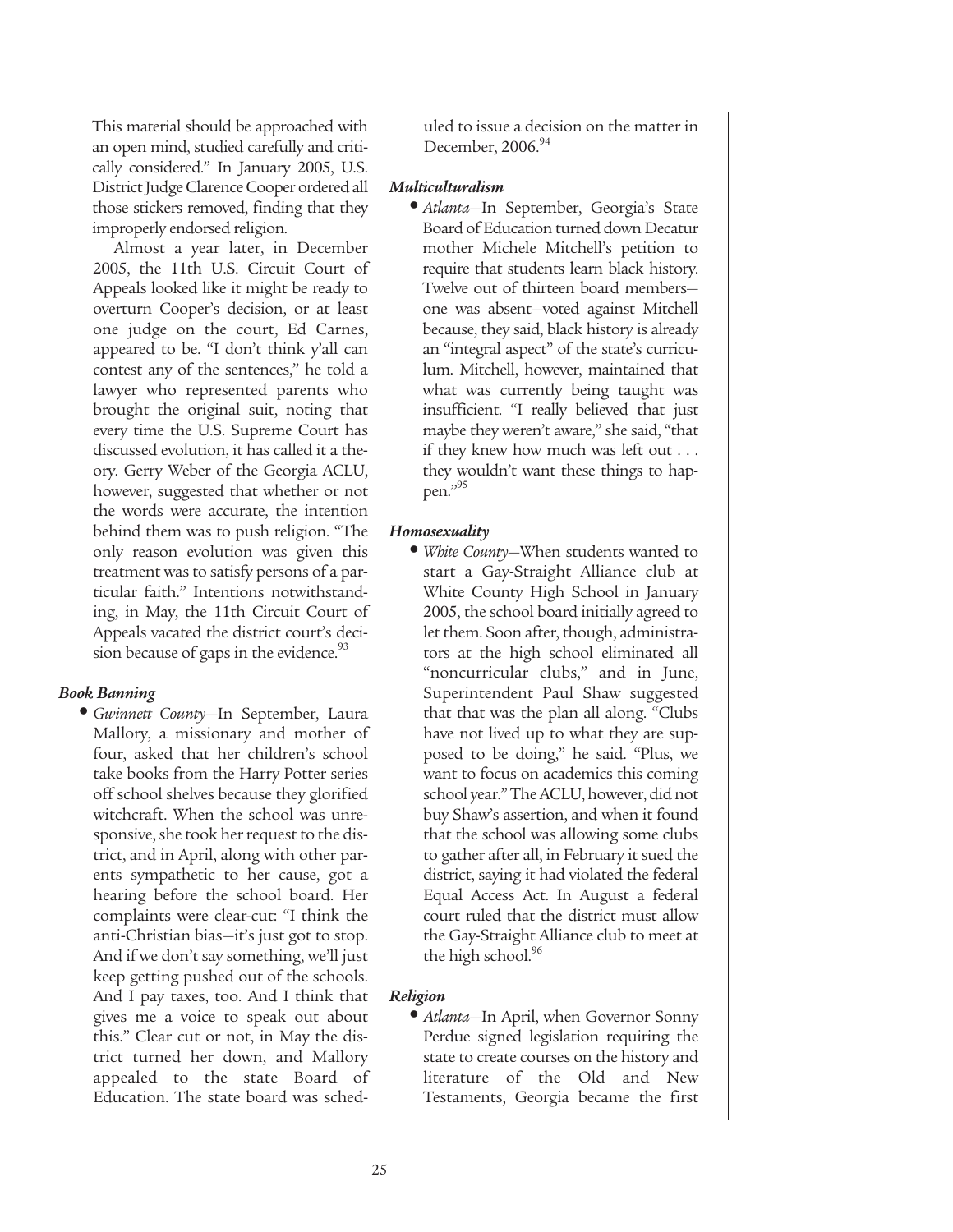This material should be approached with an open mind, studied carefully and critically considered." In January 2005, U.S. District Judge Clarence Cooper ordered all those stickers removed, finding that they improperly endorsed religion.

Almost a year later, in December 2005, the 11th U.S. Circuit Court of Appeals looked like it might be ready to overturn Cooper's decision, or at least one judge on the court, Ed Carnes, appeared to be. "I don't think y'all can contest any of the sentences," he told a lawyer who represented parents who brought the original suit, noting that every time the U.S. Supreme Court has discussed evolution, it has called it a theory. Gerry Weber of the Georgia ACLU, however, suggested that whether or not the words were accurate, the intention behind them was to push religion. "The only reason evolution was given this treatment was to satisfy persons of a particular faith." Intentions notwithstanding, in May, the 11th Circuit Court of Appeals vacated the district court's decision because of gaps in the evidence.[93]

### *Book Banning*

- *Gwinnett County*—In September, Laura Mallory, a missionary and mother of four, asked that her children's school take books from the Harry Potter series off school shelves because they glorified witchcraft. When the school was unresponsive, she took her request to the district, and in April, along with other parents sympathetic to her cause, got a hearing before the school board. Her complaints were clear-cut: "I think the anti-Christian bias—it's just got to stop. And if we don't say something, we'll just keep getting pushed out of the schools. And I pay taxes, too. And I think that gives me a voice to speak out about this." Clear cut or not, in May the district turned her down, and Mallory appealed to the state Board of Education. The state board was scheduled to issue a decision on the matter in December, 2006.[94]

### *Multiculturalism*

- *Atlanta*—In September, Georgia's State Board of Education turned down Decatur mother Michele Mitchell's petition to require that students learn black history. Twelve out of thirteen board members—one was absent—voted against Mitchell because, they said, black history is already an "integral aspect" of the state's curriculum. Mitchell, however, maintained that what was currently being taught was insufficient. "I really believed that just maybe they weren't aware," she said, "that if they knew how much was left out . . . they wouldn't want these things to happen."[95]

### *Homosexuality*

- *White County*—When students wanted to start a Gay-Straight Alliance club at White County High School in January 2005, the school board initially agreed to let them. Soon after, though, administrators at the high school eliminated all "noncurricular clubs," and in June, Superintendent Paul Shaw suggested that that was the plan all along. "Clubs have not lived up to what they are supposed to be doing," he said. "Plus, we want to focus on academics this coming school year." The ACLU, however, did not buy Shaw's assertion, and when it found that the school was allowing some clubs to gather after all, in February it sued the district, saying it had violated the federal Equal Access Act. In August a federal court ruled that the district must allow the Gay-Straight Alliance club to meet at the high school.[96]

### *Religion*

- *Atlanta*—In April, when Governor Sonny Perdue signed legislation requiring the state to create courses on the history and literature of the Old and New Testaments, Georgia became the first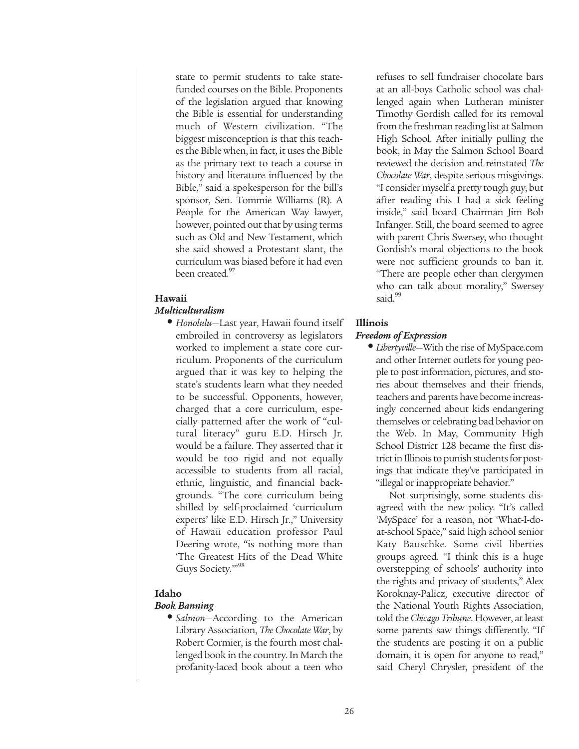state to permit students to take state-funded courses on the Bible. Proponents of the legislation argued that knowing the Bible is essential for understanding much of Western civilization. "The biggest misconception is that this teaches the Bible when, in fact, it uses the Bible as the primary text to teach a course in history and literature influenced by the Bible," said a spokesperson for the bill's sponsor, Sen. Tommie Williams (R). A People for the American Way lawyer, however, pointed out that by using terms such as Old and New Testament, which she said showed a Protestant slant, the curriculum was biased before it had even been created.[97]

### Hawaii

#### *Multiculturalism*

- *Honolulu*—Last year, Hawaii found itself embroiled in controversy as legislators worked to implement a state core curriculum. Proponents of the curriculum argued that it was key to helping the state's students learn what they needed to be successful. Opponents, however, charged that a core curriculum, especially patterned after the work of "cultural literacy" guru E.D. Hirsch Jr. would be a failure. They asserted that it would be too rigid and not equally accessible to students from all racial, ethnic, linguistic, and financial backgrounds. "The core curriculum being shilled by self-proclaimed 'curriculum experts' like E.D. Hirsch Jr.," University of Hawaii education professor Paul Deering wrote, "is nothing more than 'The Greatest Hits of the Dead White Guys Society.'"[98]

### Idaho

#### *Book Banning*

- *Salmon*—According to the American Library Association, *The Chocolate War*, by Robert Cormier, is the fourth most challenged book in the country. In March the profanity-laced book about a teen who refuses to sell fundraiser chocolate bars at an all-boys Catholic school was challenged again when Lutheran minister Timothy Gordish called for its removal from the freshman reading list at Salmon High School. After initially pulling the book, in May the Salmon School Board reviewed the decision and reinstated *The Chocolate War*, despite serious misgivings. "I consider myself a pretty tough guy, but after reading this I had a sick feeling inside," said board Chairman Jim Bob Infanger. Still, the board seemed to agree with parent Chris Swersey, who thought Gordish's moral objections to the book were not sufficient grounds to ban it. "There are people other than clergymen who can talk about morality," Swersey said.[99]

### Illinois

#### *Freedom of Expression*

- *Libertyville*—With the rise of MySpace.com and other Internet outlets for young people to post information, pictures, and stories about themselves and their friends, teachers and parents have become increasingly concerned about kids endangering themselves or celebrating bad behavior on the Web. In May, Community High School District 128 became the first district in Illinois to punish students for postings that indicate they've participated in "illegal or inappropriate behavior."

  Not surprisingly, some students disagreed with the new policy. "It's called 'MySpace' for a reason, not 'What-I-do-at-school Space,'" said high school senior Katy Bauschke. Some civil liberties groups agreed. "I think this is a huge overstepping of schools' authority into the rights and privacy of students," Alex Koroknay-Palicz, executive director of the National Youth Rights Association, told the *Chicago Tribune*. However, at least some parents saw things differently. "If the students are posting it on a public domain, it is open for anyone to read," said Cheryl Chrysler, president of the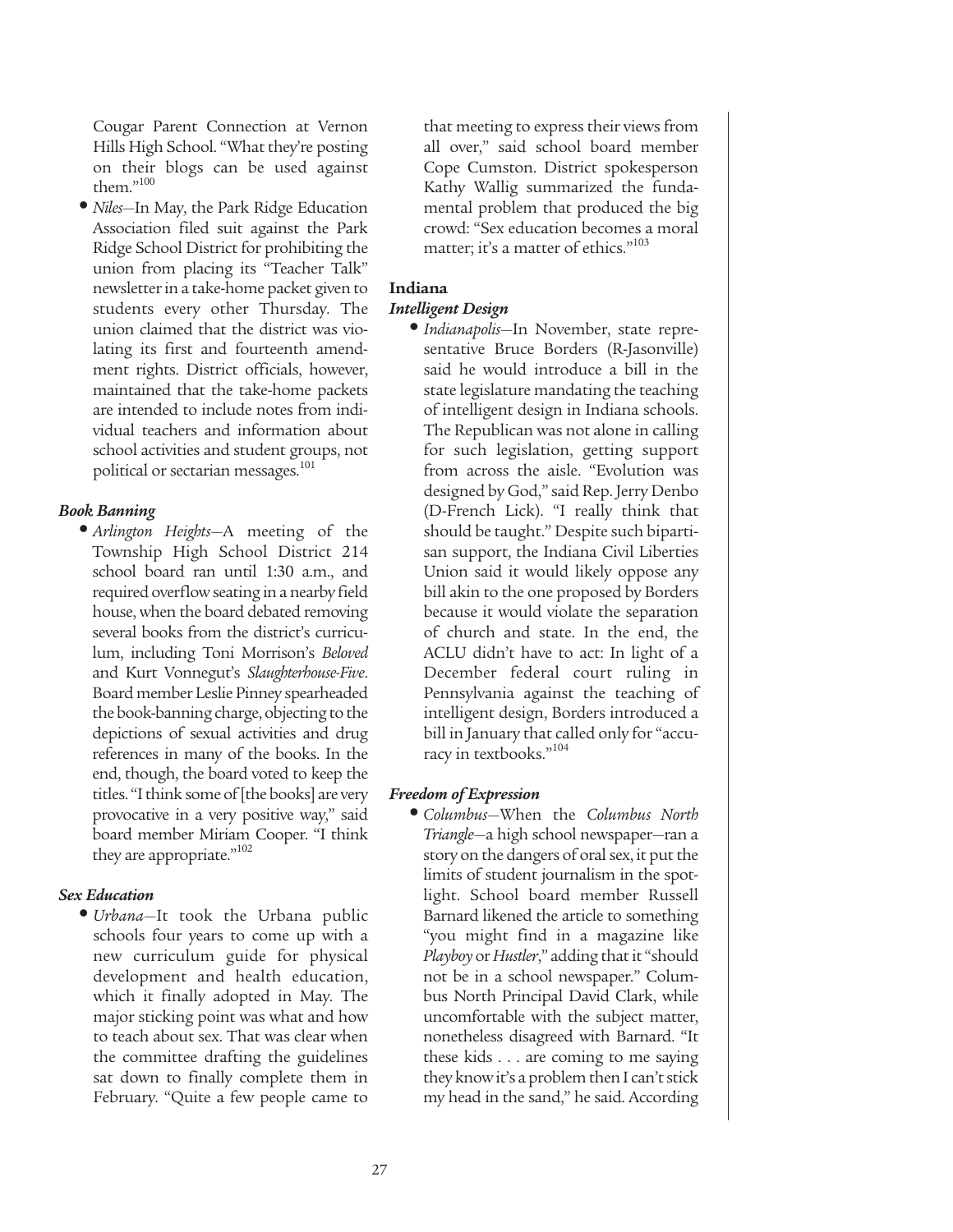Cougar Parent Connection at Vernon Hills High School. "What they're posting on their blogs can be used against them."[100]

- *Niles*—In May, the Park Ridge Education Association filed suit against the Park Ridge School District for prohibiting the union from placing its "Teacher Talk" newsletter in a take-home packet given to students every other Thursday. The union claimed that the district was violating its first and fourteenth amendment rights. District officials, however, maintained that the take-home packets are intended to include notes from individual teachers and information about school activities and student groups, not political or sectarian messages.[101]

### *Book Banning*

- *Arlington Heights*—A meeting of the Township High School District 214 school board ran until 1:30 a.m., and required overflow seating in a nearby field house, when the board debated removing several books from the district's curriculum, including Toni Morrison's *Beloved* and Kurt Vonnegut's *Slaughterhouse-Five*. Board member Leslie Pinney spearheaded the book-banning charge, objecting to the depictions of sexual activities and drug references in many of the books. In the end, though, the board voted to keep the titles. "I think some of [the books] are very provocative in a very positive way," said board member Miriam Cooper. "I think they are appropriate."[102]

### *Sex Education*

- *Urbana*—It took the Urbana public schools four years to come up with a new curriculum guide for physical development and health education, which it finally adopted in May. The major sticking point was what and how to teach about sex. That was clear when the committee drafting the guidelines sat down to finally complete them in February. "Quite a few people came to that meeting to express their views from all over," said school board member Cope Cumston. District spokesperson Kathy Wallig summarized the fundamental problem that produced the big crowd: "Sex education becomes a moral matter; it's a matter of ethics."[103]

## Indiana

### *Intelligent Design*

- *Indianapolis*—In November, state representative Bruce Borders (R-Jasonville) said he would introduce a bill in the state legislature mandating the teaching of intelligent design in Indiana schools. The Republican was not alone in calling for such legislation, getting support from across the aisle. "Evolution was designed by God," said Rep. Jerry Denbo (D-French Lick). "I really think that should be taught." Despite such bipartisan support, the Indiana Civil Liberties Union said it would likely oppose any bill akin to the one proposed by Borders because it would violate the separation of church and state. In the end, the ACLU didn't have to act: In light of a December federal court ruling in Pennsylvania against the teaching of intelligent design, Borders introduced a bill in January that called only for "accuracy in textbooks."[104]

### *Freedom of Expression*

- *Columbus*—When the *Columbus North Triangle*—a high school newspaper—ran a story on the dangers of oral sex, it put the limits of student journalism in the spotlight. School board member Russell Barnard likened the article to something "you might find in a magazine like *Playboy* or *Hustler*," adding that it "should not be in a school newspaper." Columbus North Principal David Clark, while uncomfortable with the subject matter, nonetheless disagreed with Barnard. "It these kids . . . are coming to me saying they know it's a problem then I can't stick my head in the sand," he said. According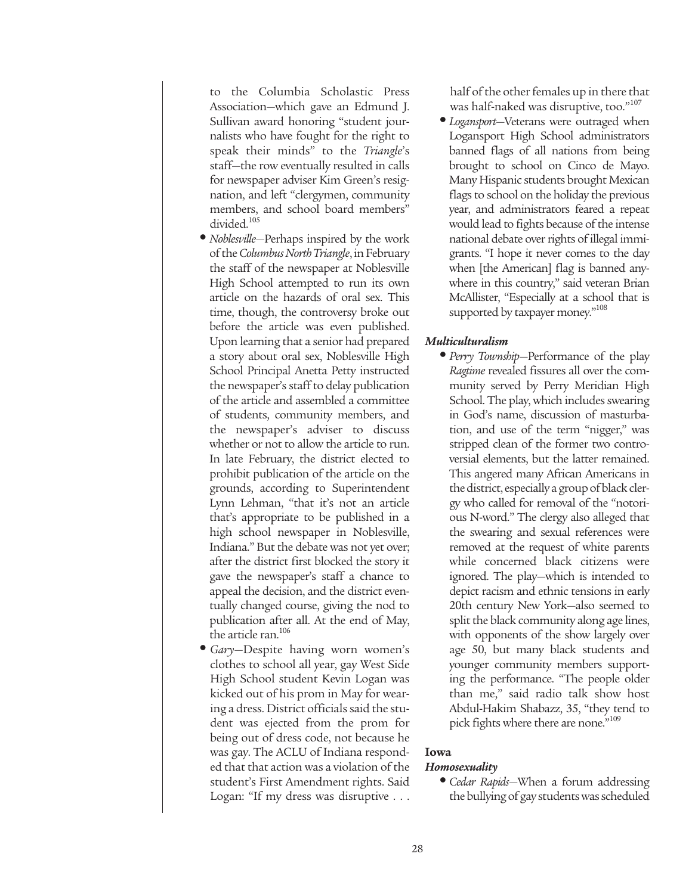to the Columbia Scholastic Press Association—which gave an Edmund J. Sullivan award honoring "student journalists who have fought for the right to speak their minds" to the *Triangle*'s staff—the row eventually resulted in calls for newspaper adviser Kim Green's resignation, and left "clergymen, community members, and school board members" divided.[105]

- *Noblesville*—Perhaps inspired by the work of the *Columbus North Triangle*, in February the staff of the newspaper at Noblesville High School attempted to run its own article on the hazards of oral sex. This time, though, the controversy broke out before the article was even published. Upon learning that a senior had prepared a story about oral sex, Noblesville High School Principal Anetta Petty instructed the newspaper's staff to delay publication of the article and assembled a committee of students, community members, and the newspaper's adviser to discuss whether or not to allow the article to run. In late February, the district elected to prohibit publication of the article on the grounds, according to Superintendent Lynn Lehman, "that it's not an article that's appropriate to be published in a high school newspaper in Noblesville, Indiana." But the debate was not yet over; after the district first blocked the story it gave the newspaper's staff a chance to appeal the decision, and the district eventually changed course, giving the nod to publication after all. At the end of May, the article ran.[106]
- *Gary*—Despite having worn women's clothes to school all year, gay West Side High School student Kevin Logan was kicked out of his prom in May for wearing a dress. District officials said the student was ejected from the prom for being out of dress code, not because he was gay. The ACLU of Indiana responded that that action was a violation of the student's First Amendment rights. Said Logan: "If my dress was disruptive . . . half of the other females up in there that was half-naked was disruptive, too."[107]
- *Logansport*—Veterans were outraged when Logansport High School administrators banned flags of all nations from being brought to school on Cinco de Mayo. Many Hispanic students brought Mexican flags to school on the holiday the previous year, and administrators feared a repeat would lead to fights because of the intense national debate over rights of illegal immigrants. "I hope it never comes to the day when [the American] flag is banned anywhere in this country," said veteran Brian McAllister, "Especially at a school that is supported by taxpayer money."[108]

***Multiculturalism***

- *Perry Township*—Performance of the play *Ragtime* revealed fissures all over the community served by Perry Meridian High School. The play, which includes swearing in God's name, discussion of masturbation, and use of the term "nigger," was stripped clean of the former two controversial elements, but the latter remained. This angered many African Americans in the district, especially a group of black clergy who called for removal of the "notorious N-word." The clergy also alleged that the swearing and sexual references were removed at the request of white parents while concerned black citizens were ignored. The play—which is intended to depict racism and ethnic tensions in early 20th century New York—also seemed to split the black community along age lines, with opponents of the show largely over age 50, but many black students and younger community members supporting the performance. "The people older than me," said radio talk show host Abdul-Hakim Shabazz, 35, "they tend to pick fights where there are none."[109]

**Iowa**

***Homosexuality***

- *Cedar Rapids*—When a forum addressing the bullying of gay students was scheduled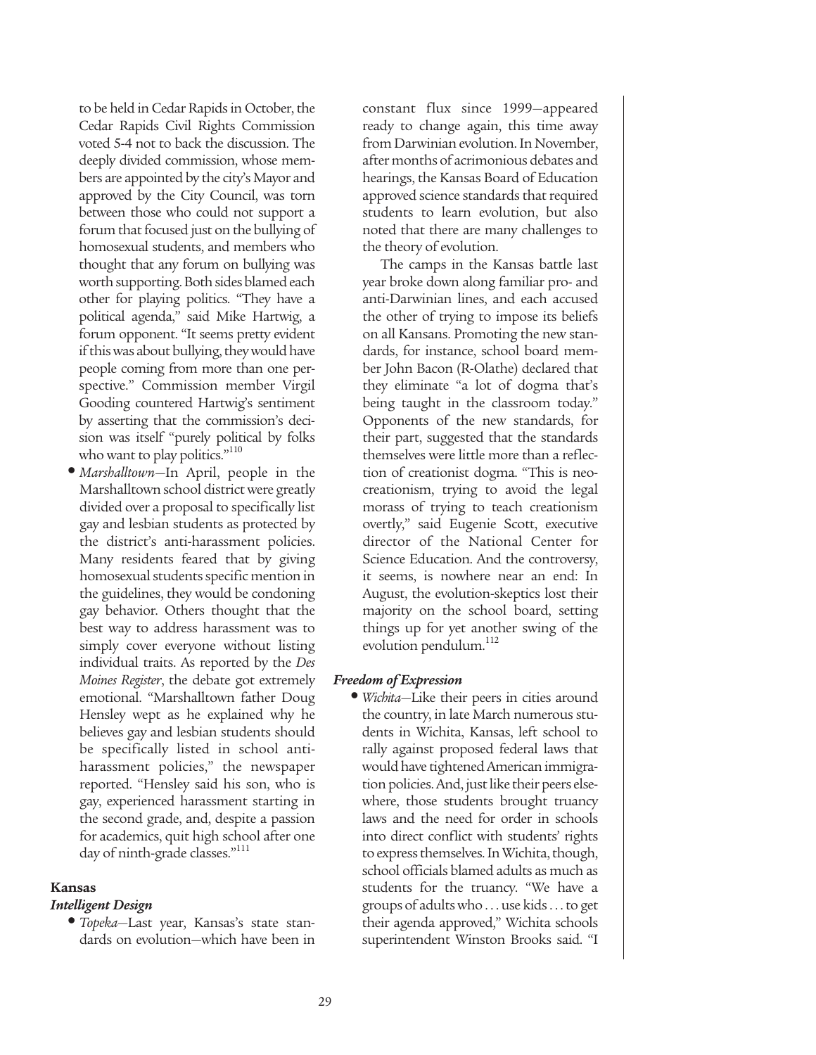to be held in Cedar Rapids in October, the Cedar Rapids Civil Rights Commission voted 5-4 not to back the discussion. The deeply divided commission, whose members are appointed by the city's Mayor and approved by the City Council, was torn between those who could not support a forum that focused just on the bullying of homosexual students, and members who thought that any forum on bullying was worth supporting. Both sides blamed each other for playing politics. "They have a political agenda," said Mike Hartwig, a forum opponent. "It seems pretty evident if this was about bullying, they would have people coming from more than one perspective." Commission member Virgil Gooding countered Hartwig's sentiment by asserting that the commission's decision was itself "purely political by folks who want to play politics."[110]

- *Marshalltown*—In April, people in the Marshalltown school district were greatly divided over a proposal to specifically list gay and lesbian students as protected by the district's anti-harassment policies. Many residents feared that by giving homosexual students specific mention in the guidelines, they would be condoning gay behavior. Others thought that the best way to address harassment was to simply cover everyone without listing individual traits. As reported by the *Des Moines Register*, the debate got extremely emotional. "Marshalltown father Doug Hensley wept as he explained why he believes gay and lesbian students should be specifically listed in school anti-harassment policies," the newspaper reported. "Hensley said his son, who is gay, experienced harassment starting in the second grade, and, despite a passion for academics, quit high school after one day of ninth-grade classes."[111]

**Kansas**

***Intelligent Design***

- *Topeka*—Last year, Kansas's state standards on evolution—which have been in constant flux since 1999—appeared ready to change again, this time away from Darwinian evolution. In November, after months of acrimonious debates and hearings, the Kansas Board of Education approved science standards that required students to learn evolution, but also noted that there are many challenges to the theory of evolution.

  The camps in the Kansas battle last year broke down along familiar pro- and anti-Darwinian lines, and each accused the other of trying to impose its beliefs on all Kansans. Promoting the new standards, for instance, school board member John Bacon (R-Olathe) declared that they eliminate "a lot of dogma that's being taught in the classroom today." Opponents of the new standards, for their part, suggested that the standards themselves were little more than a reflection of creationist dogma. "This is neo-creationism, trying to avoid the legal morass of trying to teach creationism overtly," said Eugenie Scott, executive director of the National Center for Science Education. And the controversy, it seems, is nowhere near an end: In August, the evolution-skeptics lost their majority on the school board, setting things up for yet another swing of the evolution pendulum.[112]

***Freedom of Expression***

- *Wichita*—Like their peers in cities around the country, in late March numerous students in Wichita, Kansas, left school to rally against proposed federal laws that would have tightened American immigration policies. And, just like their peers elsewhere, those students brought truancy laws and the need for order in schools into direct conflict with students' rights to express themselves. In Wichita, though, school officials blamed adults as much as students for the truancy. "We have a groups of adults who . . . use kids . . . to get their agenda approved," Wichita schools superintendent Winston Brooks said. "I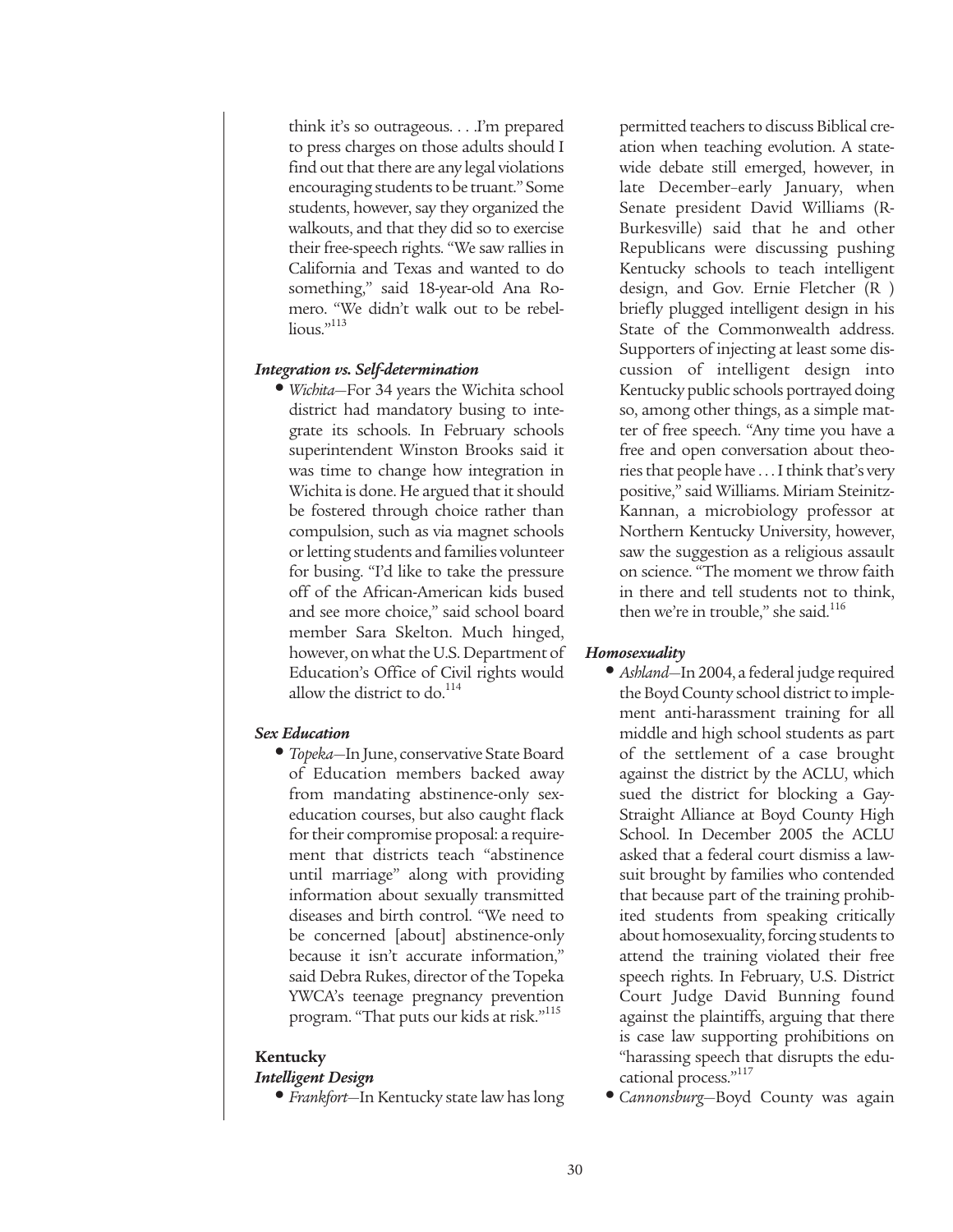think it's so outrageous. . . .I'm prepared to press charges on those adults should I find out that there are any legal violations encouraging students to be truant." Some students, however, say they organized the walkouts, and that they did so to exercise their free-speech rights. "We saw rallies in California and Texas and wanted to do something," said 18-year-old Ana Romero. "We didn't walk out to be rebellious."[113]

#### *Integration vs. Self-determination*

- *Wichita*—For 34 years the Wichita school district had mandatory busing to integrate its schools. In February schools superintendent Winston Brooks said it was time to change how integration in Wichita is done. He argued that it should be fostered through choice rather than compulsion, such as via magnet schools or letting students and families volunteer for busing. "I'd like to take the pressure off of the African-American kids bused and see more choice," said school board member Sara Skelton. Much hinged, however, on what the U.S. Department of Education's Office of Civil rights would allow the district to do.[114]

#### *Sex Education*

- *Topeka*—In June, conservative State Board of Education members backed away from mandating abstinence-only sex-education courses, but also caught flack for their compromise proposal: a requirement that districts teach "abstinence until marriage" along with providing information about sexually transmitted diseases and birth control. "We need to be concerned [about] abstinence-only because it isn't accurate information," said Debra Rukes, director of the Topeka YWCA's teenage pregnancy prevention program. "That puts our kids at risk."[115]

### Kentucky

#### *Intelligent Design*

- *Frankfort*—In Kentucky state law has long permitted teachers to discuss Biblical creation when teaching evolution. A statewide debate still emerged, however, in late December–early January, when Senate president David Williams (R-Burkesville) said that he and other Republicans were discussing pushing Kentucky schools to teach intelligent design, and Gov. Ernie Fletcher (R ) briefly plugged intelligent design in his State of the Commonwealth address. Supporters of injecting at least some discussion of intelligent design into Kentucky public schools portrayed doing so, among other things, as a simple matter of free speech. "Any time you have a free and open conversation about theories that people have . . . I think that's very positive," said Williams. Miriam Steinitz-Kannan, a microbiology professor at Northern Kentucky University, however, saw the suggestion as a religious assault on science. "The moment we throw faith in there and tell students not to think, then we're in trouble," she said.[116]

#### *Homosexuality*

- *Ashland*—In 2004, a federal judge required the Boyd County school district to implement anti-harassment training for all middle and high school students as part of the settlement of a case brought against the district by the ACLU, which sued the district for blocking a Gay-Straight Alliance at Boyd County High School. In December 2005 the ACLU asked that a federal court dismiss a lawsuit brought by families who contended that because part of the training prohibited students from speaking critically about homosexuality, forcing students to attend the training violated their free speech rights. In February, U.S. District Court Judge David Bunning found against the plaintiffs, arguing that there is case law supporting prohibitions on "harassing speech that disrupts the educational process."[117]
- *Cannonsburg*—Boyd County was again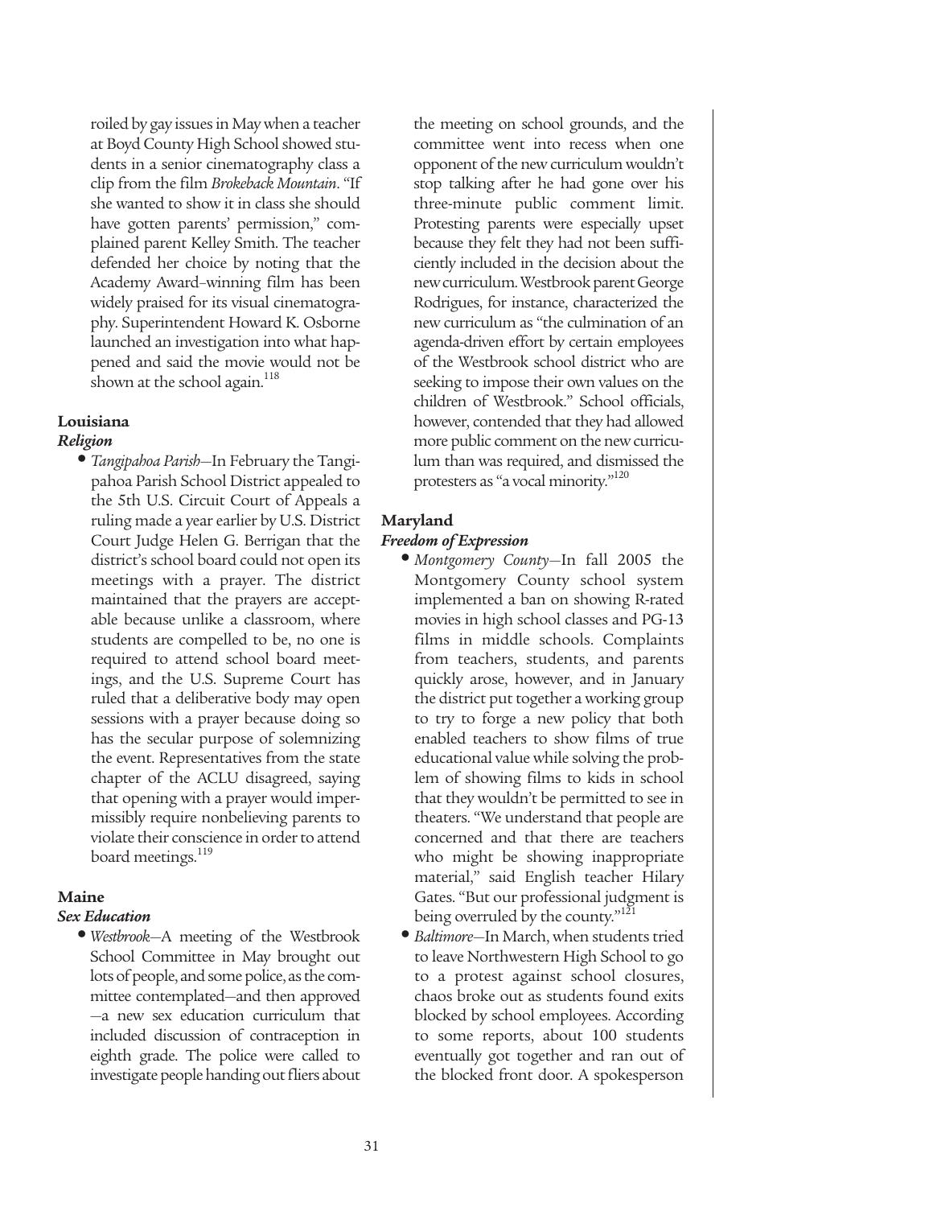roiled by gay issues in May when a teacher at Boyd County High School showed students in a senior cinematography class a clip from the film *Brokeback Mountain*. "If she wanted to show it in class she should have gotten parents' permission," complained parent Kelley Smith. The teacher defended her choice by noting that the Academy Award–winning film has been widely praised for its visual cinematography. Superintendent Howard K. Osborne launched an investigation into what happened and said the movie would not be shown at the school again.[118]

**Louisiana**

***Religion***

- *Tangipahoa Parish*—In February the Tangipahoa Parish School District appealed to the 5th U.S. Circuit Court of Appeals a ruling made a year earlier by U.S. District Court Judge Helen G. Berrigan that the district's school board could not open its meetings with a prayer. The district maintained that the prayers are acceptable because unlike a classroom, where students are compelled to be, no one is required to attend school board meetings, and the U.S. Supreme Court has ruled that a deliberative body may open sessions with a prayer because doing so has the secular purpose of solemnizing the event. Representatives from the state chapter of the ACLU disagreed, saying that opening with a prayer would impermissibly require nonbelieving parents to violate their conscience in order to attend board meetings.[119]

**Maine**

***Sex Education***

- *Westbrook*—A meeting of the Westbrook School Committee in May brought out lots of people, and some police, as the committee contemplated—and then approved—a new sex education curriculum that included discussion of contraception in eighth grade. The police were called to investigate people handing out fliers about the meeting on school grounds, and the committee went into recess when one opponent of the new curriculum wouldn't stop talking after he had gone over his three-minute public comment limit. Protesting parents were especially upset because they felt they had not been sufficiently included in the decision about the new curriculum. Westbrook parent George Rodrigues, for instance, characterized the new curriculum as "the culmination of an agenda-driven effort by certain employees of the Westbrook school district who are seeking to impose their own values on the children of Westbrook." School officials, however, contended that they had allowed more public comment on the new curriculum than was required, and dismissed the protesters as "a vocal minority."[120]

**Maryland**

***Freedom of Expression***

- *Montgomery County*—In fall 2005 the Montgomery County school system implemented a ban on showing R-rated movies in high school classes and PG-13 films in middle schools. Complaints from teachers, students, and parents quickly arose, however, and in January the district put together a working group to try to forge a new policy that both enabled teachers to show films of true educational value while solving the problem of showing films to kids in school that they wouldn't be permitted to see in theaters. "We understand that people are concerned and that there are teachers who might be showing inappropriate material," said English teacher Hilary Gates. "But our professional judgment is being overruled by the county."[121]
- *Baltimore*—In March, when students tried to leave Northwestern High School to go to a protest against school closures, chaos broke out as students found exits blocked by school employees. According to some reports, about 100 students eventually got together and ran out of the blocked front door. A spokesperson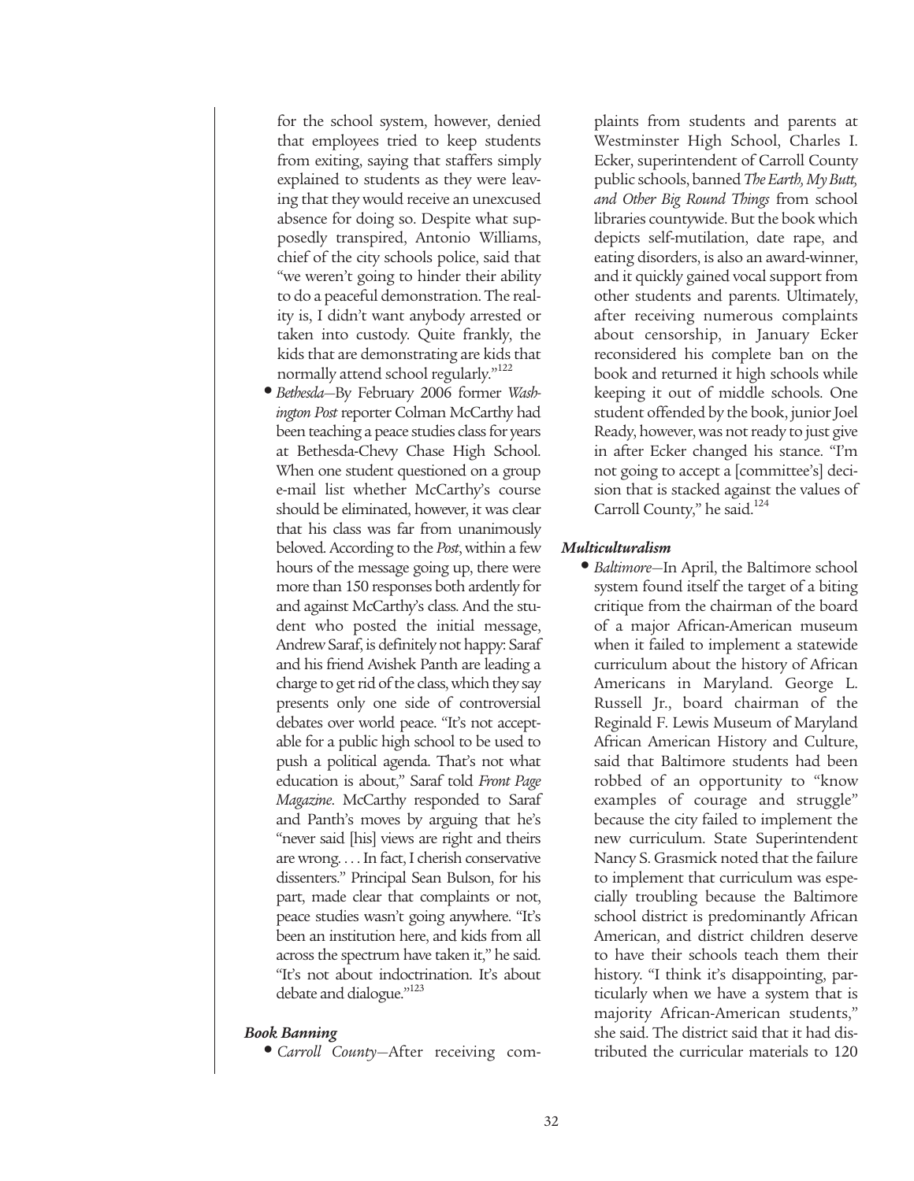for the school system, however, denied that employees tried to keep students from exiting, saying that staffers simply explained to students as they were leaving that they would receive an unexcused absence for doing so. Despite what supposedly transpired, Antonio Williams, chief of the city schools police, said that "we weren't going to hinder their ability to do a peaceful demonstration. The reality is, I didn't want anybody arrested or taken into custody. Quite frankly, the kids that are demonstrating are kids that normally attend school regularly."[122]

- *Bethesda*—By February 2006 former *Washington Post* reporter Colman McCarthy had been teaching a peace studies class for years at Bethesda-Chevy Chase High School. When one student questioned on a group e-mail list whether McCarthy's course should be eliminated, however, it was clear that his class was far from unanimously beloved. According to the *Post*, within a few hours of the message going up, there were more than 150 responses both ardently for and against McCarthy's class. And the student who posted the initial message, Andrew Saraf, is definitely not happy: Saraf and his friend Avishek Panth are leading a charge to get rid of the class, which they say presents only one side of controversial debates over world peace. "It's not acceptable for a public high school to be used to push a political agenda. That's not what education is about," Saraf told *Front Page Magazine*. McCarthy responded to Saraf and Panth's moves by arguing that he's "never said [his] views are right and theirs are wrong. . . . In fact, I cherish conservative dissenters." Principal Sean Bulson, for his part, made clear that complaints or not, peace studies wasn't going anywhere. "It's been an institution here, and kids from all across the spectrum have taken it," he said. "It's not about indoctrination. It's about debate and dialogue."[123]

#### *Book Banning*

- *Carroll County*—After receiving complaints from students and parents at Westminster High School, Charles I. Ecker, superintendent of Carroll County public schools, banned *The Earth, My Butt, and Other Big Round Things* from school libraries countywide. But the book which depicts self-mutilation, date rape, and eating disorders, is also an award-winner, and it quickly gained vocal support from other students and parents. Ultimately, after receiving numerous complaints about censorship, in January Ecker reconsidered his complete ban on the book and returned it high schools while keeping it out of middle schools. One student offended by the book, junior Joel Ready, however, was not ready to just give in after Ecker changed his stance. "I'm not going to accept a [committee's] decision that is stacked against the values of Carroll County," he said.[124]

#### *Multiculturalism*

- *Baltimore*—In April, the Baltimore school system found itself the target of a biting critique from the chairman of the board of a major African-American museum when it failed to implement a statewide curriculum about the history of African Americans in Maryland. George L. Russell Jr., board chairman of the Reginald F. Lewis Museum of Maryland African American History and Culture, said that Baltimore students had been robbed of an opportunity to "know examples of courage and struggle" because the city failed to implement the new curriculum. State Superintendent Nancy S. Grasmick noted that the failure to implement that curriculum was especially troubling because the Baltimore school district is predominantly African American, and district children deserve to have their schools teach them their history. "I think it's disappointing, particularly when we have a system that is majority African-American students," she said. The district said that it had distributed the curricular materials to 120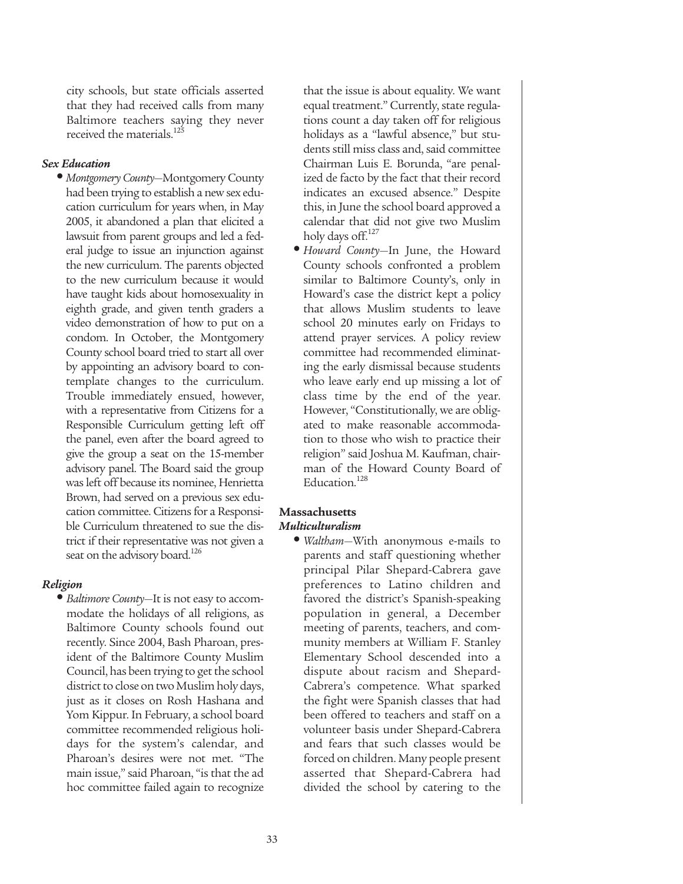city schools, but state officials asserted that they had received calls from many Baltimore teachers saying they never received the materials.[125]

***Sex Education***

- *Montgomery County*—Montgomery County had been trying to establish a new sex education curriculum for years when, in May 2005, it abandoned a plan that elicited a lawsuit from parent groups and led a federal judge to issue an injunction against the new curriculum. The parents objected to the new curriculum because it would have taught kids about homosexuality in eighth grade, and given tenth graders a video demonstration of how to put on a condom. In October, the Montgomery County school board tried to start all over by appointing an advisory board to contemplate changes to the curriculum. Trouble immediately ensued, however, with a representative from Citizens for a Responsible Curriculum getting left off the panel, even after the board agreed to give the group a seat on the 15-member advisory panel. The Board said the group was left off because its nominee, Henrietta Brown, had served on a previous sex education committee. Citizens for a Responsible Curriculum threatened to sue the district if their representative was not given a seat on the advisory board.[126]

***Religion***

- *Baltimore County*—It is not easy to accommodate the holidays of all religions, as Baltimore County schools found out recently. Since 2004, Bash Pharoan, president of the Baltimore County Muslim Council, has been trying to get the school district to close on two Muslim holy days, just as it closes on Rosh Hashana and Yom Kippur. In February, a school board committee recommended religious holidays for the system's calendar, and Pharoan's desires were not met. "The main issue," said Pharoan, "is that the ad hoc committee failed again to recognize that the issue is about equality. We want equal treatment." Currently, state regulations count a day taken off for religious holidays as a "lawful absence," but students still miss class and, said committee Chairman Luis E. Borunda, "are penalized de facto by the fact that their record indicates an excused absence." Despite this, in June the school board approved a calendar that did not give two Muslim holy days off.[127]
- *Howard County*—In June, the Howard County schools confronted a problem similar to Baltimore County's, only in Howard's case the district kept a policy that allows Muslim students to leave school 20 minutes early on Fridays to attend prayer services. A policy review committee had recommended eliminating the early dismissal because students who leave early end up missing a lot of class time by the end of the year. However, "Constitutionally, we are obligated to make reasonable accommodation to those who wish to practice their religion" said Joshua M. Kaufman, chairman of the Howard County Board of Education.[128]

**Massachusetts**

***Multiculturalism***

- *Waltham*—With anonymous e-mails to parents and staff questioning whether principal Pilar Shepard-Cabrera gave preferences to Latino children and favored the district's Spanish-speaking population in general, a December meeting of parents, teachers, and community members at William F. Stanley Elementary School descended into a dispute about racism and Shepard-Cabrera's competence. What sparked the fight were Spanish classes that had been offered to teachers and staff on a volunteer basis under Shepard-Cabrera and fears that such classes would be forced on children. Many people present asserted that Shepard-Cabrera had divided the school by catering to the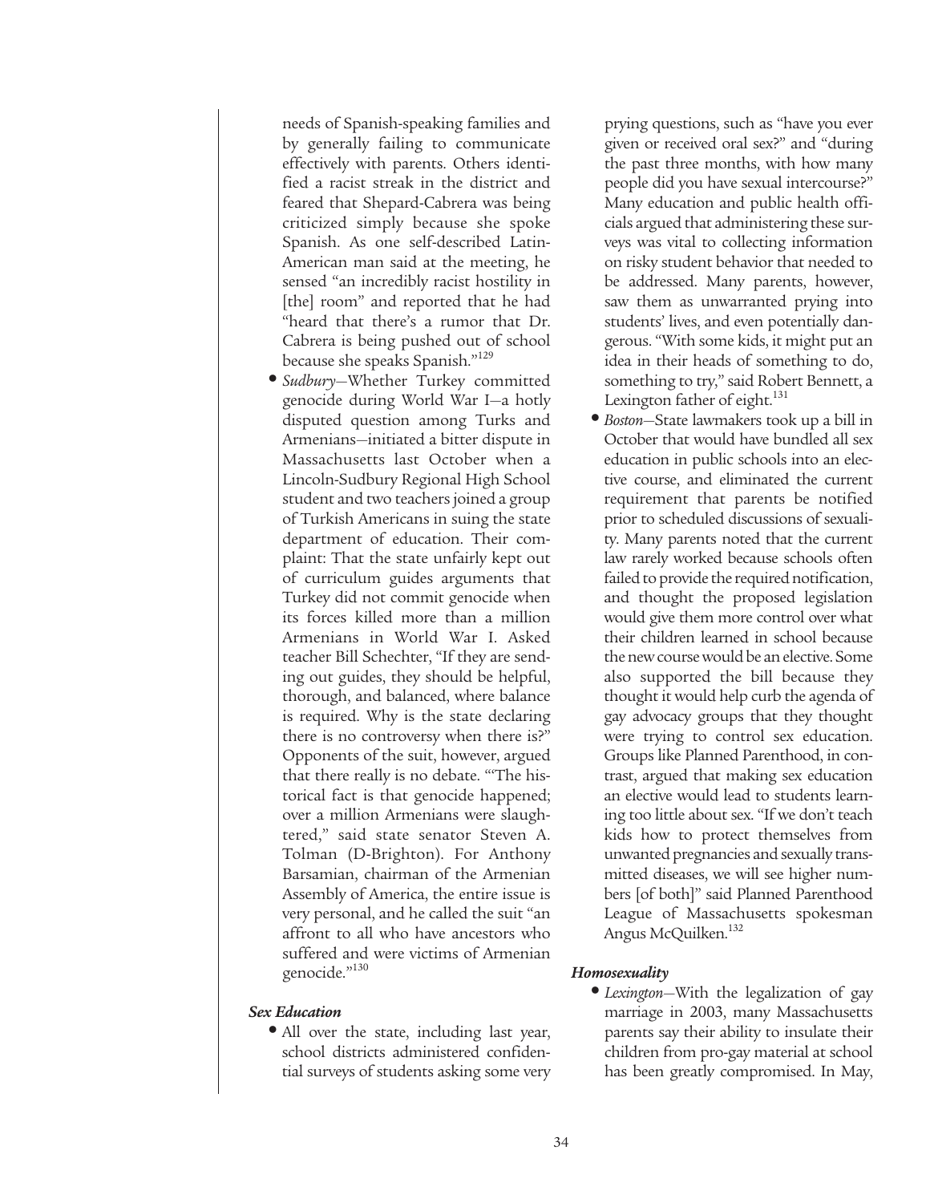needs of Spanish-speaking families and by generally failing to communicate effectively with parents. Others identified a racist streak in the district and feared that Shepard-Cabrera was being criticized simply because she spoke Spanish. As one self-described Latin-American man said at the meeting, he sensed "an incredibly racist hostility in [the] room" and reported that he had "heard that there's a rumor that Dr. Cabrera is being pushed out of school because she speaks Spanish."[129]

- *Sudbury*—Whether Turkey committed genocide during World War I—a hotly disputed question among Turks and Armenians—initiated a bitter dispute in Massachusetts last October when a Lincoln-Sudbury Regional High School student and two teachers joined a group of Turkish Americans in suing the state department of education. Their complaint: That the state unfairly kept out of curriculum guides arguments that Turkey did not commit genocide when its forces killed more than a million Armenians in World War I. Asked teacher Bill Schechter, "If they are sending out guides, they should be helpful, thorough, and balanced, where balance is required. Why is the state declaring there is no controversy when there is?" Opponents of the suit, however, argued that there really is no debate. "'The historical fact is that genocide happened; over a million Armenians were slaughtered," said state senator Steven A. Tolman (D-Brighton). For Anthony Barsamian, chairman of the Armenian Assembly of America, the entire issue is very personal, and he called the suit "an affront to all who have ancestors who suffered and were victims of Armenian genocide."[130]

### *Sex Education*

- All over the state, including last year, school districts administered confidential surveys of students asking some very prying questions, such as "have you ever given or received oral sex?" and "during the past three months, with how many people did you have sexual intercourse?" Many education and public health officials argued that administering these surveys was vital to collecting information on risky student behavior that needed to be addressed. Many parents, however, saw them as unwarranted prying into students' lives, and even potentially dangerous. "With some kids, it might put an idea in their heads of something to do, something to try," said Robert Bennett, a Lexington father of eight.[131]
- *Boston*—State lawmakers took up a bill in October that would have bundled all sex education in public schools into an elective course, and eliminated the current requirement that parents be notified prior to scheduled discussions of sexuality. Many parents noted that the current law rarely worked because schools often failed to provide the required notification, and thought the proposed legislation would give them more control over what their children learned in school because the new course would be an elective. Some also supported the bill because they thought it would help curb the agenda of gay advocacy groups that they thought were trying to control sex education. Groups like Planned Parenthood, in contrast, argued that making sex education an elective would lead to students learning too little about sex. "If we don't teach kids how to protect themselves from unwanted pregnancies and sexually transmitted diseases, we will see higher numbers [of both]" said Planned Parenthood League of Massachusetts spokesman Angus McQuilken.[132]

### *Homosexuality*

- *Lexington*—With the legalization of gay marriage in 2003, many Massachusetts parents say their ability to insulate their children from pro-gay material at school has been greatly compromised. In May,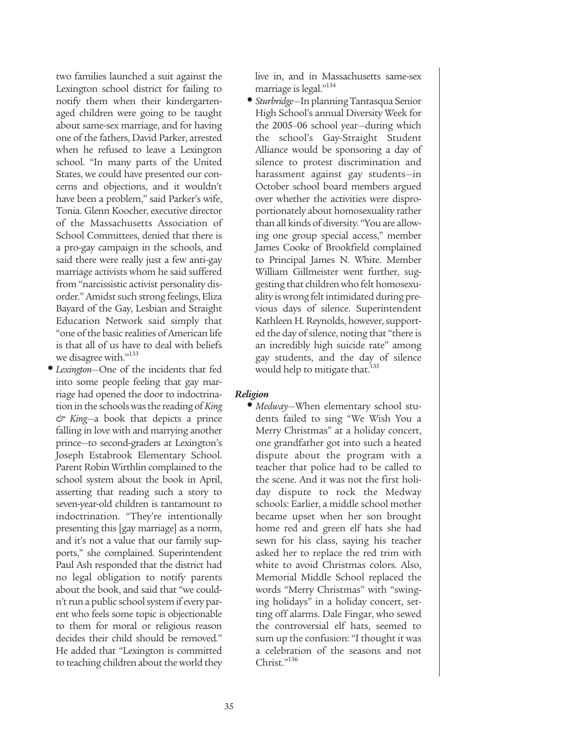two families launched a suit against the Lexington school district for failing to notify them when their kindergarten-aged children were going to be taught about same-sex marriage, and for having one of the fathers, David Parker, arrested when he refused to leave a Lexington school. "In many parts of the United States, we could have presented our concerns and objections, and it wouldn't have been a problem," said Parker's wife, Tonia. Glenn Koocher, executive director of the Massachusetts Association of School Committees, denied that there is a pro-gay campaign in the schools, and said there were really just a few anti-gay marriage activists whom he said suffered from "narcissistic activist personality disorder." Amidst such strong feelings, Eliza Bayard of the Gay, Lesbian and Straight Education Network said simply that "one of the basic realities of American life is that all of us have to deal with beliefs we disagree with."[133]

- *Lexington*—One of the incidents that fed into some people feeling that gay marriage had opened the door to indoctrination in the schools was the reading of *King & King*—a book that depicts a prince falling in love with and marrying another prince—to second-graders at Lexington's Joseph Estabrook Elementary School. Parent Robin Wirthlin complained to the school system about the book in April, asserting that reading such a story to seven-year-old children is tantamount to indoctrination. "They're intentionally presenting this [gay marriage] as a norm, and it's not a value that our family supports," she complained. Superintendent Paul Ash responded that the district had no legal obligation to notify parents about the book, and said that "we couldn't run a public school system if every parent who feels some topic is objectionable to them for moral or religious reason decides their child should be removed." He added that "Lexington is committed to teaching children about the world they live in, and in Massachusetts same-sex marriage is legal."[134]
- *Sturbridge*—In planning Tantasqua Senior High School's annual Diversity Week for the 2005–06 school year—during which the school's Gay-Straight Student Alliance would be sponsoring a day of silence to protest discrimination and harassment against gay students—in October school board members argued over whether the activities were disproportionately about homosexuality rather than all kinds of diversity. "You are allowing one group special access," member James Cooke of Brookfield complained to Principal James N. White. Member William Gillmeister went further, suggesting that children who felt homosexuality is wrong felt intimidated during previous days of silence. Superintendent Kathleen H. Reynolds, however, supported the day of silence, noting that "there is an incredibly high suicide rate" among gay students, and the day of silence would help to mitigate that.[135]

***Religion***

- *Medway*—When elementary school students failed to sing "We Wish You a Merry Christmas" at a holiday concert, one grandfather got into such a heated dispute about the program with a teacher that police had to be called to the scene. And it was not the first holiday dispute to rock the Medway schools: Earlier, a middle school mother became upset when her son brought home red and green elf hats she had sewn for his class, saying his teacher asked her to replace the red trim with white to avoid Christmas colors. Also, Memorial Middle School replaced the words "Merry Christmas" with "swinging holidays" in a holiday concert, setting off alarms. Dale Fingar, who sewed the controversial elf hats, seemed to sum up the confusion: "I thought it was a celebration of the seasons and not Christ."[136]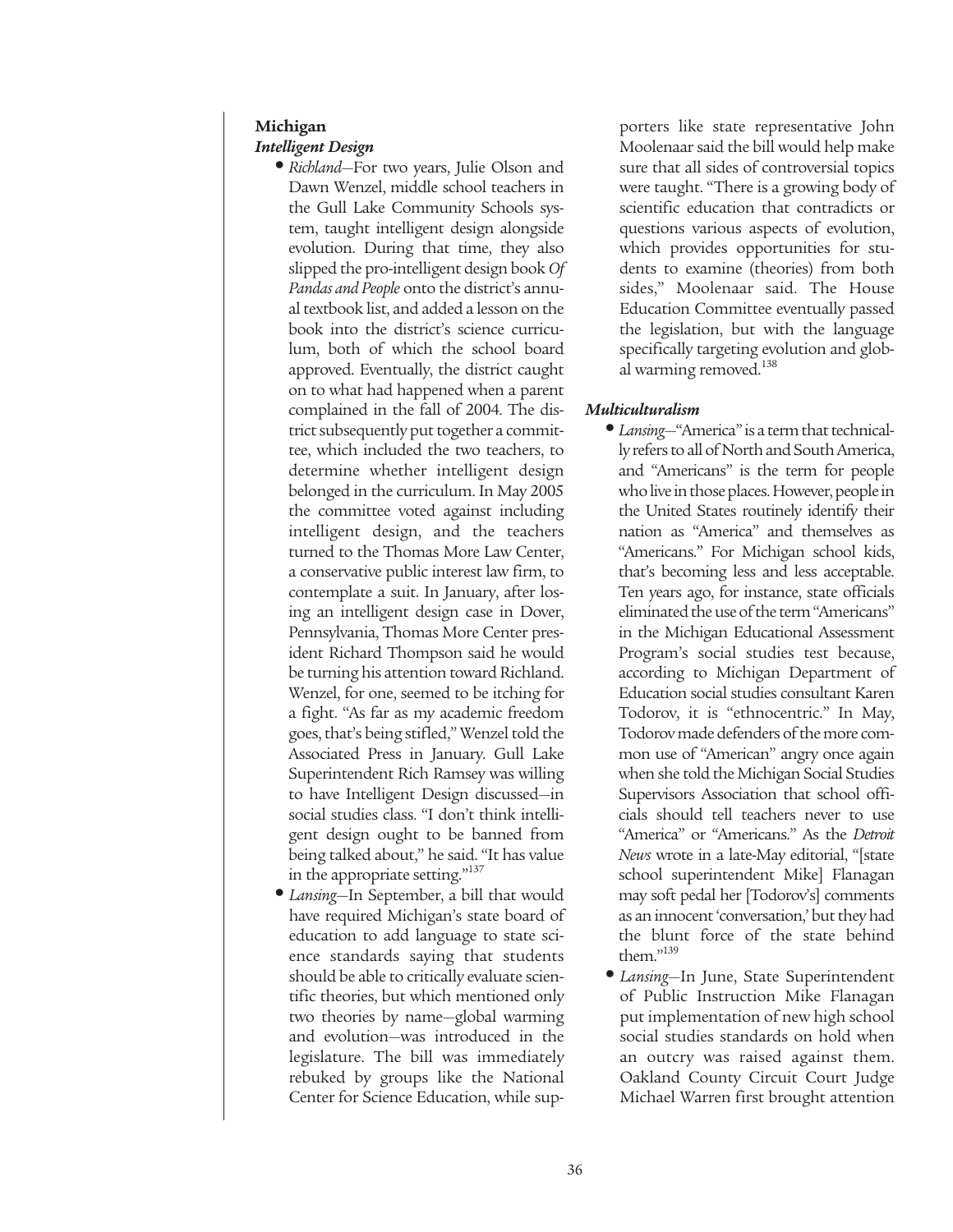## Michigan

### *Intelligent Design*

- *Richland*—For two years, Julie Olson and Dawn Wenzel, middle school teachers in the Gull Lake Community Schools system, taught intelligent design alongside evolution. During that time, they also slipped the pro-intelligent design book *Of Pandas and People* onto the district's annual textbook list, and added a lesson on the book into the district's science curriculum, both of which the school board approved. Eventually, the district caught on to what had happened when a parent complained in the fall of 2004. The district subsequently put together a committee, which included the two teachers, to determine whether intelligent design belonged in the curriculum. In May 2005 the committee voted against including intelligent design, and the teachers turned to the Thomas More Law Center, a conservative public interest law firm, to contemplate a suit. In January, after losing an intelligent design case in Dover, Pennsylvania, Thomas More Center president Richard Thompson said he would be turning his attention toward Richland. Wenzel, for one, seemed to be itching for a fight. "As far as my academic freedom goes, that's being stifled," Wenzel told the Associated Press in January. Gull Lake Superintendent Rich Ramsey was willing to have Intelligent Design discussed—in social studies class. "I don't think intelligent design ought to be banned from being talked about," he said. "It has value in the appropriate setting."[137]
- *Lansing*—In September, a bill that would have required Michigan's state board of education to add language to state science standards saying that students should be able to critically evaluate scientific theories, but which mentioned only two theories by name—global warming and evolution—was introduced in the legislature. The bill was immediately rebuked by groups like the National Center for Science Education, while supporters like state representative John Moolenaar said the bill would help make sure that all sides of controversial topics were taught. "There is a growing body of scientific education that contradicts or questions various aspects of evolution, which provides opportunities for students to examine (theories) from both sides," Moolenaar said. The House Education Committee eventually passed the legislation, but with the language specifically targeting evolution and global warming removed.[138]

### *Multiculturalism*

- *Lansing*—"America" is a term that technically refers to all of North and South America, and "Americans" is the term for people who live in those places. However, people in the United States routinely identify their nation as "America" and themselves as "Americans." For Michigan school kids, that's becoming less and less acceptable. Ten years ago, for instance, state officials eliminated the use of the term "Americans" in the Michigan Educational Assessment Program's social studies test because, according to Michigan Department of Education social studies consultant Karen Todorov, it is "ethnocentric." In May, Todorov made defenders of the more common use of "American" angry once again when she told the Michigan Social Studies Supervisors Association that school officials should tell teachers never to use "America" or "Americans." As the *Detroit News* wrote in a late-May editorial, "[state school superintendent Mike] Flanagan may soft pedal her [Todorov's] comments as an innocent 'conversation,' but they had the blunt force of the state behind them."[139]
- *Lansing*—In June, State Superintendent of Public Instruction Mike Flanagan put implementation of new high school social studies standards on hold when an outcry was raised against them. Oakland County Circuit Court Judge Michael Warren first brought attention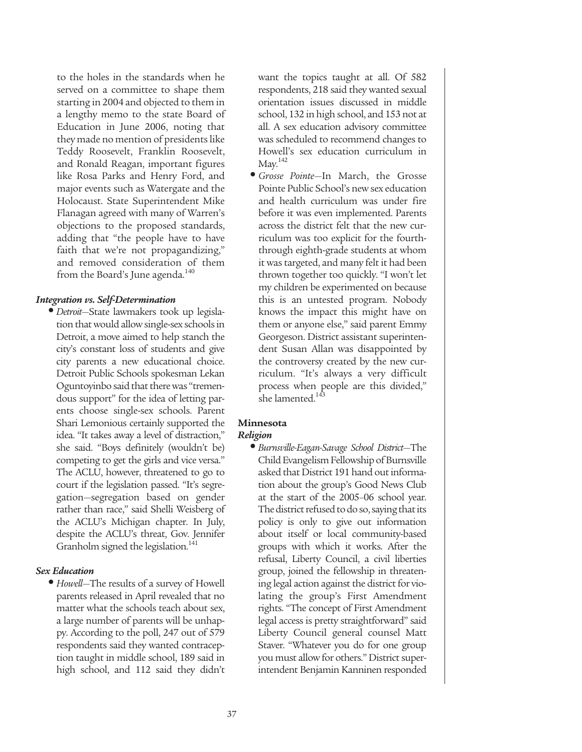to the holes in the standards when he served on a committee to shape them starting in 2004 and objected to them in a lengthy memo to the state Board of Education in June 2006, noting that they made no mention of presidents like Teddy Roosevelt, Franklin Roosevelt, and Ronald Reagan, important figures like Rosa Parks and Henry Ford, and major events such as Watergate and the Holocaust. State Superintendent Mike Flanagan agreed with many of Warren's objections to the proposed standards, adding that "the people have to have faith that we're not propagandizing," and removed consideration of them from the Board's June agenda.[140]

***Integration vs. Self-Determination***

- *Detroit*—State lawmakers took up legislation that would allow single-sex schools in Detroit, a move aimed to help stanch the city's constant loss of students and give city parents a new educational choice. Detroit Public Schools spokesman Lekan Oguntoyinbo said that there was "tremendous support" for the idea of letting parents choose single-sex schools. Parent Shari Lemonious certainly supported the idea. "It takes away a level of distraction," she said. "Boys definitely (wouldn't be) competing to get the girls and vice versa." The ACLU, however, threatened to go to court if the legislation passed. "It's segregation—segregation based on gender rather than race," said Shelli Weisberg of the ACLU's Michigan chapter. In July, despite the ACLU's threat, Gov. Jennifer Granholm signed the legislation.[141]

***Sex Education***

- *Howell*—The results of a survey of Howell parents released in April revealed that no matter what the schools teach about sex, a large number of parents will be unhappy. According to the poll, 247 out of 579 respondents said they wanted contraception taught in middle school, 189 said in high school, and 112 said they didn't want the topics taught at all. Of 582 respondents, 218 said they wanted sexual orientation issues discussed in middle school, 132 in high school, and 153 not at all. A sex education advisory committee was scheduled to recommend changes to Howell's sex education curriculum in May.[142]
- *Grosse Pointe*—In March, the Grosse Pointe Public School's new sex education and health curriculum was under fire before it was even implemented. Parents across the district felt that the new curriculum was too explicit for the fourth- through eighth-grade students at whom it was targeted, and many felt it had been thrown together too quickly. "I won't let my children be experimented on because this is an untested program. Nobody knows the impact this might have on them or anyone else," said parent Emmy Georgeson. District assistant superintendent Susan Allan was disappointed by the controversy created by the new curriculum. "It's always a very difficult process when people are this divided," she lamented.[143]

**Minnesota**

***Religion***

- *Burnsville-Eagan-Savage School District*—The Child Evangelism Fellowship of Burnsville asked that District 191 hand out information about the group's Good News Club at the start of the 2005–06 school year. The district refused to do so, saying that its policy is only to give out information about itself or local community-based groups with which it works. After the refusal, Liberty Council, a civil liberties group, joined the fellowship in threatening legal action against the district for violating the group's First Amendment rights. "The concept of First Amendment legal access is pretty straightforward" said Liberty Council general counsel Matt Staver. "Whatever you do for one group you must allow for others." District superintendent Benjamin Kanninen responded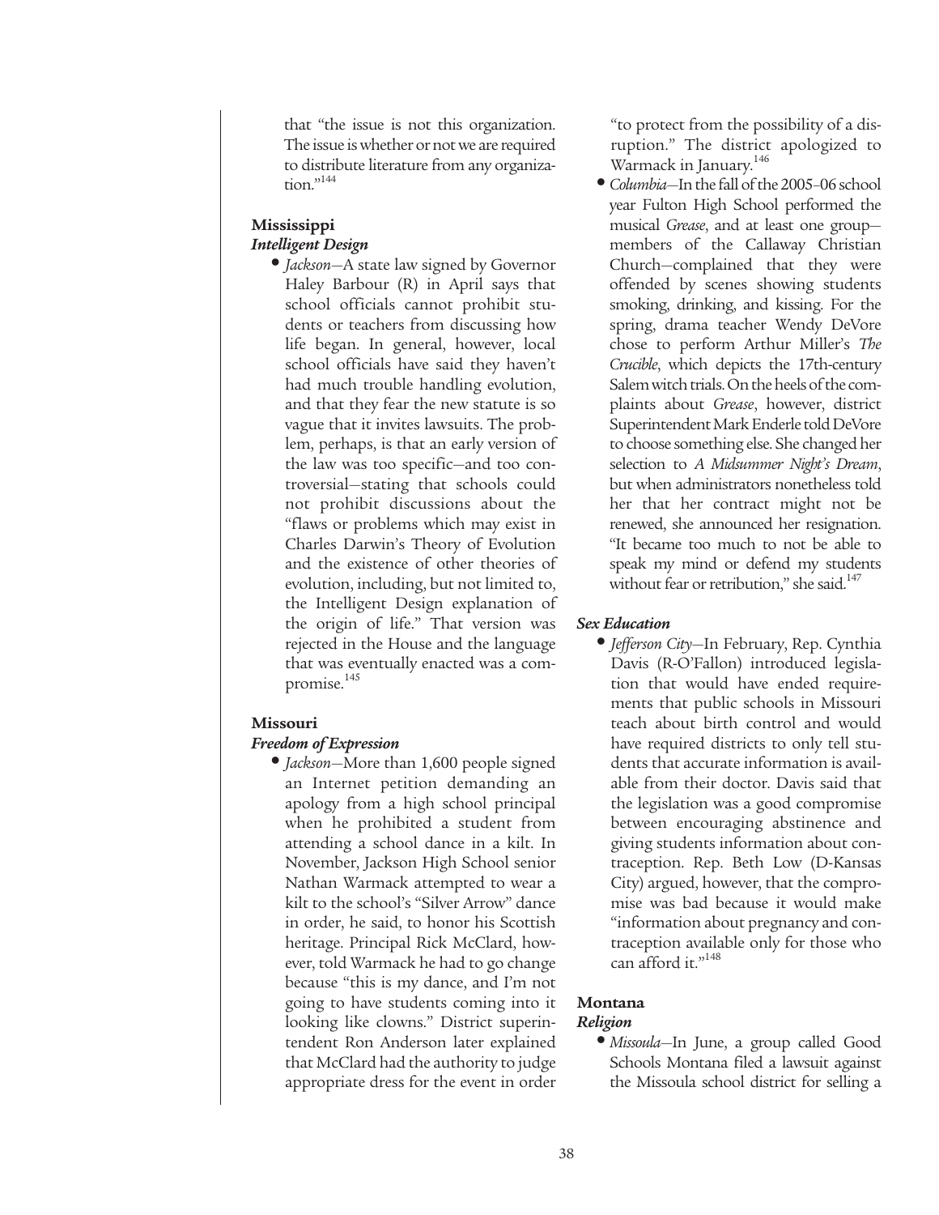that "the issue is not this organization. The issue is whether or not we are required to distribute literature from any organization."[144]

### Mississippi

#### *Intelligent Design*

- *Jackson*—A state law signed by Governor Haley Barbour (R) in April says that school officials cannot prohibit students or teachers from discussing how life began. In general, however, local school officials have said they haven't had much trouble handling evolution, and that they fear the new statute is so vague that it invites lawsuits. The problem, perhaps, is that an early version of the law was too specific—and too controversial—stating that schools could not prohibit discussions about the "flaws or problems which may exist in Charles Darwin's Theory of Evolution and the existence of other theories of evolution, including, but not limited to, the Intelligent Design explanation of the origin of life." That version was rejected in the House and the language that was eventually enacted was a compromise.[145]

### Missouri

#### *Freedom of Expression*

- *Jackson*—More than 1,600 people signed an Internet petition demanding an apology from a high school principal when he prohibited a student from attending a school dance in a kilt. In November, Jackson High School senior Nathan Warmack attempted to wear a kilt to the school's "Silver Arrow" dance in order, he said, to honor his Scottish heritage. Principal Rick McClard, however, told Warmack he had to go change because "this is my dance, and I'm not going to have students coming into it looking like clowns." District superintendent Ron Anderson later explained that McClard had the authority to judge appropriate dress for the event in order "to protect from the possibility of a disruption." The district apologized to Warmack in January.[146]
- *Columbia*—In the fall of the 2005–06 school year Fulton High School performed the musical *Grease*, and at least one group—members of the Callaway Christian Church—complained that they were offended by scenes showing students smoking, drinking, and kissing. For the spring, drama teacher Wendy DeVore chose to perform Arthur Miller's *The Crucible*, which depicts the 17th-century Salem witch trials. On the heels of the complaints about *Grease*, however, district Superintendent Mark Enderle told DeVore to choose something else. She changed her selection to *A Midsummer Night's Dream*, but when administrators nonetheless told her that her contract might not be renewed, she announced her resignation. "It became too much to not be able to speak my mind or defend my students without fear or retribution," she said.[147]

#### *Sex Education*

- *Jefferson City*—In February, Rep. Cynthia Davis (R-O'Fallon) introduced legislation that would have ended requirements that public schools in Missouri teach about birth control and would have required districts to only tell students that accurate information is available from their doctor. Davis said that the legislation was a good compromise between encouraging abstinence and giving students information about contraception. Rep. Beth Low (D-Kansas City) argued, however, that the compromise was bad because it would make "information about pregnancy and contraception available only for those who can afford it."[148]

### Montana

#### *Religion*

- *Missoula*—In June, a group called Good Schools Montana filed a lawsuit against the Missoula school district for selling a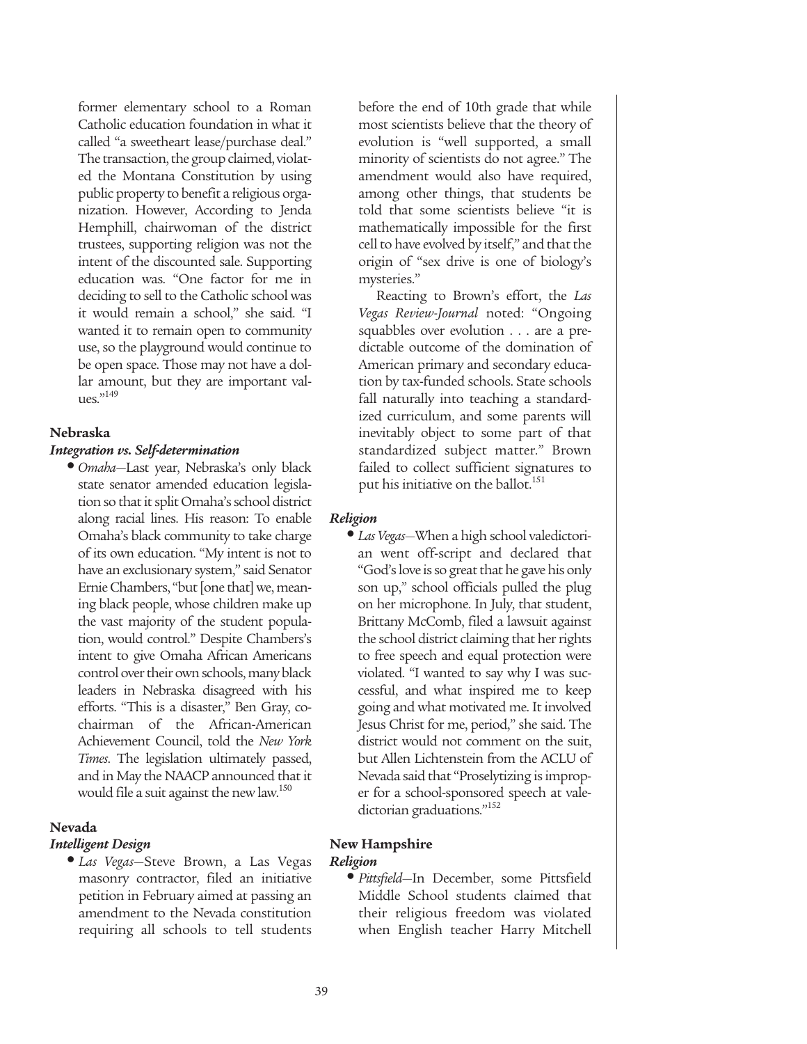former elementary school to a Roman Catholic education foundation in what it called "a sweetheart lease/purchase deal." The transaction, the group claimed, violated the Montana Constitution by using public property to benefit a religious organization. However, According to Jenda Hemphill, chairwoman of the district trustees, supporting religion was not the intent of the discounted sale. Supporting education was. "One factor for me in deciding to sell to the Catholic school was it would remain a school," she said. "I wanted it to remain open to community use, so the playground would continue to be open space. Those may not have a dollar amount, but they are important values."[149]

### Nebraska

#### *Integration vs. Self-determination*

- *Omaha*—Last year, Nebraska's only black state senator amended education legislation so that it split Omaha's school district along racial lines. His reason: To enable Omaha's black community to take charge of its own education. "My intent is not to have an exclusionary system," said Senator Ernie Chambers, "but [one that] we, meaning black people, whose children make up the vast majority of the student population, would control." Despite Chambers's intent to give Omaha African Americans control over their own schools, many black leaders in Nebraska disagreed with his efforts. "This is a disaster," Ben Gray, co-chairman of the African-American Achievement Council, told the *New York Times*. The legislation ultimately passed, and in May the NAACP announced that it would file a suit against the new law.[150]

### Nevada

#### *Intelligent Design*

- *Las Vegas*—Steve Brown, a Las Vegas masonry contractor, filed an initiative petition in February aimed at passing an amendment to the Nevada constitution requiring all schools to tell students before the end of 10th grade that while most scientists believe that the theory of evolution is "well supported, a small minority of scientists do not agree." The amendment would also have required, among other things, that students be told that some scientists believe "it is mathematically impossible for the first cell to have evolved by itself," and that the origin of "sex drive is one of biology's mysteries."

  Reacting to Brown's effort, the *Las Vegas Review-Journal* noted: "Ongoing squabbles over evolution . . . are a predictable outcome of the domination of American primary and secondary education by tax-funded schools. State schools fall naturally into teaching a standardized curriculum, and some parents will inevitably object to some part of that standardized subject matter." Brown failed to collect sufficient signatures to put his initiative on the ballot.[151]

#### *Religion*

- *Las Vegas*—When a high school valedictorian went off-script and declared that "God's love is so great that he gave his only son up," school officials pulled the plug on her microphone. In July, that student, Brittany McComb, filed a lawsuit against the school district claiming that her rights to free speech and equal protection were violated. "I wanted to say why I was successful, and what inspired me to keep going and what motivated me. It involved Jesus Christ for me, period," she said. The district would not comment on the suit, but Allen Lichtenstein from the ACLU of Nevada said that "Proselytizing is improper for a school-sponsored speech at valedictorian graduations."[152]

### New Hampshire

#### *Religion*

- *Pittsfield*—In December, some Pittsfield Middle School students claimed that their religious freedom was violated when English teacher Harry Mitchell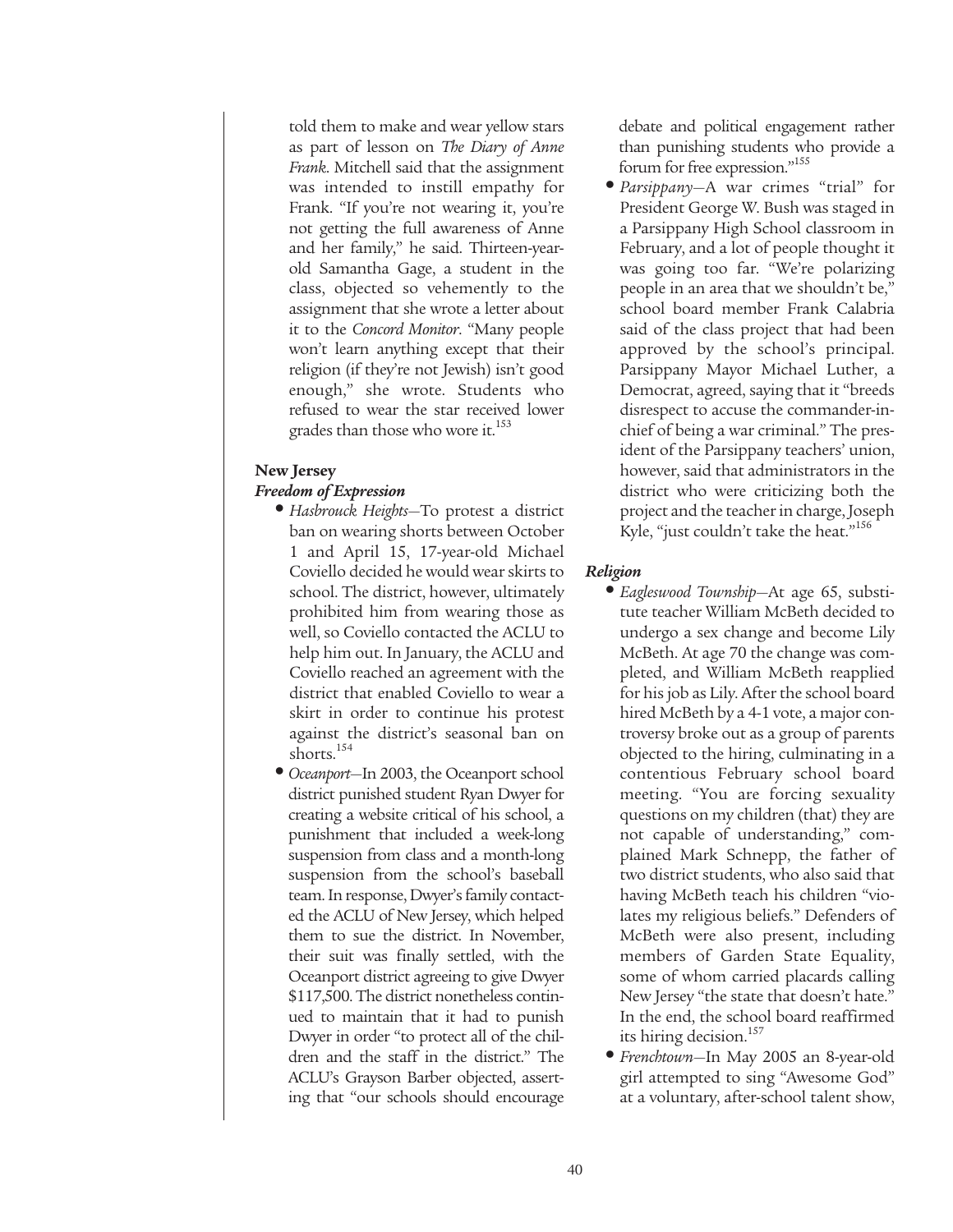told them to make and wear yellow stars as part of lesson on *The Diary of Anne Frank*. Mitchell said that the assignment was intended to instill empathy for Frank. "If you're not wearing it, you're not getting the full awareness of Anne and her family," he said. Thirteen-year-old Samantha Gage, a student in the class, objected so vehemently to the assignment that she wrote a letter about it to the *Concord Monitor*. "Many people won't learn anything except that their religion (if they're not Jewish) isn't good enough," she wrote. Students who refused to wear the star received lower grades than those who wore it.[153]

**New Jersey**

***Freedom of Expression***

- *Hasbrouck Heights*—To protest a district ban on wearing shorts between October 1 and April 15, 17-year-old Michael Coviello decided he would wear skirts to school. The district, however, ultimately prohibited him from wearing those as well, so Coviello contacted the ACLU to help him out. In January, the ACLU and Coviello reached an agreement with the district that enabled Coviello to wear a skirt in order to continue his protest against the district's seasonal ban on shorts.[154]
- *Oceanport*—In 2003, the Oceanport school district punished student Ryan Dwyer for creating a website critical of his school, a punishment that included a week-long suspension from class and a month-long suspension from the school's baseball team. In response, Dwyer's family contacted the ACLU of New Jersey, which helped them to sue the district. In November, their suit was finally settled, with the Oceanport district agreeing to give Dwyer $117,500. The district nonetheless continued to maintain that it had to punish Dwyer in order "to protect all of the children and the staff in the district." The ACLU's Grayson Barber objected, asserting that "our schools should encourage debate and political engagement rather than punishing students who provide a forum for free expression."[155]
- *Parsippany*—A war crimes "trial" for President George W. Bush was staged in a Parsippany High School classroom in February, and a lot of people thought it was going too far. "We're polarizing people in an area that we shouldn't be," school board member Frank Calabria said of the class project that had been approved by the school's principal. Parsippany Mayor Michael Luther, a Democrat, agreed, saying that it "breeds disrespect to accuse the commander-in-chief of being a war criminal." The president of the Parsippany teachers' union, however, said that administrators in the district who were criticizing both the project and the teacher in charge, Joseph Kyle, "just couldn't take the heat."[156]

***Religion***

- *Eagleswood Township*—At age 65, substitute teacher William McBeth decided to undergo a sex change and become Lily McBeth. At age 70 the change was completed, and William McBeth reapplied for his job as Lily. After the school board hired McBeth by a 4-1 vote, a major controversy broke out as a group of parents objected to the hiring, culminating in a contentious February school board meeting. "You are forcing sexuality questions on my children (that) they are not capable of understanding," complained Mark Schnepp, the father of two district students, who also said that having McBeth teach his children "violates my religious beliefs." Defenders of McBeth were also present, including members of Garden State Equality, some of whom carried placards calling New Jersey "the state that doesn't hate." In the end, the school board reaffirmed its hiring decision.[157]
- *Frenchtown*—In May 2005 an 8-year-old girl attempted to sing "Awesome God" at a voluntary, after-school talent show,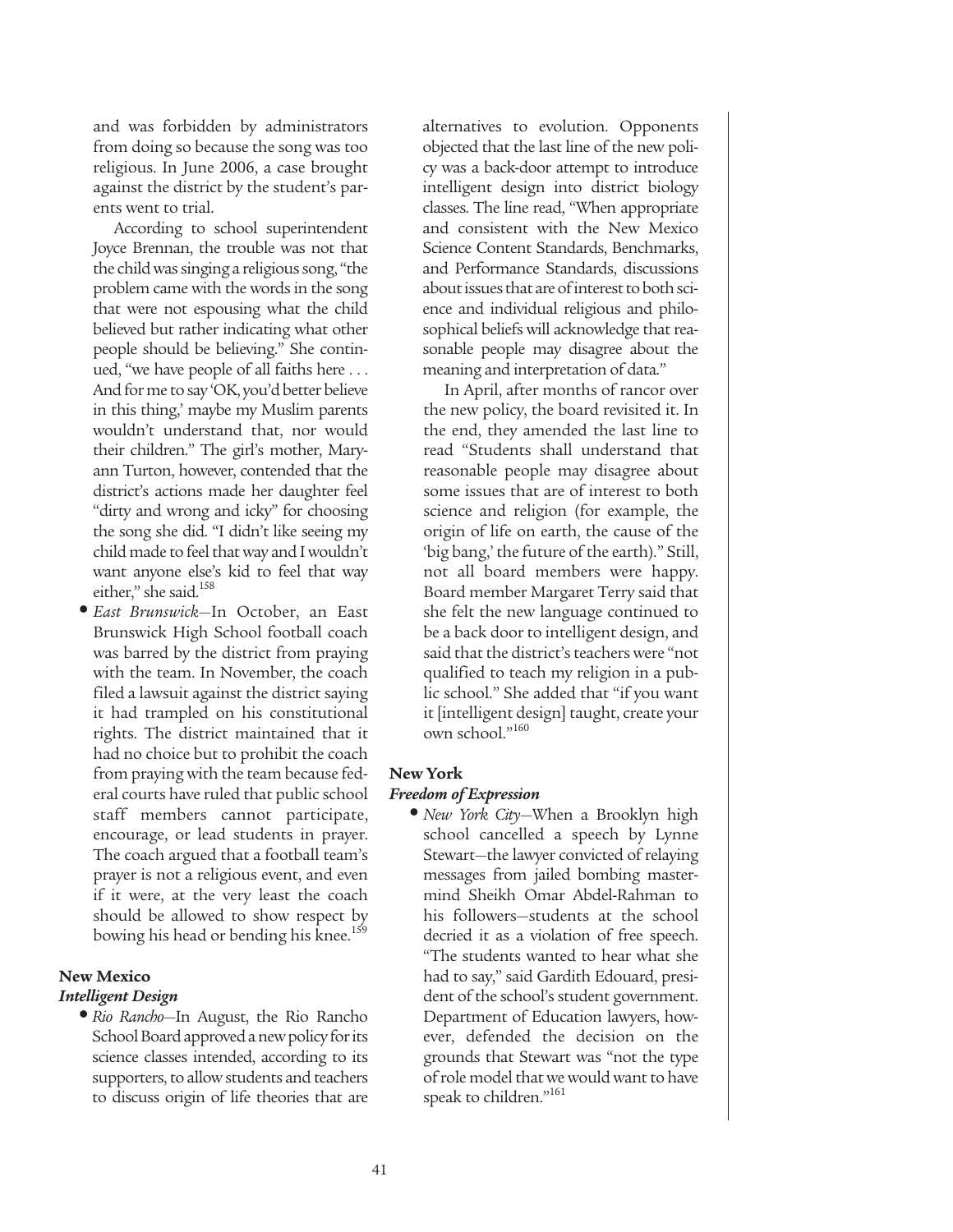and was forbidden by administrators from doing so because the song was too religious. In June 2006, a case brought against the district by the student's parents went to trial.

According to school superintendent Joyce Brennan, the trouble was not that the child was singing a religious song, "the problem came with the words in the song that were not espousing what the child believed but rather indicating what other people should be believing." She continued, "we have people of all faiths here . . . And for me to say 'OK, you'd better believe in this thing,' maybe my Muslim parents wouldn't understand that, nor would their children." The girl's mother, Maryann Turton, however, contended that the district's actions made her daughter feel "dirty and wrong and icky" for choosing the song she did. "I didn't like seeing my child made to feel that way and I wouldn't want anyone else's kid to feel that way either," she said.[158]

- *East Brunswick*—In October, an East Brunswick High School football coach was barred by the district from praying with the team. In November, the coach filed a lawsuit against the district saying it had trampled on his constitutional rights. The district maintained that it had no choice but to prohibit the coach from praying with the team because federal courts have ruled that public school staff members cannot participate, encourage, or lead students in prayer. The coach argued that a football team's prayer is not a religious event, and even if it were, at the very least the coach should be allowed to show respect by bowing his head or bending his knee.[159]

### New Mexico

#### *Intelligent Design*

- *Rio Rancho*—In August, the Rio Rancho School Board approved a new policy for its science classes intended, according to its supporters, to allow students and teachers to discuss origin of life theories that are alternatives to evolution. Opponents objected that the last line of the new policy was a back-door attempt to introduce intelligent design into district biology classes. The line read, "When appropriate and consistent with the New Mexico Science Content Standards, Benchmarks, and Performance Standards, discussions about issues that are of interest to both science and individual religious and philosophical beliefs will acknowledge that reasonable people may disagree about the meaning and interpretation of data."

  In April, after months of rancor over the new policy, the board revisited it. In the end, they amended the last line to read "Students shall understand that reasonable people may disagree about some issues that are of interest to both science and religion (for example, the origin of life on earth, the cause of the 'big bang,' the future of the earth)." Still, not all board members were happy. Board member Margaret Terry said that she felt the new language continued to be a back door to intelligent design, and said that the district's teachers were "not qualified to teach my religion in a public school." She added that "if you want it [intelligent design] taught, create your own school."[160]

### New York

#### *Freedom of Expression*

- *New York City*—When a Brooklyn high school cancelled a speech by Lynne Stewart—the lawyer convicted of relaying messages from jailed bombing mastermind Sheikh Omar Abdel-Rahman to his followers—students at the school decried it as a violation of free speech. "The students wanted to hear what she had to say," said Gardith Edouard, president of the school's student government. Department of Education lawyers, however, defended the decision on the grounds that Stewart was "not the type of role model that we would want to have speak to children."[161]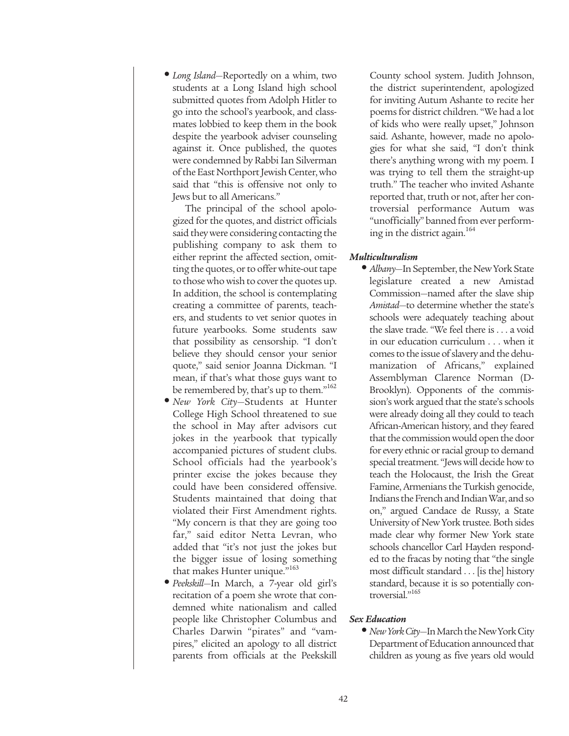- *Long Island*—Reportedly on a whim, two students at a Long Island high school submitted quotes from Adolph Hitler to go into the school's yearbook, and classmates lobbied to keep them in the book despite the yearbook adviser counseling against it. Once published, the quotes were condemned by Rabbi Ian Silverman of the East Northport Jewish Center, who said that "this is offensive not only to Jews but to all Americans."

  The principal of the school apologized for the quotes, and district officials said they were considering contacting the publishing company to ask them to either reprint the affected section, omitting the quotes, or to offer white-out tape to those who wish to cover the quotes up. In addition, the school is contemplating creating a committee of parents, teachers, and students to vet senior quotes in future yearbooks. Some students saw that possibility as censorship. "I don't believe they should censor your senior quote," said senior Joanna Dickman. "I mean, if that's what those guys want to be remembered by, that's up to them."[162]
- *New York City*—Students at Hunter College High School threatened to sue the school in May after advisors cut jokes in the yearbook that typically accompanied pictures of student clubs. School officials had the yearbook's printer excise the jokes because they could have been considered offensive. Students maintained that doing that violated their First Amendment rights. "My concern is that they are going too far," said editor Netta Levran, who added that "it's not just the jokes but the bigger issue of losing something that makes Hunter unique."[163]
- *Peekskill*—In March, a 7-year old girl's recitation of a poem she wrote that condemned white nationalism and called people like Christopher Columbus and Charles Darwin "pirates" and "vampires," elicited an apology to all district parents from officials at the Peekskill County school system. Judith Johnson, the district superintendent, apologized for inviting Autum Ashante to recite her poems for district children. "We had a lot of kids who were really upset," Johnson said. Ashante, however, made no apologies for what she said, "I don't think there's anything wrong with my poem. I was trying to tell them the straight-up truth." The teacher who invited Ashante reported that, truth or not, after her controversial performance Autum was "unofficially" banned from ever performing in the district again.[164]

***Multiculturalism***

- *Albany*—In September, the New York State legislature created a new Amistad Commission—named after the slave ship *Amistad*—to determine whether the state's schools were adequately teaching about the slave trade. "We feel there is . . . a void in our education curriculum . . . when it comes to the issue of slavery and the dehumanization of Africans," explained Assemblyman Clarence Norman (D-Brooklyn). Opponents of the commission's work argued that the state's schools were already doing all they could to teach African-American history, and they feared that the commission would open the door for every ethnic or racial group to demand special treatment. "Jews will decide how to teach the Holocaust, the Irish the Great Famine, Armenians the Turkish genocide, Indians the French and Indian War, and so on," argued Candace de Russy, a State University of New York trustee. Both sides made clear why former New York state schools chancellor Carl Hayden responded to the fracas by noting that "the single most difficult standard . . . [is the] history standard, because it is so potentially controversial."[165]

***Sex Education***

- *New York City*—In March the New York City Department of Education announced that children as young as five years old would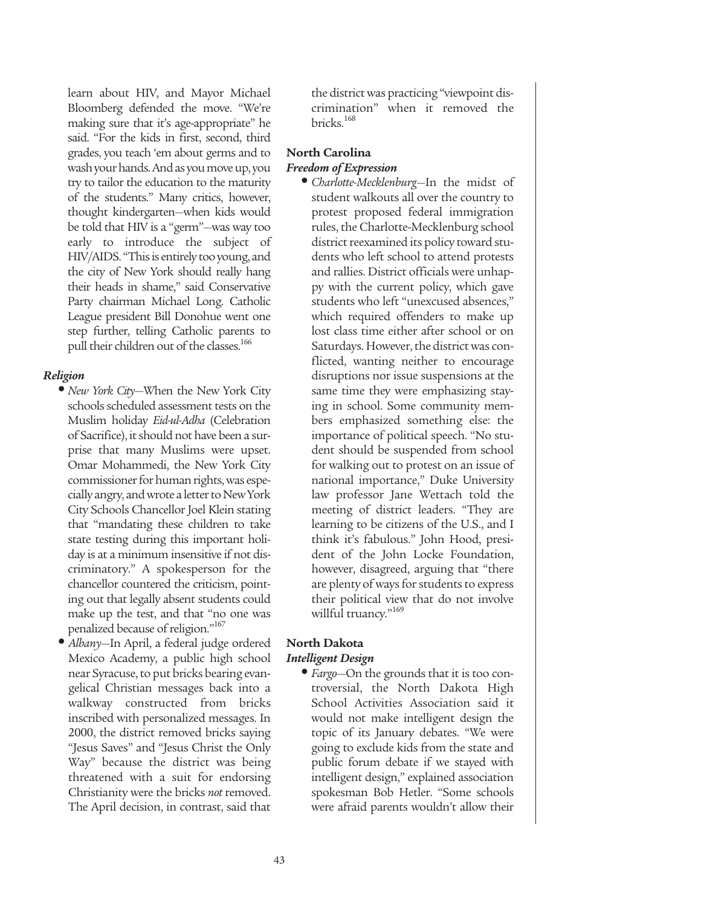learn about HIV, and Mayor Michael Bloomberg defended the move. "We're making sure that it's age-appropriate" he said. "For the kids in first, second, third grades, you teach 'em about germs and to wash your hands. And as you move up, you try to tailor the education to the maturity of the students." Many critics, however, thought kindergarten—when kids would be told that HIV is a "germ"—was way too early to introduce the subject of HIV/AIDS. "This is entirely too young, and the city of New York should really hang their heads in shame," said Conservative Party chairman Michael Long. Catholic League president Bill Donohue went one step further, telling Catholic parents to pull their children out of the classes.[166]

### *Religion*

- *New York City*—When the New York City schools scheduled assessment tests on the Muslim holiday *Eid-ul-Adha* (Celebration of Sacrifice), it should not have been a surprise that many Muslims were upset. Omar Mohammedi, the New York City commissioner for human rights, was especially angry, and wrote a letter to New York City Schools Chancellor Joel Klein stating that "mandating these children to take state testing during this important holiday is at a minimum insensitive if not discriminatory." A spokesperson for the chancellor countered the criticism, pointing out that legally absent students could make up the test, and that "no one was penalized because of religion."[167]
- *Albany*—In April, a federal judge ordered Mexico Academy, a public high school near Syracuse, to put bricks bearing evangelical Christian messages back into a walkway constructed from bricks inscribed with personalized messages. In 2000, the district removed bricks saying "Jesus Saves" and "Jesus Christ the Only Way" because the district was being threatened with a suit for endorsing Christianity were the bricks *not* removed. The April decision, in contrast, said that the district was practicing "viewpoint discrimination" when it removed the bricks.[168]

## North Carolina

### *Freedom of Expression*

- *Charlotte-Mecklenburg*—In the midst of student walkouts all over the country to protest proposed federal immigration rules, the Charlotte-Mecklenburg school district reexamined its policy toward students who left school to attend protests and rallies. District officials were unhappy with the current policy, which gave students who left "unexcused absences," which required offenders to make up lost class time either after school or on Saturdays. However, the district was conflicted, wanting neither to encourage disruptions nor issue suspensions at the same time they were emphasizing staying in school. Some community members emphasized something else: the importance of political speech. "No student should be suspended from school for walking out to protest on an issue of national importance," Duke University law professor Jane Wettach told the meeting of district leaders. "They are learning to be citizens of the U.S., and I think it's fabulous." John Hood, president of the John Locke Foundation, however, disagreed, arguing that "there are plenty of ways for students to express their political view that do not involve willful truancy."[169]

## North Dakota

### *Intelligent Design*

- *Fargo*—On the grounds that it is too controversial, the North Dakota High School Activities Association said it would not make intelligent design the topic of its January debates. "We were going to exclude kids from the state and public forum debate if we stayed with intelligent design," explained association spokesman Bob Hetler. "Some schools were afraid parents wouldn't allow their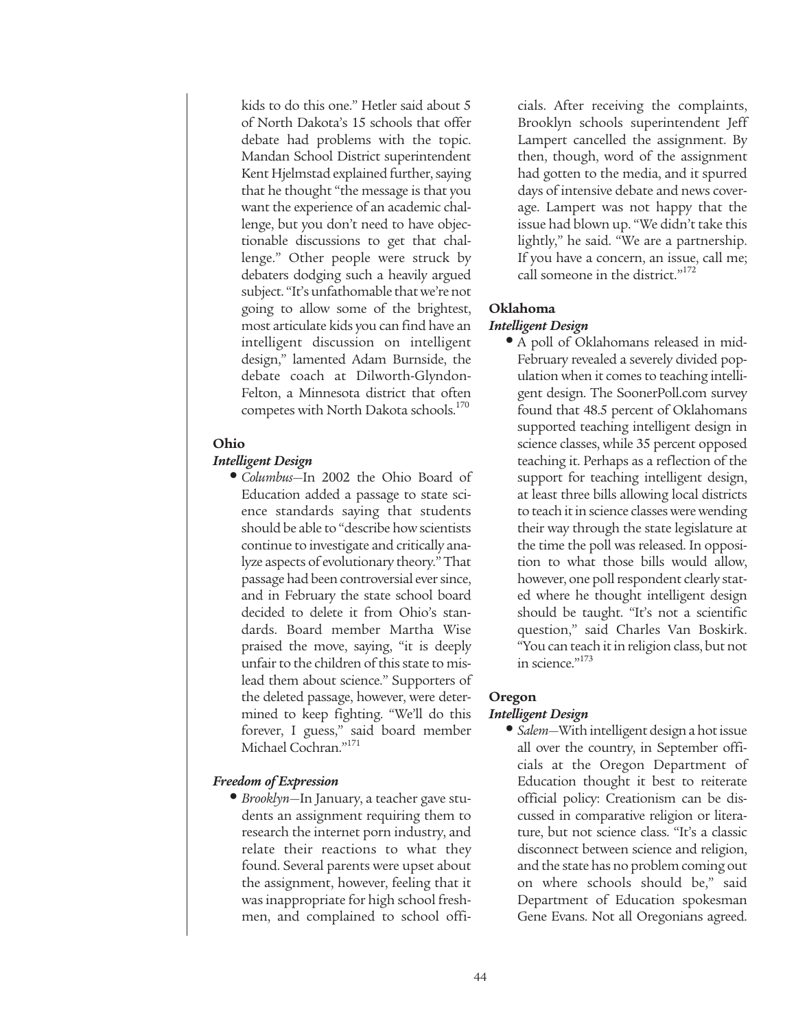kids to do this one." Hetler said about 5 of North Dakota's 15 schools that offer debate had problems with the topic. Mandan School District superintendent Kent Hjelmstad explained further, saying that he thought "the message is that you want the experience of an academic challenge, but you don't need to have objectionable discussions to get that challenge." Other people were struck by debaters dodging such a heavily argued subject. "It's unfathomable that we're not going to allow some of the brightest, most articulate kids you can find have an intelligent discussion on intelligent design," lamented Adam Burnside, the debate coach at Dilworth-Glyndon-Felton, a Minnesota district that often competes with North Dakota schools.[170]

### Ohio

#### *Intelligent Design*

- *Columbus*—In 2002 the Ohio Board of Education added a passage to state science standards saying that students should be able to "describe how scientists continue to investigate and critically analyze aspects of evolutionary theory." That passage had been controversial ever since, and in February the state school board decided to delete it from Ohio's standards. Board member Martha Wise praised the move, saying, "it is deeply unfair to the children of this state to mislead them about science." Supporters of the deleted passage, however, were determined to keep fighting. "We'll do this forever, I guess," said board member Michael Cochran."[171]

#### *Freedom of Expression*

- *Brooklyn*—In January, a teacher gave students an assignment requiring them to research the internet porn industry, and relate their reactions to what they found. Several parents were upset about the assignment, however, feeling that it was inappropriate for high school freshmen, and complained to school officials. After receiving the complaints, Brooklyn schools superintendent Jeff Lampert cancelled the assignment. By then, though, word of the assignment had gotten to the media, and it spurred days of intensive debate and news coverage. Lampert was not happy that the issue had blown up. "We didn't take this lightly," he said. "We are a partnership. If you have a concern, an issue, call me; call someone in the district."[172]

### Oklahoma

#### *Intelligent Design*

- A poll of Oklahomans released in mid-February revealed a severely divided population when it comes to teaching intelligent design. The SoonerPoll.com survey found that 48.5 percent of Oklahomans supported teaching intelligent design in science classes, while 35 percent opposed teaching it. Perhaps as a reflection of the support for teaching intelligent design, at least three bills allowing local districts to teach it in science classes were wending their way through the state legislature at the time the poll was released. In opposition to what those bills would allow, however, one poll respondent clearly stated where he thought intelligent design should be taught. "It's not a scientific question," said Charles Van Boskirk. "You can teach it in religion class, but not in science."[173]

### Oregon

#### *Intelligent Design*

- *Salem*—With intelligent design a hot issue all over the country, in September officials at the Oregon Department of Education thought it best to reiterate official policy: Creationism can be discussed in comparative religion or literature, but not science class. "It's a classic disconnect between science and religion, and the state has no problem coming out on where schools should be," said Department of Education spokesman Gene Evans. Not all Oregonians agreed.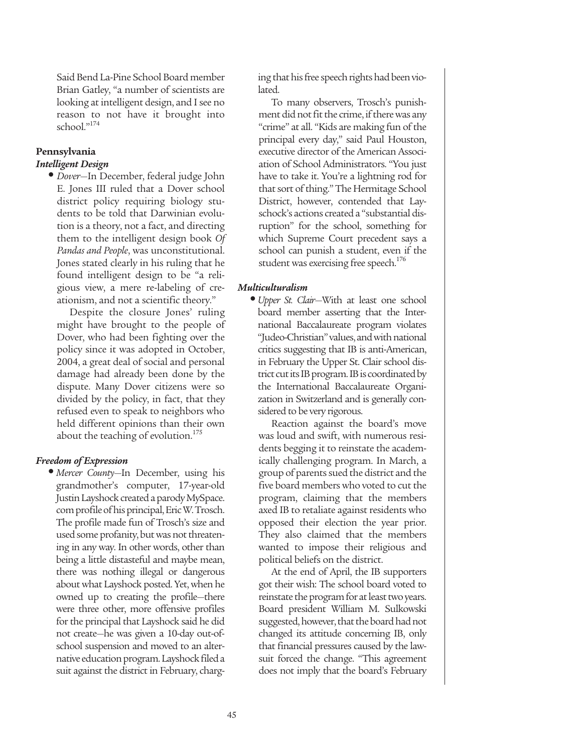Said Bend La-Pine School Board member Brian Gatley, "a number of scientists are looking at intelligent design, and I see no reason to not have it brought into school."[174]

## Pennsylvania

### *Intelligent Design*

- *Dover*—In December, federal judge John E. Jones III ruled that a Dover school district policy requiring biology students to be told that Darwinian evolution is a theory, not a fact, and directing them to the intelligent design book *Of Pandas and People*, was unconstitutional. Jones stated clearly in his ruling that he found intelligent design to be "a religious view, a mere re-labeling of creationism, and not a scientific theory."

  Despite the closure Jones' ruling might have brought to the people of Dover, who had been fighting over the policy since it was adopted in October, 2004, a great deal of social and personal damage had already been done by the dispute. Many Dover citizens were so divided by the policy, in fact, that they refused even to speak to neighbors who held different opinions than their own about the teaching of evolution.[175]

### *Freedom of Expression*

- *Mercer County*—In December, using his grandmother's computer, 17-year-old Justin Layshock created a parody MySpace.com profile of his principal, Eric W. Trosch. The profile made fun of Trosch's size and used some profanity, but was not threatening in any way. In other words, other than being a little distasteful and maybe mean, there was nothing illegal or dangerous about what Layshock posted. Yet, when he owned up to creating the profile—there were three other, more offensive profiles for the principal that Layshock said he did not create—he was given a 10-day out-of-school suspension and moved to an alternative education program. Layshock filed a suit against the district in February, charging that his free speech rights had been violated.

  To many observers, Trosch's punishment did not fit the crime, if there was any "crime" at all. "Kids are making fun of the principal every day," said Paul Houston, executive director of the American Association of School Administrators. "You just have to take it. You're a lightning rod for that sort of thing." The Hermitage School District, however, contended that Layschock's actions created a "substantial disruption" for the school, something for which Supreme Court precedent says a school can punish a student, even if the student was exercising free speech.[176]

### *Multiculturalism*

- *Upper St. Clair*—With at least one school board member asserting that the International Baccalaureate program violates "Judeo-Christian" values, and with national critics suggesting that IB is anti-American, in February the Upper St. Clair school district cut its IB program. IB is coordinated by the International Baccalaureate Organization in Switzerland and is generally considered to be very rigorous.

  Reaction against the board's move was loud and swift, with numerous residents begging it to reinstate the academically challenging program. In March, a group of parents sued the district and the five board members who voted to cut the program, claiming that the members axed IB to retaliate against residents who opposed their election the year prior. They also claimed that the members wanted to impose their religious and political beliefs on the district.

  At the end of April, the IB supporters got their wish: The school board voted to reinstate the program for at least two years. Board president William M. Sulkowski suggested, however, that the board had not changed its attitude concerning IB, only that financial pressures caused by the lawsuit forced the change. "This agreement does not imply that the board's February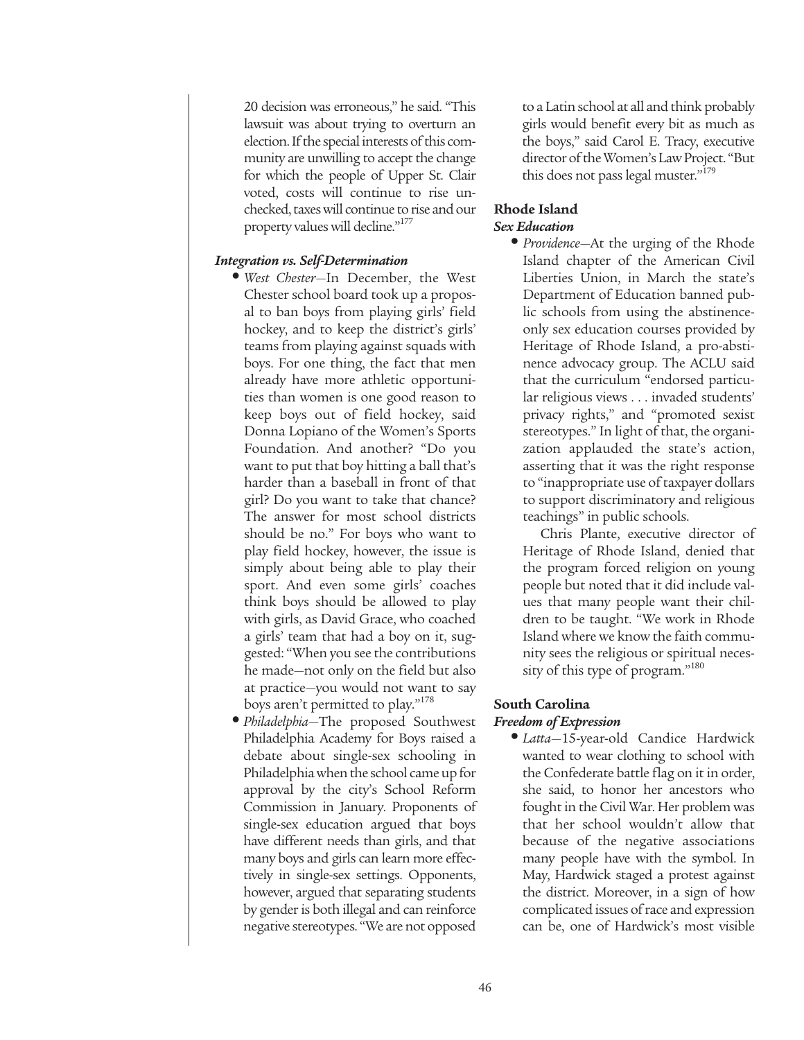20 decision was erroneous," he said. "This lawsuit was about trying to overturn an election. If the special interests of this community are unwilling to accept the change for which the people of Upper St. Clair voted, costs will continue to rise unchecked, taxes will continue to rise and our property values will decline."[177]

***Integration vs. Self-Determination***

- *West Chester*—In December, the West Chester school board took up a proposal to ban boys from playing girls' field hockey, and to keep the district's girls' teams from playing against squads with boys. For one thing, the fact that men already have more athletic opportunities than women is one good reason to keep boys out of field hockey, said Donna Lopiano of the Women's Sports Foundation. And another? "Do you want to put that boy hitting a ball that's harder than a baseball in front of that girl? Do you want to take that chance? The answer for most school districts should be no." For boys who want to play field hockey, however, the issue is simply about being able to play their sport. And even some girls' coaches think boys should be allowed to play with girls, as David Grace, who coached a girls' team that had a boy on it, suggested: "When you see the contributions he made—not only on the field but also at practice—you would not want to say boys aren't permitted to play."[178]
- *Philadelphia*—The proposed Southwest Philadelphia Academy for Boys raised a debate about single-sex schooling in Philadelphia when the school came up for approval by the city's School Reform Commission in January. Proponents of single-sex education argued that boys have different needs than girls, and that many boys and girls can learn more effectively in single-sex settings. Opponents, however, argued that separating students by gender is both illegal and can reinforce negative stereotypes. "We are not opposed to a Latin school at all and think probably girls would benefit every bit as much as the boys," said Carol E. Tracy, executive director of the Women's Law Project. "But this does not pass legal muster."[179]

**Rhode Island**

***Sex Education***

- *Providence*—At the urging of the Rhode Island chapter of the American Civil Liberties Union, in March the state's Department of Education banned public schools from using the abstinence-only sex education courses provided by Heritage of Rhode Island, a pro-abstinence advocacy group. The ACLU said that the curriculum "endorsed particular religious views . . . invaded students' privacy rights," and "promoted sexist stereotypes." In light of that, the organization applauded the state's action, asserting that it was the right response to "inappropriate use of taxpayer dollars to support discriminatory and religious teachings" in public schools.

  Chris Plante, executive director of Heritage of Rhode Island, denied that the program forced religion on young people but noted that it did include values that many people want their children to be taught. "We work in Rhode Island where we know the faith community sees the religious or spiritual necessity of this type of program."[180]

**South Carolina**

***Freedom of Expression***

- *Latta*—15-year-old Candice Hardwick wanted to wear clothing to school with the Confederate battle flag on it in order, she said, to honor her ancestors who fought in the Civil War. Her problem was that her school wouldn't allow that because of the negative associations many people have with the symbol. In May, Hardwick staged a protest against the district. Moreover, in a sign of how complicated issues of race and expression can be, one of Hardwick's most visible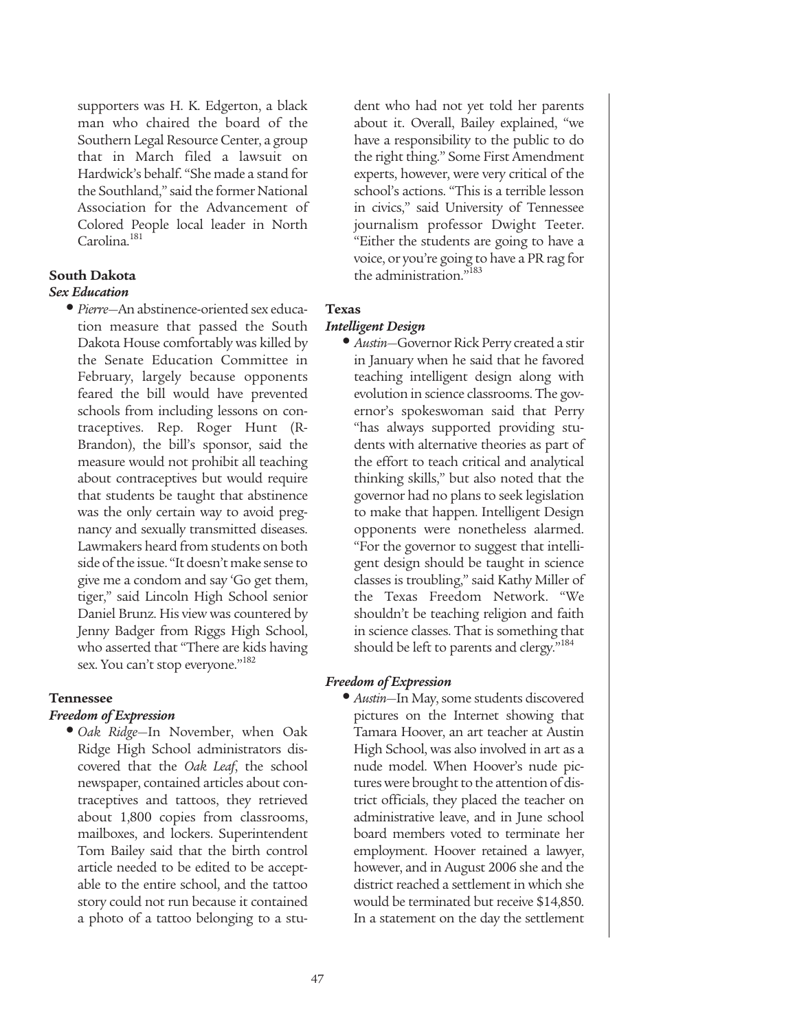supporters was H. K. Edgerton, a black man who chaired the board of the Southern Legal Resource Center, a group that in March filed a lawsuit on Hardwick's behalf. "She made a stand for the Southland," said the former National Association for the Advancement of Colored People local leader in North Carolina.[181]

## South Dakota

### *Sex Education*

- *Pierre*—An abstinence-oriented sex education measure that passed the South Dakota House comfortably was killed by the Senate Education Committee in February, largely because opponents feared the bill would have prevented schools from including lessons on contraceptives. Rep. Roger Hunt (R-Brandon), the bill's sponsor, said the measure would not prohibit all teaching about contraceptives but would require that students be taught that abstinence was the only certain way to avoid pregnancy and sexually transmitted diseases. Lawmakers heard from students on both side of the issue. "It doesn't make sense to give me a condom and say 'Go get them, tiger,'" said Lincoln High School senior Daniel Brunz. His view was countered by Jenny Badger from Riggs High School, who asserted that "There are kids having sex. You can't stop everyone."[182]

## Tennessee

### *Freedom of Expression*

- *Oak Ridge*—In November, when Oak Ridge High School administrators discovered that the *Oak Leaf*, the school newspaper, contained articles about contraceptives and tattoos, they retrieved about 1,800 copies from classrooms, mailboxes, and lockers. Superintendent Tom Bailey said that the birth control article needed to be edited to be acceptable to the entire school, and the tattoo story could not run because it contained a photo of a tattoo belonging to a student who had not yet told her parents about it. Overall, Bailey explained, "we have a responsibility to the public to do the right thing." Some First Amendment experts, however, were very critical of the school's actions. "This is a terrible lesson in civics," said University of Tennessee journalism professor Dwight Teeter. "Either the students are going to have a voice, or you're going to have a PR rag for the administration."[183]

## Texas

### *Intelligent Design*

- *Austin*—Governor Rick Perry created a stir in January when he said that he favored teaching intelligent design along with evolution in science classrooms. The governor's spokeswoman said that Perry "has always supported providing students with alternative theories as part of the effort to teach critical and analytical thinking skills," but also noted that the governor had no plans to seek legislation to make that happen. Intelligent Design opponents were nonetheless alarmed. "For the governor to suggest that intelligent design should be taught in science classes is troubling," said Kathy Miller of the Texas Freedom Network. "We shouldn't be teaching religion and faith in science classes. That is something that should be left to parents and clergy."[184]

### *Freedom of Expression*

- *Austin*—In May, some students discovered pictures on the Internet showing that Tamara Hoover, an art teacher at Austin High School, was also involved in art as a nude model. When Hoover's nude pictures were brought to the attention of district officials, they placed the teacher on administrative leave, and in June school board members voted to terminate her employment. Hoover retained a lawyer, however, and in August 2006 she and the district reached a settlement in which she would be terminated but receive $14,850. In a statement on the day the settlement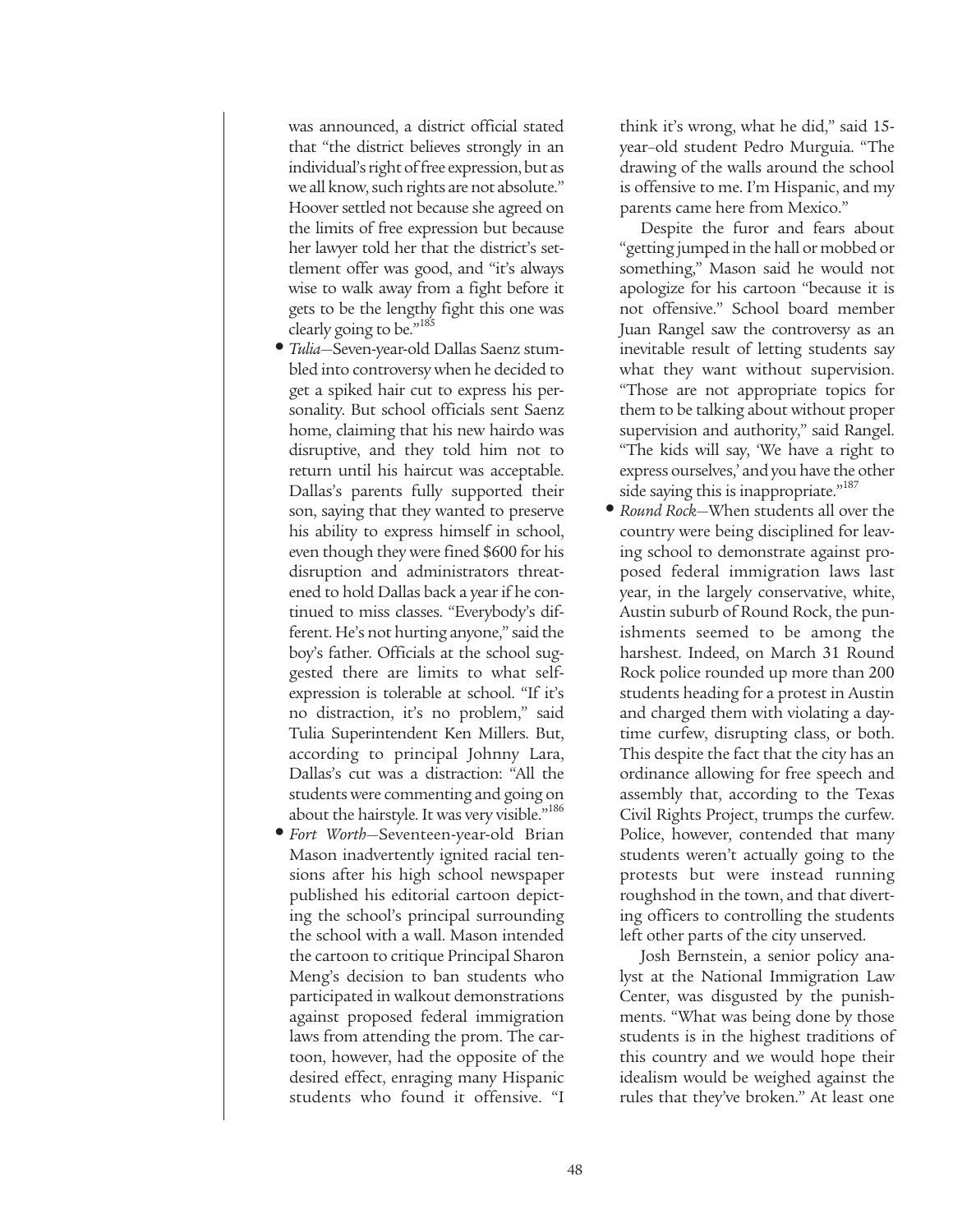was announced, a district official stated that "the district believes strongly in an individual's right of free expression, but as we all know, such rights are not absolute." Hoover settled not because she agreed on the limits of free expression but because her lawyer told her that the district's settlement offer was good, and "it's always wise to walk away from a fight before it gets to be the lengthy fight this one was clearly going to be."[185]

- *Tulia*—Seven-year-old Dallas Saenz stumbled into controversy when he decided to get a spiked hair cut to express his personality. But school officials sent Saenz home, claiming that his new hairdo was disruptive, and they told him not to return until his haircut was acceptable. Dallas's parents fully supported their son, saying that they wanted to preserve his ability to express himself in school, even though they were fined $600 for his disruption and administrators threatened to hold Dallas back a year if he continued to miss classes. "Everybody's different. He's not hurting anyone," said the boy's father. Officials at the school suggested there are limits to what self-expression is tolerable at school. "If it's no distraction, it's no problem," said Tulia Superintendent Ken Millers. But, according to principal Johnny Lara, Dallas's cut was a distraction: "All the students were commenting and going on about the hairstyle. It was very visible."[186]
- *Fort Worth*—Seventeen-year-old Brian Mason inadvertently ignited racial tensions after his high school newspaper published his editorial cartoon depicting the school's principal surrounding the school with a wall. Mason intended the cartoon to critique Principal Sharon Meng's decision to ban students who participated in walkout demonstrations against proposed federal immigration laws from attending the prom. The cartoon, however, had the opposite of the desired effect, enraging many Hispanic students who found it offensive. "I think it's wrong, what he did," said 15-year-old student Pedro Murguia. "The drawing of the walls around the school is offensive to me. I'm Hispanic, and my parents came here from Mexico."

  Despite the furor and fears about "getting jumped in the hall or mobbed or something," Mason said he would not apologize for his cartoon "because it is not offensive." School board member Juan Rangel saw the controversy as an inevitable result of letting students say what they want without supervision. "Those are not appropriate topics for them to be talking about without proper supervision and authority," said Rangel. "The kids will say, 'We have a right to express ourselves,' and you have the other side saying this is inappropriate."[187]
- *Round Rock*—When students all over the country were being disciplined for leaving school to demonstrate against proposed federal immigration laws last year, in the largely conservative, white, Austin suburb of Round Rock, the punishments seemed to be among the harshest. Indeed, on March 31 Round Rock police rounded up more than 200 students heading for a protest in Austin and charged them with violating a daytime curfew, disrupting class, or both. This despite the fact that the city has an ordinance allowing for free speech and assembly that, according to the Texas Civil Rights Project, trumps the curfew. Police, however, contended that many students weren't actually going to the protests but were instead running roughshod in the town, and that diverting officers to controlling the students left other parts of the city unserved.

  Josh Bernstein, a senior policy analyst at the National Immigration Law Center, was disgusted by the punishments. "What was being done by those students is in the highest traditions of this country and we would hope their idealism would be weighed against the rules that they've broken." At least one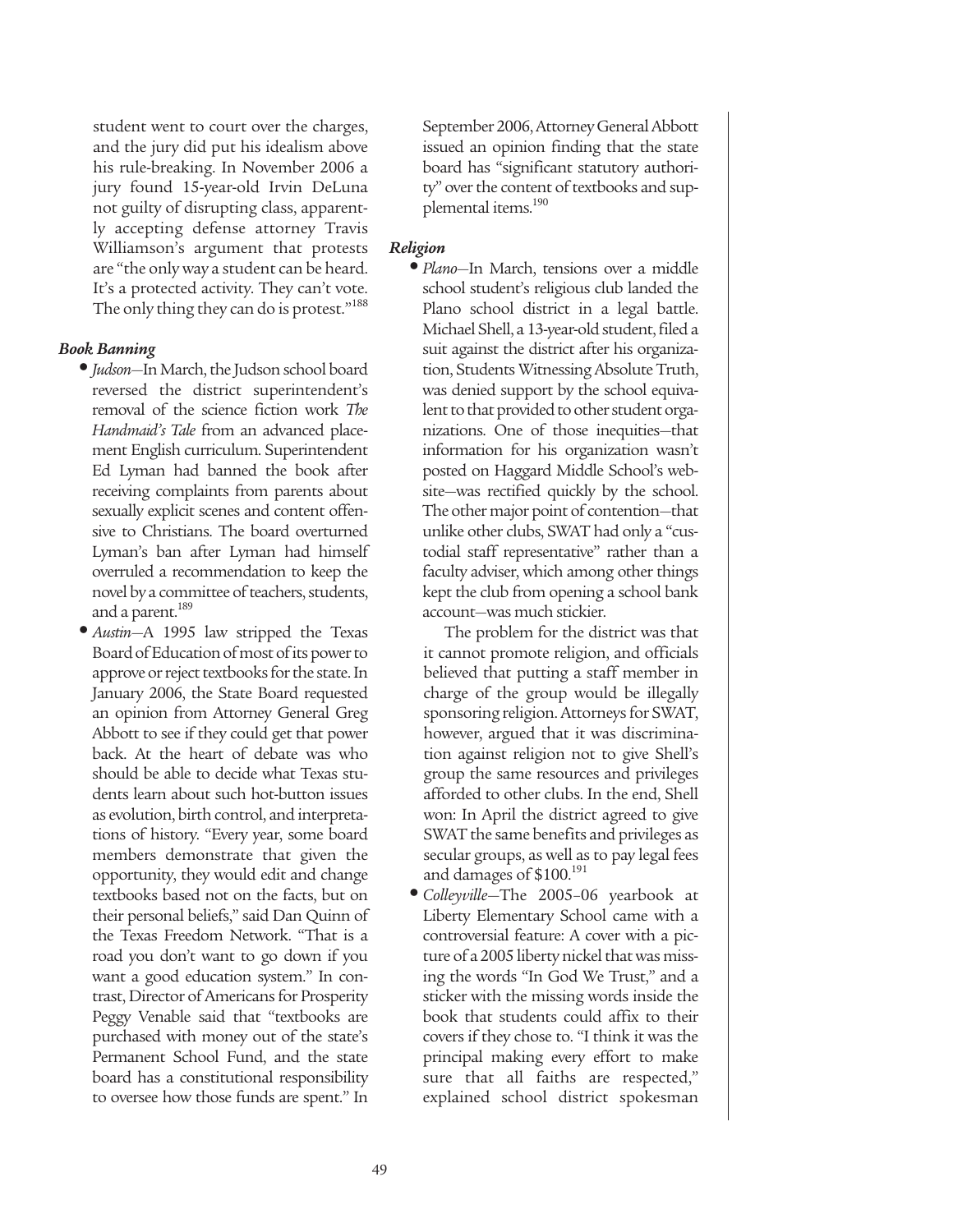student went to court over the charges, and the jury did put his idealism above his rule-breaking. In November 2006 a jury found 15-year-old Irvin DeLuna not guilty of disrupting class, apparently accepting defense attorney Travis Williamson's argument that protests are "the only way a student can be heard. It's a protected activity. They can't vote. The only thing they can do is protest."[188]

### *Book Banning*

- *Judson*—In March, the Judson school board reversed the district superintendent's removal of the science fiction work *The Handmaid's Tale* from an advanced placement English curriculum. Superintendent Ed Lyman had banned the book after receiving complaints from parents about sexually explicit scenes and content offensive to Christians. The board overturned Lyman's ban after Lyman had himself overruled a recommendation to keep the novel by a committee of teachers, students, and a parent.[189]
- *Austin*—A 1995 law stripped the Texas Board of Education of most of its power to approve or reject textbooks for the state. In January 2006, the State Board requested an opinion from Attorney General Greg Abbott to see if they could get that power back. At the heart of debate was who should be able to decide what Texas students learn about such hot-button issues as evolution, birth control, and interpretations of history. "Every year, some board members demonstrate that given the opportunity, they would edit and change textbooks based not on the facts, but on their personal beliefs," said Dan Quinn of the Texas Freedom Network. "That is a road you don't want to go down if you want a good education system." In contrast, Director of Americans for Prosperity Peggy Venable said that "textbooks are purchased with money out of the state's Permanent School Fund, and the state board has a constitutional responsibility to oversee how those funds are spent." In September 2006, Attorney General Abbott issued an opinion finding that the state board has "significant statutory authority" over the content of textbooks and supplemental items.[190]

### *Religion*

- *Plano*—In March, tensions over a middle school student's religious club landed the Plano school district in a legal battle. Michael Shell, a 13-year-old student, filed a suit against the district after his organization, Students Witnessing Absolute Truth, was denied support by the school equivalent to that provided to other student organizations. One of those inequities—that information for his organization wasn't posted on Haggard Middle School's website—was rectified quickly by the school. The other major point of contention—that unlike other clubs, SWAT had only a "custodial staff representative" rather than a faculty adviser, which among other things kept the club from opening a school bank account—was much stickier.

  The problem for the district was that it cannot promote religion, and officials believed that putting a staff member in charge of the group would be illegally sponsoring religion. Attorneys for SWAT, however, argued that it was discrimination against religion not to give Shell's group the same resources and privileges afforded to other clubs. In the end, Shell won: In April the district agreed to give SWAT the same benefits and privileges as secular groups, as well as to pay legal fees and damages of $100.[191]
- *Colleyville*—The 2005–06 yearbook at Liberty Elementary School came with a controversial feature: A cover with a picture of a 2005 liberty nickel that was missing the words "In God We Trust," and a sticker with the missing words inside the book that students could affix to their covers if they chose to. "I think it was the principal making every effort to make sure that all faiths are respected," explained school district spokesman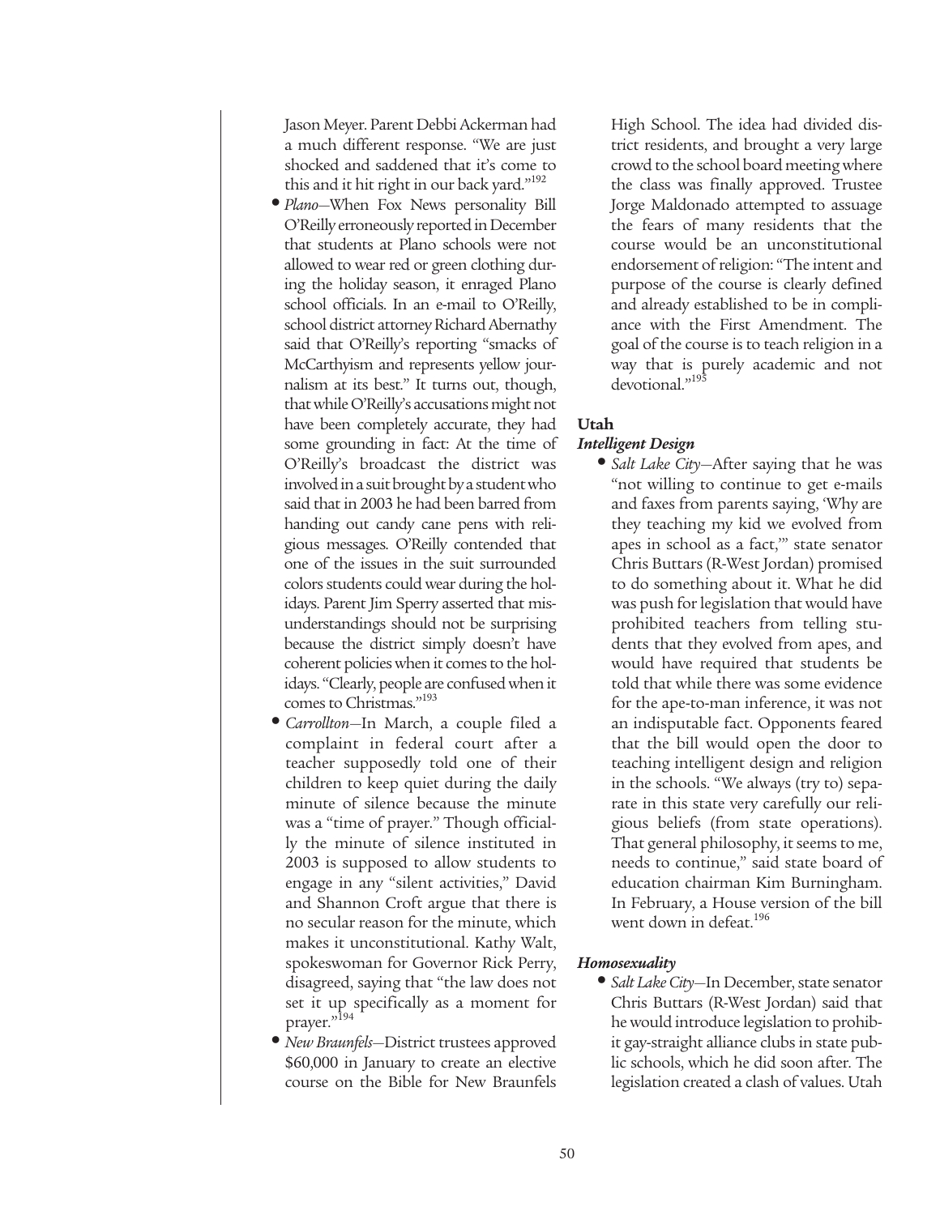Jason Meyer. Parent Debbi Ackerman had a much different response. "We are just shocked and saddened that it's come to this and it hit right in our back yard."[192]

- *Plano*—When Fox News personality Bill O'Reilly erroneously reported in December that students at Plano schools were not allowed to wear red or green clothing during the holiday season, it enraged Plano school officials. In an e-mail to O'Reilly, school district attorney Richard Abernathy said that O'Reilly's reporting "smacks of McCarthyism and represents yellow journalism at its best." It turns out, though, that while O'Reilly's accusations might not have been completely accurate, they had some grounding in fact: At the time of O'Reilly's broadcast the district was involved in a suit brought by a student who said that in 2003 he had been barred from handing out candy cane pens with religious messages. O'Reilly contended that one of the issues in the suit surrounded colors students could wear during the holidays. Parent Jim Sperry asserted that misunderstandings should not be surprising because the district simply doesn't have coherent policies when it comes to the holidays. "Clearly, people are confused when it comes to Christmas."[193]
- *Carrollton*—In March, a couple filed a complaint in federal court after a teacher supposedly told one of their children to keep quiet during the daily minute of silence because the minute was a "time of prayer." Though officially the minute of silence instituted in 2003 is supposed to allow students to engage in any "silent activities," David and Shannon Croft argue that there is no secular reason for the minute, which makes it unconstitutional. Kathy Walt, spokeswoman for Governor Rick Perry, disagreed, saying that "the law does not set it up specifically as a moment for prayer."[194]
- *New Braunfels*—District trustees approved $60,000 in January to create an elective course on the Bible for New Braunfels High School. The idea had divided district residents, and brought a very large crowd to the school board meeting where the class was finally approved. Trustee Jorge Maldonado attempted to assuage the fears of many residents that the course would be an unconstitutional endorsement of religion: "The intent and purpose of the course is clearly defined and already established to be in compliance with the First Amendment. The goal of the course is to teach religion in a way that is purely academic and not devotional."[195]

### Utah

#### *Intelligent Design*

- *Salt Lake City*—After saying that he was "not willing to continue to get e-mails and faxes from parents saying, 'Why are they teaching my kid we evolved from apes in school as a fact,'" state senator Chris Buttars (R-West Jordan) promised to do something about it. What he did was push for legislation that would have prohibited teachers from telling students that they evolved from apes, and would have required that students be told that while there was some evidence for the ape-to-man inference, it was not an indisputable fact. Opponents feared that the bill would open the door to teaching intelligent design and religion in the schools. "We always (try to) separate in this state very carefully our religious beliefs (from state operations). That general philosophy, it seems to me, needs to continue," said state board of education chairman Kim Burningham. In February, a House version of the bill went down in defeat.[196]

#### *Homosexuality*

- *Salt Lake City*—In December, state senator Chris Buttars (R-West Jordan) said that he would introduce legislation to prohibit gay-straight alliance clubs in state public schools, which he did soon after. The legislation created a clash of values. Utah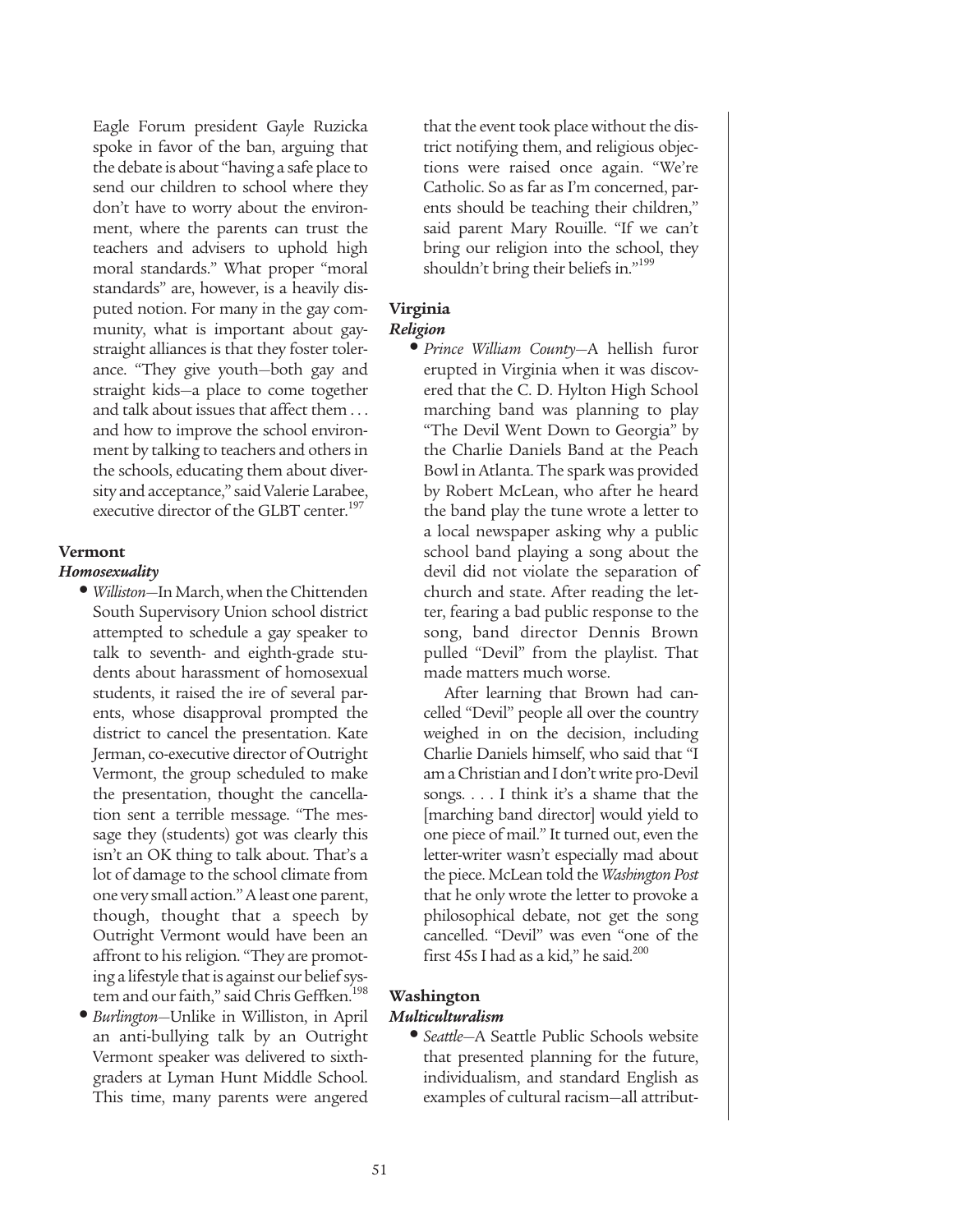Eagle Forum president Gayle Ruzicka spoke in favor of the ban, arguing that the debate is about "having a safe place to send our children to school where they don't have to worry about the environment, where the parents can trust the teachers and advisers to uphold high moral standards." What proper "moral standards" are, however, is a heavily disputed notion. For many in the gay community, what is important about gay-straight alliances is that they foster tolerance. "They give youth—both gay and straight kids—a place to come together and talk about issues that affect them . . . and how to improve the school environment by talking to teachers and others in the schools, educating them about diversity and acceptance," said Valerie Larabee, executive director of the GLBT center.[197]

**Vermont**

***Homosexuality***

- *Williston*—In March, when the Chittenden South Supervisory Union school district attempted to schedule a gay speaker to talk to seventh- and eighth-grade students about harassment of homosexual students, it raised the ire of several parents, whose disapproval prompted the district to cancel the presentation. Kate Jerman, co-executive director of Outright Vermont, the group scheduled to make the presentation, thought the cancellation sent a terrible message. "The message they (students) got was clearly this isn't an OK thing to talk about. That's a lot of damage to the school climate from one very small action." A least one parent, though, thought that a speech by Outright Vermont would have been an affront to his religion. "They are promoting a lifestyle that is against our belief system and our faith," said Chris Geffken.[198]
- *Burlington*—Unlike in Williston, in April an anti-bullying talk by an Outright Vermont speaker was delivered to sixth-graders at Lyman Hunt Middle School. This time, many parents were angered that the event took place without the district notifying them, and religious objections were raised once again. "We're Catholic. So as far as I'm concerned, parents should be teaching their children," said parent Mary Rouille. "If we can't bring our religion into the school, they shouldn't bring their beliefs in."[199]

**Virginia**

***Religion***

- *Prince William County*—A hellish furor erupted in Virginia when it was discovered that the C. D. Hylton High School marching band was planning to play "The Devil Went Down to Georgia" by the Charlie Daniels Band at the Peach Bowl in Atlanta. The spark was provided by Robert McLean, who after he heard the band play the tune wrote a letter to a local newspaper asking why a public school band playing a song about the devil did not violate the separation of church and state. After reading the letter, fearing a bad public response to the song, band director Dennis Brown pulled "Devil" from the playlist. That made matters much worse.

  After learning that Brown had cancelled "Devil" people all over the country weighed in on the decision, including Charlie Daniels himself, who said that "I am a Christian and I don't write pro-Devil songs. . . . I think it's a shame that the [marching band director] would yield to one piece of mail." It turned out, even the letter-writer wasn't especially mad about the piece. McLean told the *Washington Post* that he only wrote the letter to provoke a philosophical debate, not get the song cancelled. "Devil" was even "one of the first 45s I had as a kid," he said.[200]

**Washington**

***Multiculturalism***

- *Seattle*—A Seattle Public Schools website that presented planning for the future, individualism, and standard English as examples of cultural racism—all attribut-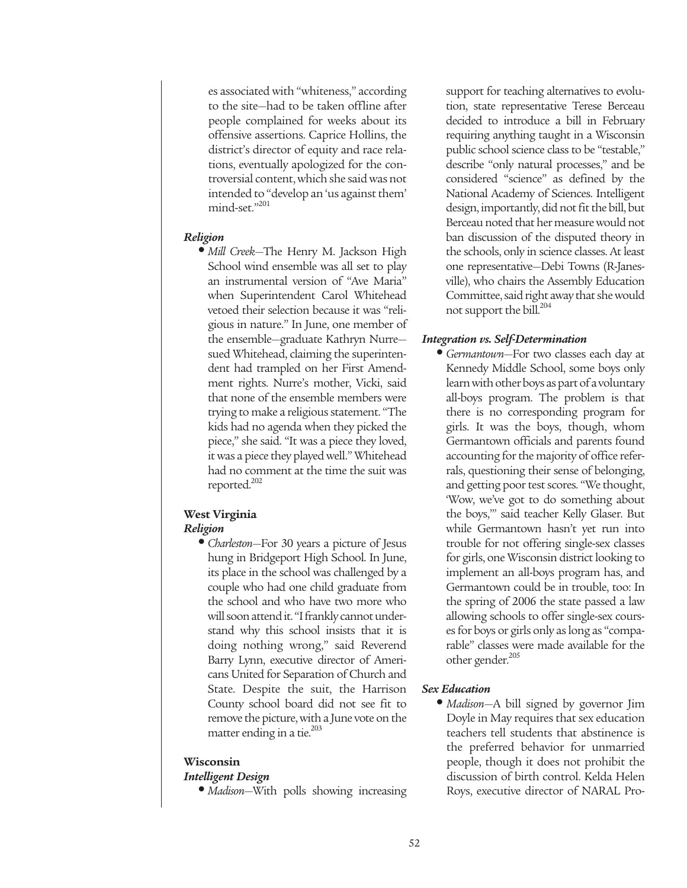es associated with "whiteness," according to the site—had to be taken offline after people complained for weeks about its offensive assertions. Caprice Hollins, the district's director of equity and race relations, eventually apologized for the controversial content, which she said was not intended to "develop an 'us against them' mind-set."[201]

***Religion***

- *Mill Creek*—The Henry M. Jackson High School wind ensemble was all set to play an instrumental version of "Ave Maria" when Superintendent Carol Whitehead vetoed their selection because it was "religious in nature." In June, one member of the ensemble—graduate Kathryn Nurre—sued Whitehead, claiming the superintendent had trampled on her First Amendment rights. Nurre's mother, Vicki, said that none of the ensemble members were trying to make a religious statement. "The kids had no agenda when they picked the piece," she said. "It was a piece they loved, it was a piece they played well." Whitehead had no comment at the time the suit was reported.[202]

### West Virginia

***Religion***

- *Charleston*—For 30 years a picture of Jesus hung in Bridgeport High School. In June, its place in the school was challenged by a couple who had one child graduate from the school and who have two more who will soon attend it. "I frankly cannot understand why this school insists that it is doing nothing wrong," said Reverend Barry Lynn, executive director of Americans United for Separation of Church and State. Despite the suit, the Harrison County school board did not see fit to remove the picture, with a June vote on the matter ending in a tie.[203]

### Wisconsin

***Intelligent Design***

- *Madison*—With polls showing increasing support for teaching alternatives to evolution, state representative Terese Berceau decided to introduce a bill in February requiring anything taught in a Wisconsin public school science class to be "testable," describe "only natural processes," and be considered "science" as defined by the National Academy of Sciences. Intelligent design, importantly, did not fit the bill, but Berceau noted that her measure would not ban discussion of the disputed theory in the schools, only in science classes. At least one representative—Debi Towns (R-Janesville), who chairs the Assembly Education Committee, said right away that she would not support the bill.[204]

***Integration vs. Self-Determination***

- *Germantown*—For two classes each day at Kennedy Middle School, some boys only learn with other boys as part of a voluntary all-boys program. The problem is that there is no corresponding program for girls. It was the boys, though, whom Germantown officials and parents found accounting for the majority of office referrals, questioning their sense of belonging, and getting poor test scores. "We thought, 'Wow, we've got to do something about the boys,'" said teacher Kelly Glaser. But while Germantown hasn't yet run into trouble for not offering single-sex classes for girls, one Wisconsin district looking to implement an all-boys program has, and Germantown could be in trouble, too: In the spring of 2006 the state passed a law allowing schools to offer single-sex courses for boys or girls only as long as "comparable" classes were made available for the other gender.[205]

***Sex Education***

- *Madison*—A bill signed by governor Jim Doyle in May requires that sex education teachers tell students that abstinence is the preferred behavior for unmarried people, though it does not prohibit the discussion of birth control. Kelda Helen Roys, executive director of NARAL Pro-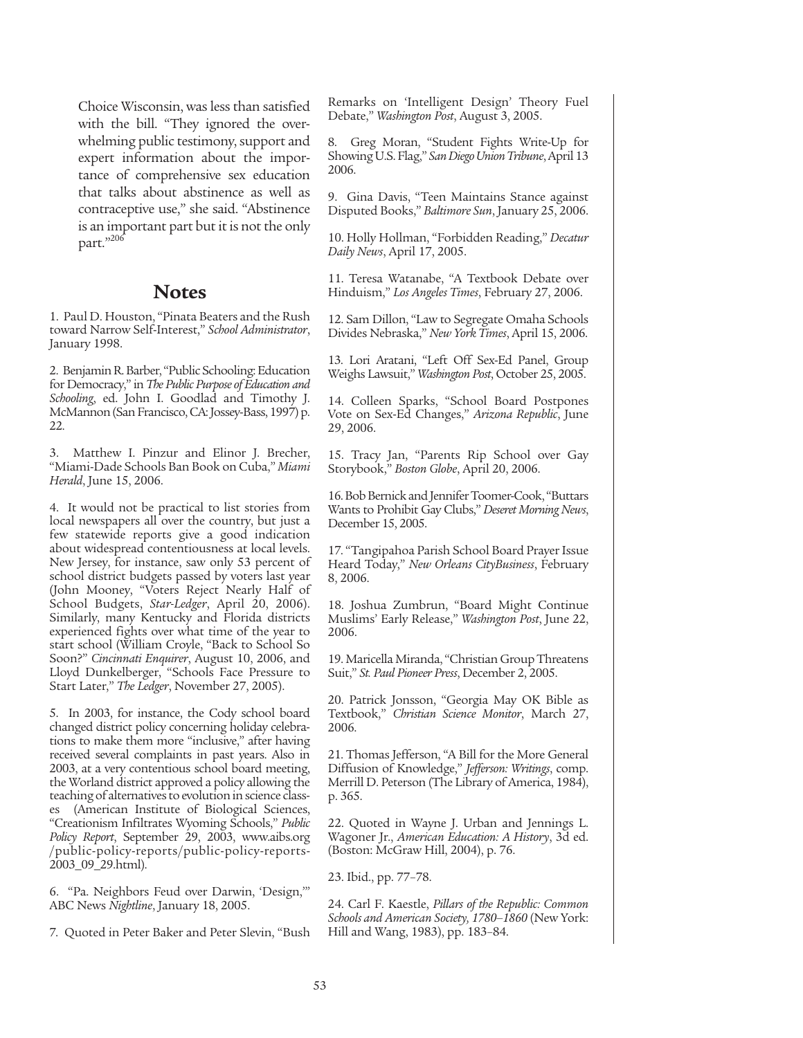Choice Wisconsin, was less than satisfied with the bill. "They ignored the overwhelming public testimony, support and expert information about the importance of comprehensive sex education that talks about abstinence as well as contraceptive use," she said. "Abstinence is an important part but it is not the only part."[206]

## Notes

1. Paul D. Houston, "Pinata Beaters and the Rush toward Narrow Self-Interest," *School Administrator*, January 1998.

2. Benjamin R. Barber, "Public Schooling: Education for Democracy," in *The Public Purpose of Education and Schooling*, ed. John I. Goodlad and Timothy J. McMannon (San Francisco, CA: Jossey-Bass, 1997) p. 22.

3. Matthew I. Pinzur and Elinor J. Brecher, "Miami-Dade Schools Ban Book on Cuba," *Miami Herald*, June 15, 2006.

4. It would not be practical to list stories from local newspapers all over the country, but just a few statewide reports give a good indication about widespread contentiousness at local levels. New Jersey, for instance, saw only 53 percent of school district budgets passed by voters last year (John Mooney, "Voters Reject Nearly Half of School Budgets, *Star-Ledger*, April 20, 2006). Similarly, many Kentucky and Florida districts experienced fights over what time of the year to start school (William Croyle, "Back to School So Soon?" *Cincinnati Enquirer*, August 10, 2006, and Lloyd Dunkelberger, "Schools Face Pressure to Start Later," *The Ledger*, November 27, 2005).

5. In 2003, for instance, the Cody school board changed district policy concerning holiday celebrations to make them more "inclusive," after having received several complaints in past years. Also in 2003, at a very contentious school board meeting, the Worland district approved a policy allowing the teaching of alternatives to evolution in science classes (American Institute of Biological Sciences, "Creationism Infiltrates Wyoming Schools," *Public Policy Report*, September 29, 2003, www.aibs.org/public-policy-reports/public-policy-reports-2003_09_29.html).

6. "Pa. Neighbors Feud over Darwin, 'Design,'" ABC News *Nightline*, January 18, 2005.

7. Quoted in Peter Baker and Peter Slevin, "Bush Remarks on 'Intelligent Design' Theory Fuel Debate," *Washington Post*, August 3, 2005.

8. Greg Moran, "Student Fights Write-Up for Showing U.S. Flag," *San Diego Union Tribune*, April 13 2006.

9. Gina Davis, "Teen Maintains Stance against Disputed Books," *Baltimore Sun*, January 25, 2006.

10. Holly Hollman, "Forbidden Reading," *Decatur Daily News*, April 17, 2005.

11. Teresa Watanabe, "A Textbook Debate over Hinduism," *Los Angeles Times*, February 27, 2006.

12. Sam Dillon, "Law to Segregate Omaha Schools Divides Nebraska," *New York Times*, April 15, 2006.

13. Lori Aratani, "Left Off Sex-Ed Panel, Group Weighs Lawsuit," *Washington Post*, October 25, 2005.

14. Colleen Sparks, "School Board Postpones Vote on Sex-Ed Changes," *Arizona Republic*, June 29, 2006.

15. Tracy Jan, "Parents Rip School over Gay Storybook," *Boston Globe*, April 20, 2006.

16. Bob Bernick and Jennifer Toomer-Cook, "Buttars Wants to Prohibit Gay Clubs," *Deseret Morning News*, December 15, 2005.

17. "Tangipahoa Parish School Board Prayer Issue Heard Today," *New Orleans CityBusiness*, February 8, 2006.

18. Joshua Zumbrun, "Board Might Continue Muslims' Early Release," *Washington Post*, June 22, 2006.

19. Maricella Miranda, "Christian Group Threatens Suit," *St. Paul Pioneer Press*, December 2, 2005.

20. Patrick Jonsson, "Georgia May OK Bible as Textbook," *Christian Science Monitor*, March 27, 2006.

21. Thomas Jefferson, "A Bill for the More General Diffusion of Knowledge," *Jefferson: Writings*, comp. Merrill D. Peterson (The Library of America, 1984), p. 365.

22. Quoted in Wayne J. Urban and Jennings L. Wagoner Jr., *American Education: A History*, 3d ed. (Boston: McGraw Hill, 2004), p. 76.

23. Ibid., pp. 77–78.

24. Carl F. Kaestle, *Pillars of the Republic: Common Schools and American Society, 1780–1860* (New York: Hill and Wang, 1983), pp. 183–84.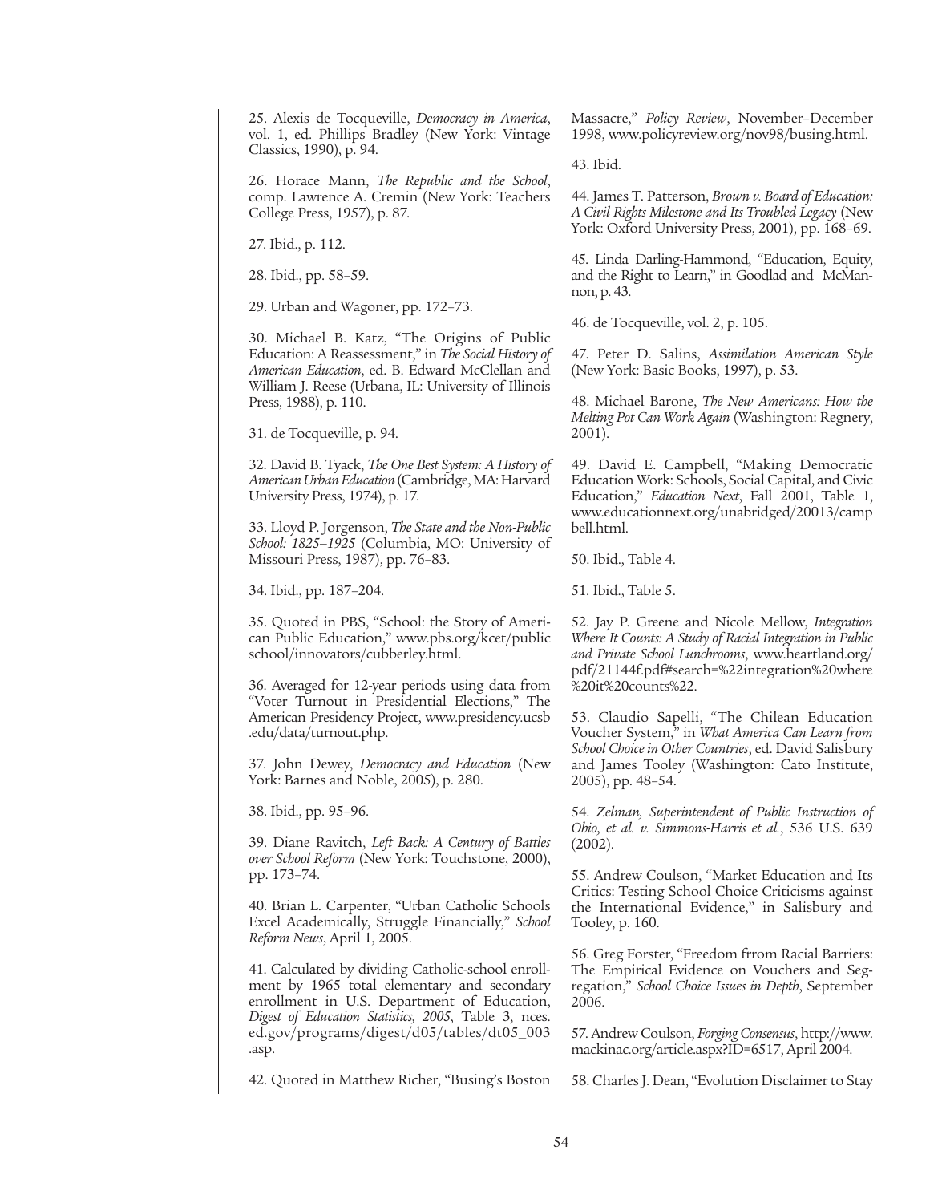25. Alexis de Tocqueville, *Democracy in America*, vol. 1, ed. Phillips Bradley (New York: Vintage Classics, 1990), p. 94.

26. Horace Mann, *The Republic and the School*, comp. Lawrence A. Cremin (New York: Teachers College Press, 1957), p. 87.

27. Ibid., p. 112.

28. Ibid., pp. 58–59.

29. Urban and Wagoner, pp. 172–73.

30. Michael B. Katz, "The Origins of Public Education: A Reassessment," in *The Social History of American Education*, ed. B. Edward McClellan and William J. Reese (Urbana, IL: University of Illinois Press, 1988), p. 110.

31. de Tocqueville, p. 94.

32. David B. Tyack, *The One Best System: A History of American Urban Education* (Cambridge, MA: Harvard University Press, 1974), p. 17.

33. Lloyd P. Jorgenson, *The State and the Non-Public School: 1825–1925* (Columbia, MO: University of Missouri Press, 1987), pp. 76–83.

34. Ibid., pp. 187–204.

35. Quoted in PBS, "School: the Story of American Public Education," www.pbs.org/kcet/publicschool/innovators/cubberley.html.

36. Averaged for 12-year periods using data from "Voter Turnout in Presidential Elections," The American Presidency Project, www.presidency.ucsb.edu/data/turnout.php.

37. John Dewey, *Democracy and Education* (New York: Barnes and Noble, 2005), p. 280.

38. Ibid., pp. 95–96.

39. Diane Ravitch, *Left Back: A Century of Battles over School Reform* (New York: Touchstone, 2000), pp. 173–74.

40. Brian L. Carpenter, "Urban Catholic Schools Excel Academically, Struggle Financially," *School Reform News*, April 1, 2005.

41. Calculated by dividing Catholic-school enrollment by 1965 total elementary and secondary enrollment in U.S. Department of Education, *Digest of Education Statistics, 2005*, Table 3, nces.ed.gov/programs/digest/d05/tables/dt05_003.asp.

42. Quoted in Matthew Richer, "Busing's Boston Massacre," *Policy Review*, November–December 1998, www.policyreview.org/nov98/busing.html.

43. Ibid.

44. James T. Patterson, *Brown v. Board of Education: A Civil Rights Milestone and Its Troubled Legacy* (New York: Oxford University Press, 2001), pp. 168–69.

45. Linda Darling-Hammond, "Education, Equity, and the Right to Learn," in Goodlad and McMannon, p. 43.

46. de Tocqueville, vol. 2, p. 105.

47. Peter D. Salins, *Assimilation American Style* (New York: Basic Books, 1997), p. 53.

48. Michael Barone, *The New Americans: How the Melting Pot Can Work Again* (Washington: Regnery, 2001).

49. David E. Campbell, "Making Democratic Education Work: Schools, Social Capital, and Civic Education," *Education Next*, Fall 2001, Table 1, www.educationnext.org/unabridged/20013/campbell.html.

50. Ibid., Table 4.

51. Ibid., Table 5.

52. Jay P. Greene and Nicole Mellow, *Integration Where It Counts: A Study of Racial Integration in Public and Private School Lunchrooms*, www.heartland.org/pdf/21144f.pdf#search=%22integration%20where%20it%20counts%22.

53. Claudio Sapelli, "The Chilean Education Voucher System," in *What America Can Learn from School Choice in Other Countries*, ed. David Salisbury and James Tooley (Washington: Cato Institute, 2005), pp. 48–54.

54. *Zelman, Superintendent of Public Instruction of Ohio, et al. v. Simmons-Harris et al.*, 536 U.S. 639 (2002).

55. Andrew Coulson, "Market Education and Its Critics: Testing School Choice Criticisms against the International Evidence," in Salisbury and Tooley, p. 160.

56. Greg Forster, "Freedom frrom Racial Barriers: The Empirical Evidence on Vouchers and Segregation," *School Choice Issues in Depth*, September 2006.

57. Andrew Coulson, *Forging Consensus*, http://www.mackinac.org/article.aspx?ID=6517, April 2004.

58. Charles J. Dean, "Evolution Disclaimer to Stay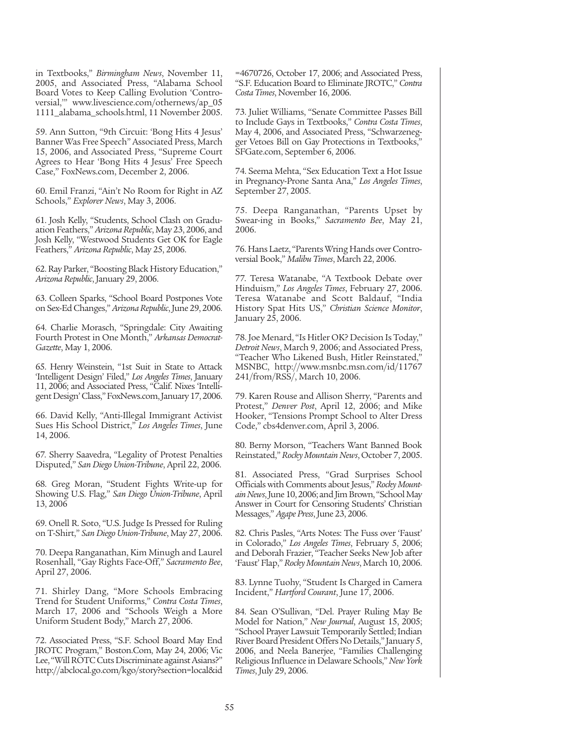in Textbooks," *Birmingham News*, November 11, 2005, and Associated Press, "Alabama School Board Votes to Keep Calling Evolution 'Controversial,'" www.livescience.com/othernews/ap_05 1111_alabama_schools.html, 11 November 2005.

59. Ann Sutton, "9th Circuit: 'Bong Hits 4 Jesus' Banner Was Free Speech" Associated Press, March 15, 2006, and Associated Press, "Supreme Court Agrees to Hear 'Bong Hits 4 Jesus' Free Speech Case," FoxNews.com, December 2, 2006.

60. Emil Franzi, "Ain't No Room for Right in AZ Schools," *Explorer News*, May 3, 2006.

61. Josh Kelly, "Students, School Clash on Graduation Feathers," *Arizona Republic*, May 23, 2006, and Josh Kelly, "Westwood Students Get OK for Eagle Feathers," *Arizona Republic*, May 25, 2006.

62. Ray Parker, "Boosting Black History Education," *Arizona Republic*, January 29, 2006.

63. Colleen Sparks, "School Board Postpones Vote on Sex-Ed Changes," *Arizona Republic*, June 29, 2006.

64. Charlie Morasch, "Springdale: City Awaiting Fourth Protest in One Month," *Arkansas Democrat-Gazette*, May 1, 2006.

65. Henry Weinstein, "1st Suit in State to Attack 'Intelligent Design' Filed," *Los Angeles Times*, January 11, 2006; and Associated Press, "Calif. Nixes 'Intelligent Design' Class," FoxNews.com, January 17, 2006.

66. David Kelly, "Anti-Illegal Immigrant Activist Sues His School District," *Los Angeles Times*, June 14, 2006.

67. Sherry Saavedra, "Legality of Protest Penalties Disputed," *San Diego Union-Tribune*, April 22, 2006.

68. Greg Moran, "Student Fights Write-up for Showing U.S. Flag," *San Diego Union-Tribune*, April 13, 2006

69. Onell R. Soto, "U.S. Judge Is Pressed for Ruling on T-Shirt," *San Diego Union-Tribune*, May 27, 2006.

70. Deepa Ranganathan, Kim Minugh and Laurel Rosenhall, "Gay Rights Face-Off," *Sacramento Bee*, April 27, 2006.

71. Shirley Dang, "More Schools Embracing Trend for Student Uniforms," *Contra Costa Times*, March 17, 2006 and "Schools Weigh a More Uniform Student Body," March 27, 2006.

72. Associated Press, "S.F. School Board May End JROTC Program," Boston.Com, May 24, 2006; Vic Lee, "Will ROTC Cuts Discriminate against Asians?" http://abclocal.go.com/kgo/story?section=local&id =4670726, October 17, 2006; and Associated Press, "S.F. Education Board to Eliminate JROTC," *Contra Costa Times*, November 16, 2006.

73. Juliet Williams, "Senate Committee Passes Bill to Include Gays in Textbooks," *Contra Costa Times*, May 4, 2006, and Associated Press, "Schwarzenegger Vetoes Bill on Gay Protections in Textbooks," SFGate.com, September 6, 2006.

74. Seema Mehta, "Sex Education Text a Hot Issue in Pregnancy-Prone Santa Ana," *Los Angeles Times*, September 27, 2005.

75. Deepa Ranganathan, "Parents Upset by Swear-ing in Books," *Sacramento Bee*, May 21, 2006.

76. Hans Laetz, "Parents Wring Hands over Controversial Book," *Malibu Times*, March 22, 2006.

77. Teresa Watanabe, "A Textbook Debate over Hinduism," *Los Angeles Times*, February 27, 2006. Teresa Watanabe and Scott Baldauf, "India History Spat Hits US," *Christian Science Monitor*, January 25, 2006.

78. Joe Menard, "Is Hitler OK? Decision Is Today," *Detroit News*, March 9, 2006; and Associated Press, "Teacher Who Likened Bush, Hitler Reinstated," MSNBC, http://www.msnbc.msn.com/id/11767 241/from/RSS/, March 10, 2006.

79. Karen Rouse and Allison Sherry, "Parents and Protest," *Denver Post*, April 12, 2006; and Mike Hooker, "Tensions Prompt School to Alter Dress Code," cbs4denver.com, April 3, 2006.

80. Berny Morson, "Teachers Want Banned Book Reinstated," *Rocky Mountain News*, October 7, 2005.

81. Associated Press, "Grad Surprises School Officials with Comments about Jesus," *Rocky Mountain News*, June 10, 2006; and Jim Brown, "School May Answer in Court for Censoring Students' Christian Messages," *Agape Press*, June 23, 2006.

82. Chris Pasles, "Arts Notes: The Fuss over 'Faust' in Colorado," *Los Angeles Times*, February 5, 2006; and Deborah Frazier, "Teacher Seeks New Job after 'Faust' Flap," *Rocky Mountain News*, March 10, 2006.

83. Lynne Tuohy, "Student Is Charged in Camera Incident," *Hartford Courant*, June 17, 2006.

84. Sean O'Sullivan, "Del. Prayer Ruling May Be Model for Nation," *New Journal*, August 15, 2005; "School Prayer Lawsuit Temporarily Settled; Indian River Board President Offers No Details," January 5, 2006, and Neela Banerjee, "Families Challenging Religious Influence in Delaware Schools," *New York Times*, July 29, 2006.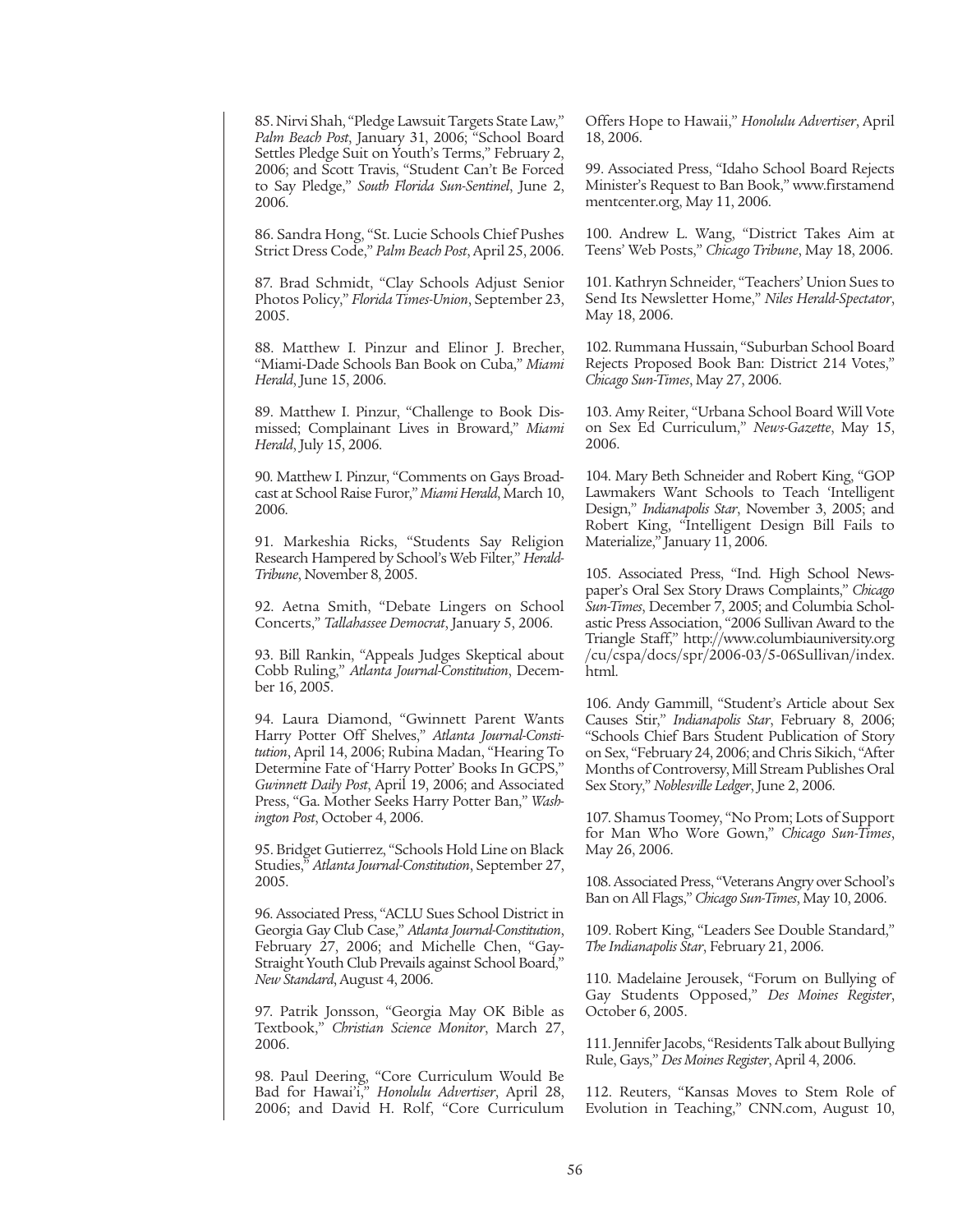85. Nirvi Shah, "Pledge Lawsuit Targets State Law," *Palm Beach Post*, January 31, 2006; "School Board Settles Pledge Suit on Youth's Terms," February 2, 2006; and Scott Travis, "Student Can't Be Forced to Say Pledge," *South Florida Sun-Sentinel*, June 2, 2006.

86. Sandra Hong, "St. Lucie Schools Chief Pushes Strict Dress Code," *Palm Beach Post*, April 25, 2006.

87. Brad Schmidt, "Clay Schools Adjust Senior Photos Policy," *Florida Times-Union*, September 23, 2005.

88. Matthew I. Pinzur and Elinor J. Brecher, "Miami-Dade Schools Ban Book on Cuba," *Miami Herald*, June 15, 2006.

89. Matthew I. Pinzur, "Challenge to Book Dismissed; Complainant Lives in Broward," *Miami Herald*, July 15, 2006.

90. Matthew I. Pinzur, "Comments on Gays Broadcast at School Raise Furor," *Miami Herald*, March 10, 2006.

91. Markeshia Ricks, "Students Say Religion Research Hampered by School's Web Filter," *Herald-Tribune*, November 8, 2005.

92. Aetna Smith, "Debate Lingers on School Concerts," *Tallahassee Democrat*, January 5, 2006.

93. Bill Rankin, "Appeals Judges Skeptical about Cobb Ruling," *Atlanta Journal-Constitution*, December 16, 2005.

94. Laura Diamond, "Gwinnett Parent Wants Harry Potter Off Shelves," *Atlanta Journal-Constitution*, April 14, 2006; Rubina Madan, "Hearing To Determine Fate of 'Harry Potter' Books In GCPS," *Gwinnett Daily Post*, April 19, 2006; and Associated Press, "Ga. Mother Seeks Harry Potter Ban," *Washington Post*, October 4, 2006.

95. Bridget Gutierrez, "Schools Hold Line on Black Studies," *Atlanta Journal-Constitution*, September 27, 2005.

96. Associated Press, "ACLU Sues School District in Georgia Gay Club Case," *Atlanta Journal-Constitution*, February 27, 2006; and Michelle Chen, "Gay-Straight Youth Club Prevails against School Board," *New Standard*, August 4, 2006.

97. Patrik Jonsson, "Georgia May OK Bible as Textbook," *Christian Science Monitor*, March 27, 2006.

98. Paul Deering, "Core Curriculum Would Be Bad for Hawai'i," *Honolulu Advertiser*, April 28, 2006; and David H. Rolf, "Core Curriculum Offers Hope to Hawaii," *Honolulu Advertiser*, April 18, 2006.

99. Associated Press, "Idaho School Board Rejects Minister's Request to Ban Book," www.firstamendmentcenter.org, May 11, 2006.

100. Andrew L. Wang, "District Takes Aim at Teens' Web Posts," *Chicago Tribune*, May 18, 2006.

101. Kathryn Schneider, "Teachers' Union Sues to Send Its Newsletter Home," *Niles Herald-Spectator*, May 18, 2006.

102. Rummana Hussain, "Suburban School Board Rejects Proposed Book Ban: District 214 Votes," *Chicago Sun-Times*, May 27, 2006.

103. Amy Reiter, "Urbana School Board Will Vote on Sex Ed Curriculum," *News-Gazette*, May 15, 2006.

104. Mary Beth Schneider and Robert King, "GOP Lawmakers Want Schools to Teach 'Intelligent Design,'" *Indianapolis Star*, November 3, 2005; and Robert King, "Intelligent Design Bill Fails to Materialize," January 11, 2006.

105. Associated Press, "Ind. High School Newspaper's Oral Sex Story Draws Complaints," *Chicago Sun-Times*, December 7, 2005; and Columbia Scholastic Press Association, "2006 Sullivan Award to the Triangle Staff," http://www.columbiauniversity.org/cu/cspa/docs/spr/2006-03/5-06Sullivan/index.html.

106. Andy Gammill, "Student's Article about Sex Causes Stir," *Indianapolis Star*, February 8, 2006; "Schools Chief Bars Student Publication of Story on Sex," February 24, 2006; and Chris Sikich, "After Months of Controversy, Mill Stream Publishes Oral Sex Story," *Noblesville Ledger*, June 2, 2006.

107. Shamus Toomey, "No Prom; Lots of Support for Man Who Wore Gown," *Chicago Sun-Times*, May 26, 2006.

108. Associated Press, "Veterans Angry over School's Ban on All Flags," *Chicago Sun-Times*, May 10, 2006.

109. Robert King, "Leaders See Double Standard," *The Indianapolis Star*, February 21, 2006.

110. Madelaine Jerousek, "Forum on Bullying of Gay Students Opposed," *Des Moines Register*, October 6, 2005.

111. Jennifer Jacobs, "Residents Talk about Bullying Rule, Gays," *Des Moines Register*, April 4, 2006.

112. Reuters, "Kansas Moves to Stem Role of Evolution in Teaching," CNN.com, August 10,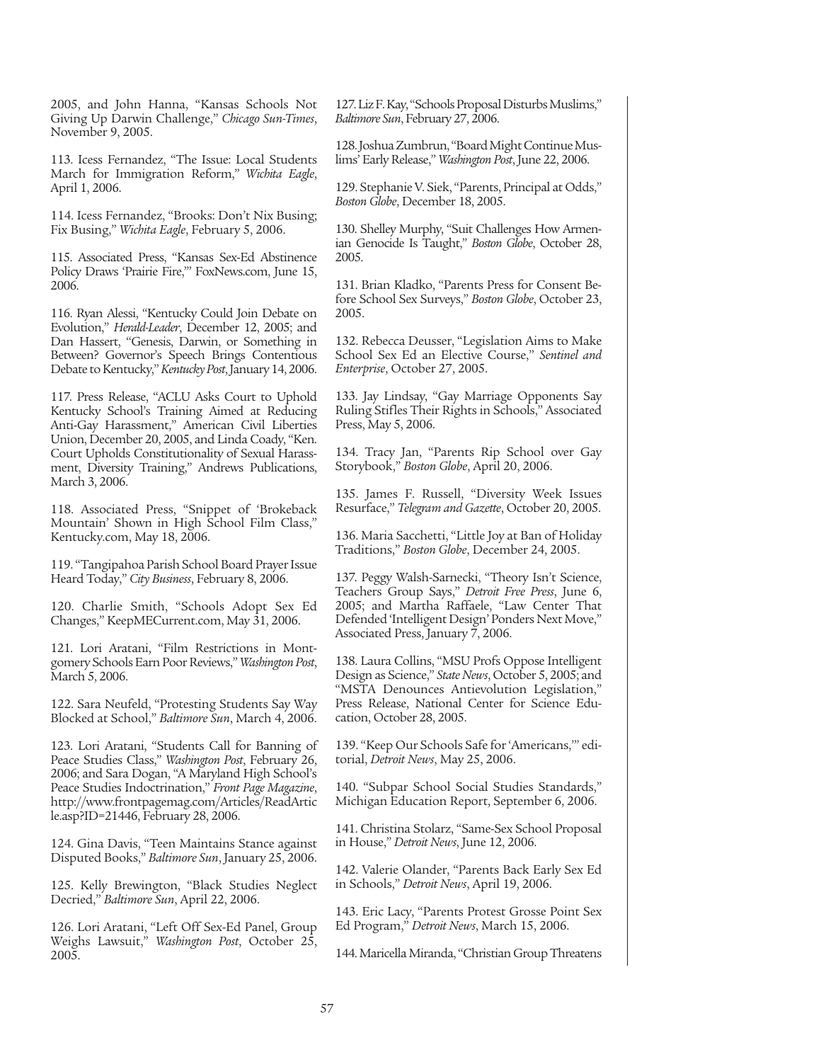2005, and John Hanna, "Kansas Schools Not Giving Up Darwin Challenge," *Chicago Sun-Times*, November 9, 2005.

113. Icess Fernandez, "The Issue: Local Students March for Immigration Reform," *Wichita Eagle*, April 1, 2006.

114. Icess Fernandez, "Brooks: Don't Nix Busing; Fix Busing," *Wichita Eagle*, February 5, 2006.

115. Associated Press, "Kansas Sex-Ed Abstinence Policy Draws 'Prairie Fire,'" FoxNews.com, June 15, 2006.

116. Ryan Alessi, "Kentucky Could Join Debate on Evolution," *Herald-Leader*, December 12, 2005; and Dan Hassert, "Genesis, Darwin, or Something in Between? Governor's Speech Brings Contentious Debate to Kentucky," *Kentucky Post*, January 14, 2006.

117. Press Release, "ACLU Asks Court to Uphold Kentucky School's Training Aimed at Reducing Anti-Gay Harassment," American Civil Liberties Union, December 20, 2005, and Linda Coady, "Ken. Court Upholds Constitutionality of Sexual Harassment, Diversity Training," Andrews Publications, March 3, 2006.

118. Associated Press, "Snippet of 'Brokeback Mountain' Shown in High School Film Class," Kentucky.com, May 18, 2006.

119. "Tangipahoa Parish School Board Prayer Issue Heard Today," *City Business*, February 8, 2006.

120. Charlie Smith, "Schools Adopt Sex Ed Changes," KeepMECurrent.com, May 31, 2006.

121. Lori Aratani, "Film Restrictions in Montgomery Schools Earn Poor Reviews," *Washington Post*, March 5, 2006.

122. Sara Neufeld, "Protesting Students Say Way Blocked at School," *Baltimore Sun*, March 4, 2006.

123. Lori Aratani, "Students Call for Banning of Peace Studies Class," *Washington Post*, February 26, 2006; and Sara Dogan, "A Maryland High School's Peace Studies Indoctrination," *Front Page Magazine*, http://www.frontpagemag.com/Articles/ReadArticle.asp?ID=21446, February 28, 2006.

124. Gina Davis, "Teen Maintains Stance against Disputed Books," *Baltimore Sun*, January 25, 2006.

125. Kelly Brewington, "Black Studies Neglect Decried," *Baltimore Sun*, April 22, 2006.

126. Lori Aratani, "Left Off Sex-Ed Panel, Group Weighs Lawsuit," *Washington Post*, October 25, 2005.

127. Liz F. Kay, "Schools Proposal Disturbs Muslims," *Baltimore Sun*, February 27, 2006.

128. Joshua Zumbrun, "Board Might Continue Muslims' Early Release," *Washington Post*, June 22, 2006.

129. Stephanie V. Siek, "Parents, Principal at Odds," *Boston Globe*, December 18, 2005.

130. Shelley Murphy, "Suit Challenges How Armenian Genocide Is Taught," *Boston Globe*, October 28, 2005.

131. Brian Kladko, "Parents Press for Consent Before School Sex Surveys," *Boston Globe*, October 23, 2005.

132. Rebecca Deusser, "Legislation Aims to Make School Sex Ed an Elective Course," *Sentinel and Enterprise*, October 27, 2005.

133. Jay Lindsay, "Gay Marriage Opponents Say Ruling Stifles Their Rights in Schools," Associated Press, May 5, 2006.

134. Tracy Jan, "Parents Rip School over Gay Storybook," *Boston Globe*, April 20, 2006.

135. James F. Russell, "Diversity Week Issues Resurface," *Telegram and Gazette*, October 20, 2005.

136. Maria Sacchetti, "Little Joy at Ban of Holiday Traditions," *Boston Globe*, December 24, 2005.

137. Peggy Walsh-Sarnecki, "Theory Isn't Science, Teachers Group Says," *Detroit Free Press*, June 6, 2005; and Martha Raffaele, "Law Center That Defended 'Intelligent Design' Ponders Next Move," Associated Press, January 7, 2006.

138. Laura Collins, "MSU Profs Oppose Intelligent Design as Science," *State News*, October 5, 2005; and "MSTA Denounces Antievolution Legislation," Press Release, National Center for Science Education, October 28, 2005.

139. "Keep Our Schools Safe for 'Americans,'" editorial, *Detroit News*, May 25, 2006.

140. "Subpar School Social Studies Standards," Michigan Education Report, September 6, 2006.

141. Christina Stolarz, "Same-Sex School Proposal in House," *Detroit News*, June 12, 2006.

142. Valerie Olander, "Parents Back Early Sex Ed in Schools," *Detroit News*, April 19, 2006.

143. Eric Lacy, "Parents Protest Grosse Point Sex Ed Program," *Detroit News*, March 15, 2006.

144. Maricella Miranda, "Christian Group Threatens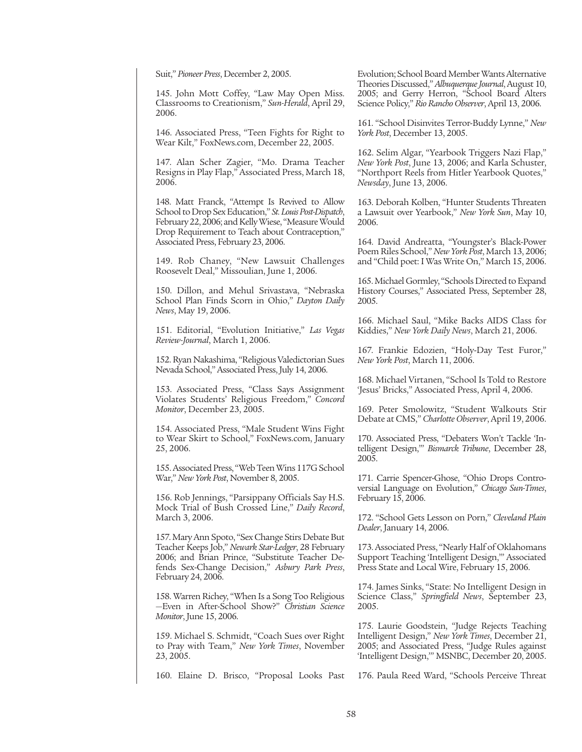Suit," *Pioneer Press*, December 2, 2005.

145. John Mott Coffey, "Law May Open Miss. Classrooms to Creationism," *Sun-Herald*, April 29, 2006.

146. Associated Press, "Teen Fights for Right to Wear Kilt," FoxNews.com, December 22, 2005.

147. Alan Scher Zagier, "Mo. Drama Teacher Resigns in Play Flap," Associated Press, March 18, 2006.

148. Matt Franck, "Attempt Is Revived to Allow School to Drop Sex Education," *St. Louis Post-Dispatch*, February 22, 2006; and Kelly Wiese, "Measure Would Drop Requirement to Teach about Contraception," Associated Press, February 23, 2006.

149. Rob Chaney, "New Lawsuit Challenges Roosevelt Deal," Missoulian, June 1, 2006.

150. Dillon, and Mehul Srivastava, "Nebraska School Plan Finds Scorn in Ohio," *Dayton Daily News*, May 19, 2006.

151. Editorial, "Evolution Initiative," *Las Vegas Review-Journal*, March 1, 2006.

152. Ryan Nakashima, "Religious Valedictorian Sues Nevada School," Associated Press, July 14, 2006.

153. Associated Press, "Class Says Assignment Violates Students' Religious Freedom," *Concord Monitor*, December 23, 2005.

154. Associated Press, "Male Student Wins Fight to Wear Skirt to School," FoxNews.com, January 25, 2006.

155. Associated Press, "Web Teen Wins 117G School War," *New York Post*, November 8, 2005.

156. Rob Jennings, "Parsippany Officials Say H.S. Mock Trial of Bush Crossed Line," *Daily Record*, March 3, 2006.

157. Mary Ann Spoto, "Sex Change Stirs Debate But Teacher Keeps Job," *Newark Star-Ledger*, 28 February 2006; and Brian Prince, "Substitute Teacher Defends Sex-Change Decision," *Asbury Park Press*, February 24, 2006.

158. Warren Richey, "When Is a Song Too Religious—Even in After-School Show?" *Christian Science Monitor*, June 15, 2006.

159. Michael S. Schmidt, "Coach Sues over Right to Pray with Team," *New York Times*, November 23, 2005.

160. Elaine D. Brisco, "Proposal Looks Past Evolution; School Board Member Wants Alternative Theories Discussed," *Albuquerque Journal*, August 10, 2005; and Gerry Herron, "School Board Alters Science Policy," *Rio Rancho Observer*, April 13, 2006.

161. "School Disinvites Terror-Buddy Lynne," *New York Post*, December 13, 2005.

162. Selim Algar, "Yearbook Triggers Nazi Flap," *New York Post*, June 13, 2006; and Karla Schuster, "Northport Reels from Hitler Yearbook Quotes," *Newsday*, June 13, 2006.

163. Deborah Kolben, "Hunter Students Threaten a Lawsuit over Yearbook," *New York Sun*, May 10, 2006.

164. David Andreatta, "Youngster's Black-Power Poem Riles School," *New York Post*, March 13, 2006; and "Child poet: I Was Write On," March 15, 2006.

165. Michael Gormley, "Schools Directed to Expand History Courses," Associated Press, September 28, 2005.

166. Michael Saul, "Mike Backs AIDS Class for Kiddies," *New York Daily News*, March 21, 2006.

167. Frankie Edozien, "Holy-Day Test Furor," *New York Post*, March 11, 2006.

168. Michael Virtanen, "School Is Told to Restore 'Jesus' Bricks," Associated Press, April 4, 2006.

169. Peter Smolowitz, "Student Walkouts Stir Debate at CMS," *Charlotte Observer*, April 19, 2006.

170. Associated Press, "Debaters Won't Tackle 'Intelligent Design,'" *Bismarck Tribune*, December 28, 2005.

171. Carrie Spencer-Ghose, "Ohio Drops Controversial Language on Evolution," *Chicago Sun-Times*, February 15, 2006.

172. "School Gets Lesson on Porn," *Cleveland Plain Dealer*, January 14, 2006.

173. Associated Press, "Nearly Half of Oklahomans Support Teaching 'Intelligent Design,'" Associated Press State and Local Wire, February 15, 2006.

174. James Sinks, "State: No Intelligent Design in Science Class," *Springfield News*, September 23, 2005.

175. Laurie Goodstein, "Judge Rejects Teaching Intelligent Design," *New York Times*, December 21, 2005; and Associated Press, "Judge Rules against 'Intelligent Design,'" MSNBC, December 20, 2005.

176. Paula Reed Ward, "Schools Perceive Threat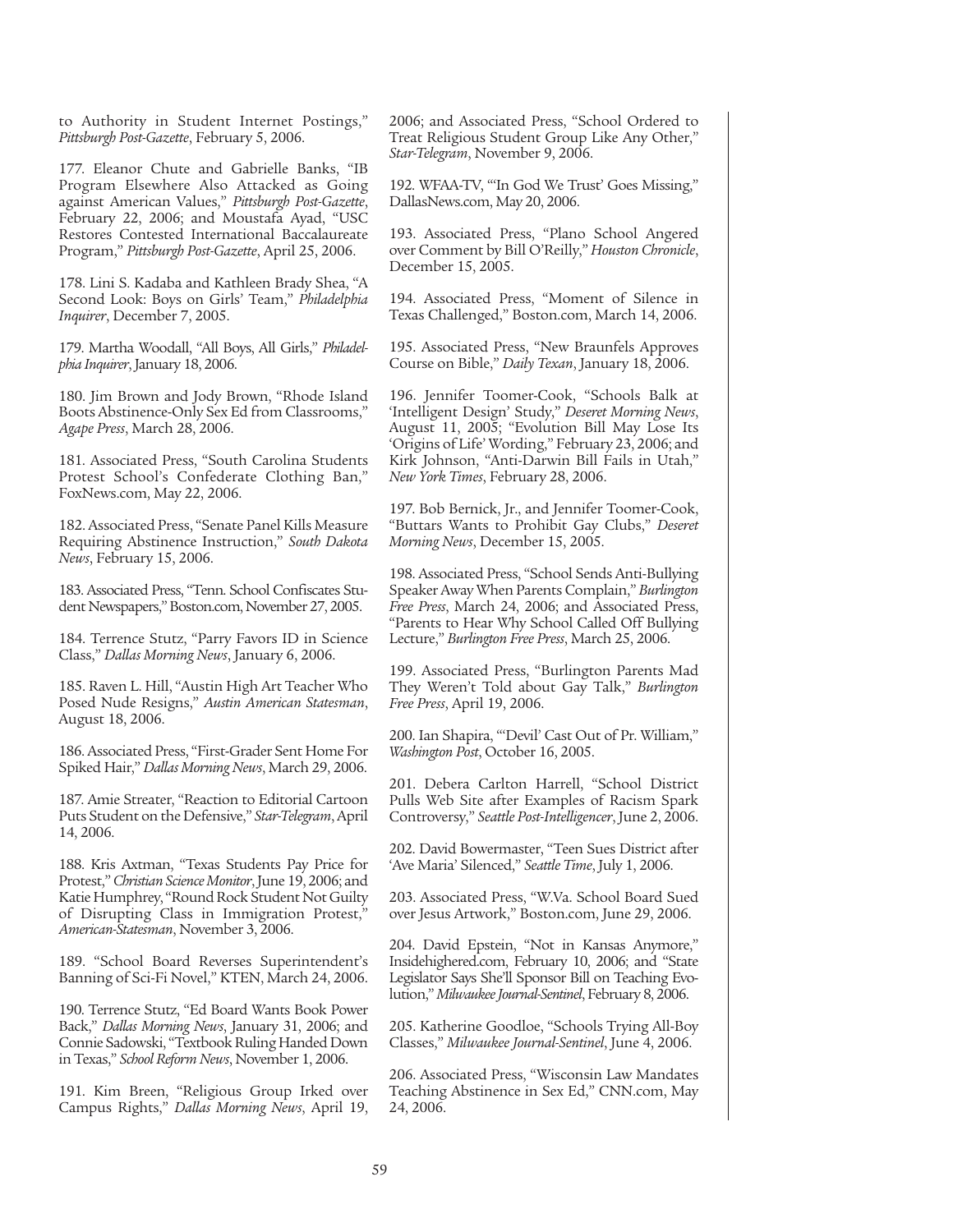to Authority in Student Internet Postings," *Pittsburgh Post-Gazette*, February 5, 2006.

177. Eleanor Chute and Gabrielle Banks, "IB Program Elsewhere Also Attacked as Going against American Values," *Pittsburgh Post-Gazette*, February 22, 2006; and Moustafa Ayad, "USC Restores Contested International Baccalaureate Program," *Pittsburgh Post-Gazette*, April 25, 2006.

178. Lini S. Kadaba and Kathleen Brady Shea, "A Second Look: Boys on Girls' Team," *Philadelphia Inquirer*, December 7, 2005.

179. Martha Woodall, "All Boys, All Girls," *Philadelphia Inquirer*, January 18, 2006.

180. Jim Brown and Jody Brown, "Rhode Island Boots Abstinence-Only Sex Ed from Classrooms," *Agape Press*, March 28, 2006.

181. Associated Press, "South Carolina Students Protest School's Confederate Clothing Ban," FoxNews.com, May 22, 2006.

182. Associated Press, "Senate Panel Kills Measure Requiring Abstinence Instruction," *South Dakota News*, February 15, 2006.

183. Associated Press, "Tenn. School Confiscates Student Newspapers," Boston.com, November 27, 2005.

184. Terrence Stutz, "Parry Favors ID in Science Class," *Dallas Morning News*, January 6, 2006.

185. Raven L. Hill, "Austin High Art Teacher Who Posed Nude Resigns," *Austin American Statesman*, August 18, 2006.

186. Associated Press, "First-Grader Sent Home For Spiked Hair," *Dallas Morning News*, March 29, 2006.

187. Amie Streater, "Reaction to Editorial Cartoon Puts Student on the Defensive," *Star-Telegram*, April 14, 2006.

188. Kris Axtman, "Texas Students Pay Price for Protest," *Christian Science Monitor*, June 19, 2006; and Katie Humphrey, "Round Rock Student Not Guilty of Disrupting Class in Immigration Protest," *American-Statesman*, November 3, 2006.

189. "School Board Reverses Superintendent's Banning of Sci-Fi Novel," KTEN, March 24, 2006.

190. Terrence Stutz, "Ed Board Wants Book Power Back," *Dallas Morning News*, January 31, 2006; and Connie Sadowski, "Textbook Ruling Handed Down in Texas," *School Reform News*, November 1, 2006.

191. Kim Breen, "Religious Group Irked over Campus Rights," *Dallas Morning News*, April 19, 2006; and Associated Press, "School Ordered to Treat Religious Student Group Like Any Other," *Star-Telegram*, November 9, 2006.

192. WFAA-TV, "'In God We Trust' Goes Missing," DallasNews.com, May 20, 2006.

193. Associated Press, "Plano School Angered over Comment by Bill O'Reilly," *Houston Chronicle*, December 15, 2005.

194. Associated Press, "Moment of Silence in Texas Challenged," Boston.com, March 14, 2006.

195. Associated Press, "New Braunfels Approves Course on Bible," *Daily Texan*, January 18, 2006.

196. Jennifer Toomer-Cook, "Schools Balk at 'Intelligent Design' Study," *Deseret Morning News*, August 11, 2005; "Evolution Bill May Lose Its 'Origins of Life' Wording," February 23, 2006; and Kirk Johnson, "Anti-Darwin Bill Fails in Utah," *New York Times*, February 28, 2006.

197. Bob Bernick, Jr., and Jennifer Toomer-Cook, "Buttars Wants to Prohibit Gay Clubs," *Deseret Morning News*, December 15, 2005.

198. Associated Press, "School Sends Anti-Bullying Speaker Away When Parents Complain," *Burlington Free Press*, March 24, 2006; and Associated Press, "Parents to Hear Why School Called Off Bullying Lecture," *Burlington Free Press*, March 25, 2006.

199. Associated Press, "Burlington Parents Mad They Weren't Told about Gay Talk," *Burlington Free Press*, April 19, 2006.

200. Ian Shapira, "'Devil' Cast Out of Pr. William," *Washington Post*, October 16, 2005.

201. Debera Carlton Harrell, "School District Pulls Web Site after Examples of Racism Spark Controversy," *Seattle Post-Intelligencer*, June 2, 2006.

202. David Bowermaster, "Teen Sues District after 'Ave Maria' Silenced," *Seattle Time*, July 1, 2006.

203. Associated Press, "W.Va. School Board Sued over Jesus Artwork," Boston.com, June 29, 2006.

204. David Epstein, "Not in Kansas Anymore," Insidehighered.com, February 10, 2006; and "State Legislator Says She'll Sponsor Bill on Teaching Evolution," *Milwaukee Journal-Sentinel*, February 8, 2006.

205. Katherine Goodloe, "Schools Trying All-Boy Classes," *Milwaukee Journal-Sentinel*, June 4, 2006.

206. Associated Press, "Wisconsin Law Mandates Teaching Abstinence in Sex Ed," CNN.com, May 24, 2006.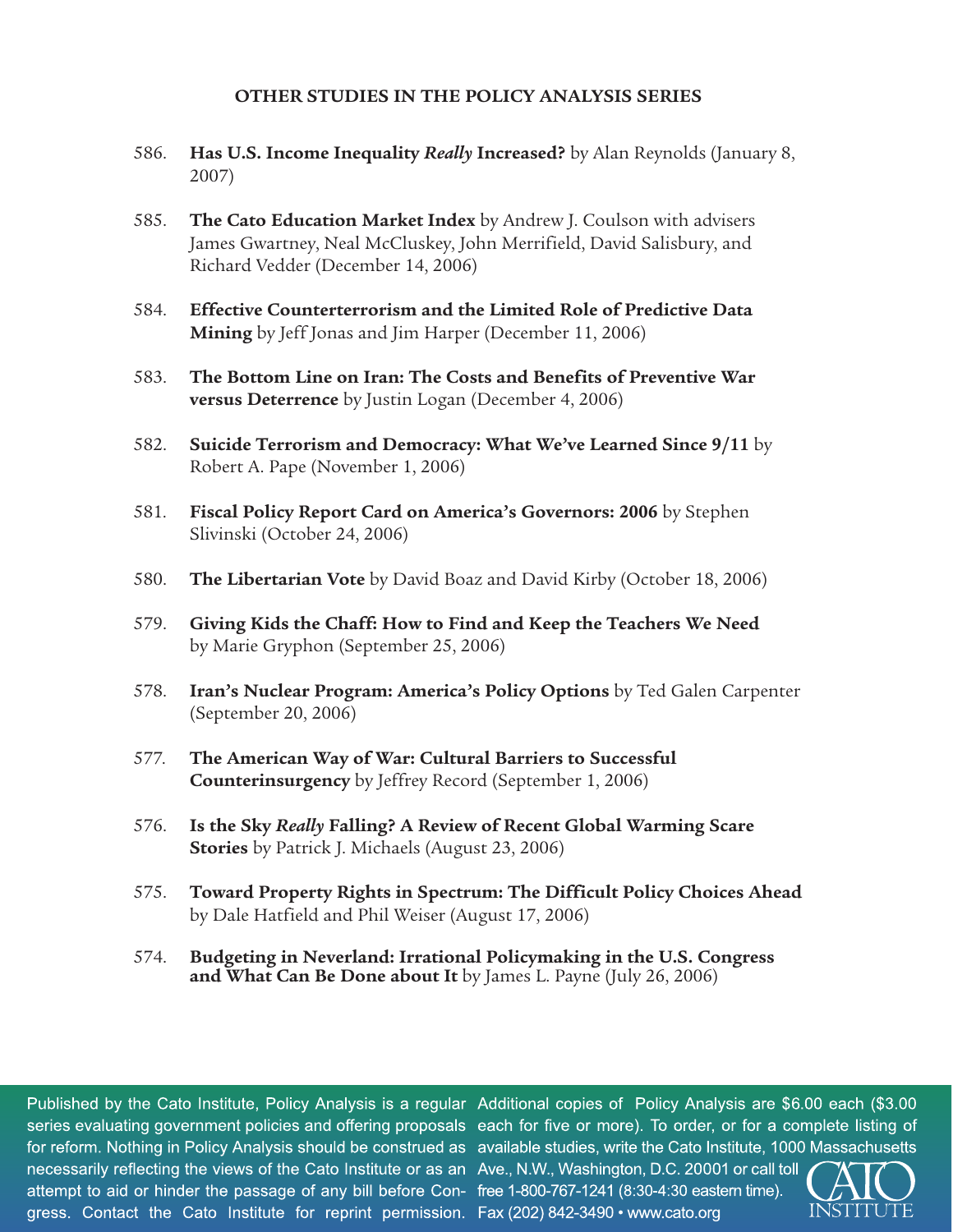## OTHER STUDIES IN THE POLICY ANALYSIS SERIES

586. **Has U.S. Income Inequality *Really* Increased?** by Alan Reynolds (January 8, 2007)

585. **The Cato Education Market Index** by Andrew J. Coulson with advisers James Gwartney, Neal McCluskey, John Merrifield, David Salisbury, and Richard Vedder (December 14, 2006)

584. **Effective Counterterrorism and the Limited Role of Predictive Data Mining** by Jeff Jonas and Jim Harper (December 11, 2006)

583. **The Bottom Line on Iran: The Costs and Benefits of Preventive War versus Deterrence** by Justin Logan (December 4, 2006)

582. **Suicide Terrorism and Democracy: What We've Learned Since 9/11** by Robert A. Pape (November 1, 2006)

581. **Fiscal Policy Report Card on America's Governors: 2006** by Stephen Slivinski (October 24, 2006)

580. **The Libertarian Vote** by David Boaz and David Kirby (October 18, 2006)

579. **Giving Kids the Chaff: How to Find and Keep the Teachers We Need** by Marie Gryphon (September 25, 2006)

578. **Iran's Nuclear Program: America's Policy Options** by Ted Galen Carpenter (September 20, 2006)

577. **The American Way of War: Cultural Barriers to Successful Counterinsurgency** by Jeffrey Record (September 1, 2006)

576. **Is the Sky *Really* Falling? A Review of Recent Global Warming Scare Stories** by Patrick J. Michaels (August 23, 2006)

575. **Toward Property Rights in Spectrum: The Difficult Policy Choices Ahead** by Dale Hatfield and Phil Weiser (August 17, 2006)

574. **Budgeting in Neverland: Irrational Policymaking in the U.S. Congress and What Can Be Done about It** by James L. Payne (July 26, 2006)

Published by the Cato Institute, Policy Analysis is a regular series evaluating government policies and offering proposals for reform. Nothing in Policy Analysis should be construed as necessarily reflecting the views of the Cato Institute or as an attempt to aid or hinder the passage of any bill before Congress. Contact the Cato Institute for reprint permission.

Additional copies of Policy Analysis are $6.00 each ($3.00 each for five or more). To order, or for a complete listing of available studies, write the Cato Institute, 1000 Massachusetts Ave., N.W., Washington, D.C. 20001 or call toll free 1-800-767-1241 (8:30-4:30 eastern time). Fax (202) 842-3490 • www.cato.org

CATO INSTITUTE